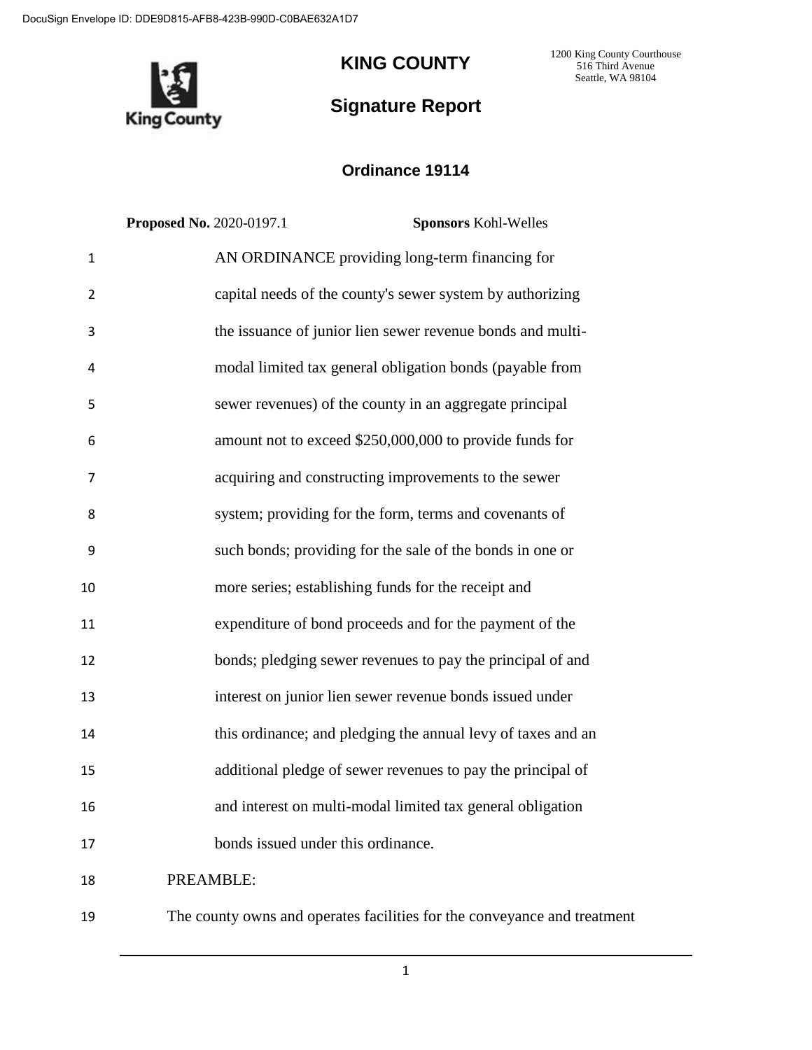DocuSign Envelope ID: DDE9D815-AFB8-423B-990D-C0BAE632A1D7

# KING COUNTY

1200 King County Courthouse
516 Third Avenue
Seattle, WA 98104

## Signature Report

### Ordinance 19114

**Proposed No.** 2020-0197.1 **Sponsors** Kohl-Welles

AN ORDINANCE providing long-term financing for capital needs of the county's sewer system by authorizing the issuance of junior lien sewer revenue bonds and multi-modal limited tax general obligation bonds (payable from sewer revenues) of the county in an aggregate principal amount not to exceed $250,000,000 to provide funds for acquiring and constructing improvements to the sewer system; providing for the form, terms and covenants of such bonds; providing for the sale of the bonds in one or more series; establishing funds for the receipt and expenditure of bond proceeds and for the payment of the bonds; pledging sewer revenues to pay the principal of and interest on junior lien sewer revenue bonds issued under this ordinance; and pledging the annual levy of taxes and an additional pledge of sewer revenues to pay the principal of and interest on multi-modal limited tax general obligation bonds issued under this ordinance.

PREAMBLE:

The county owns and operates facilities for the conveyance and treatment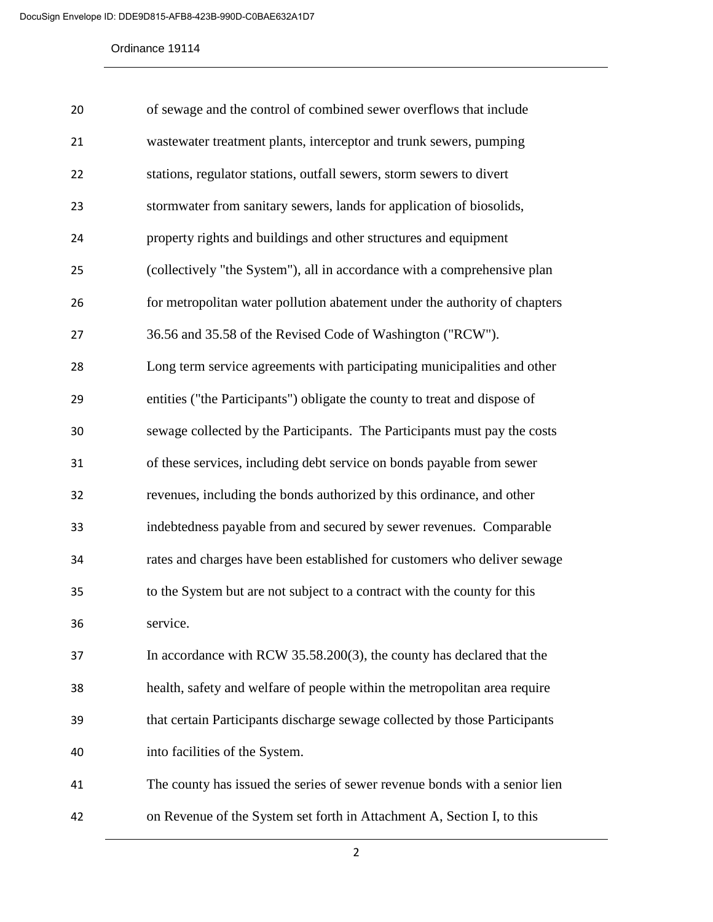of sewage and the control of combined sewer overflows that include wastewater treatment plants, interceptor and trunk sewers, pumping stations, regulator stations, outfall sewers, storm sewers to divert stormwater from sanitary sewers, lands for application of biosolids, property rights and buildings and other structures and equipment (collectively "the System"), all in accordance with a comprehensive plan for metropolitan water pollution abatement under the authority of chapters 36.56 and 35.58 of the Revised Code of Washington ("RCW").

Long term service agreements with participating municipalities and other entities ("the Participants") obligate the county to treat and dispose of sewage collected by the Participants. The Participants must pay the costs of these services, including debt service on bonds payable from sewer revenues, including the bonds authorized by this ordinance, and other indebtedness payable from and secured by sewer revenues. Comparable rates and charges have been established for customers who deliver sewage to the System but are not subject to a contract with the county for this service.

In accordance with RCW 35.58.200(3), the county has declared that the health, safety and welfare of people within the metropolitan area require that certain Participants discharge sewage collected by those Participants into facilities of the System.

The county has issued the series of sewer revenue bonds with a senior lien on Revenue of the System set forth in Attachment A, Section I, to this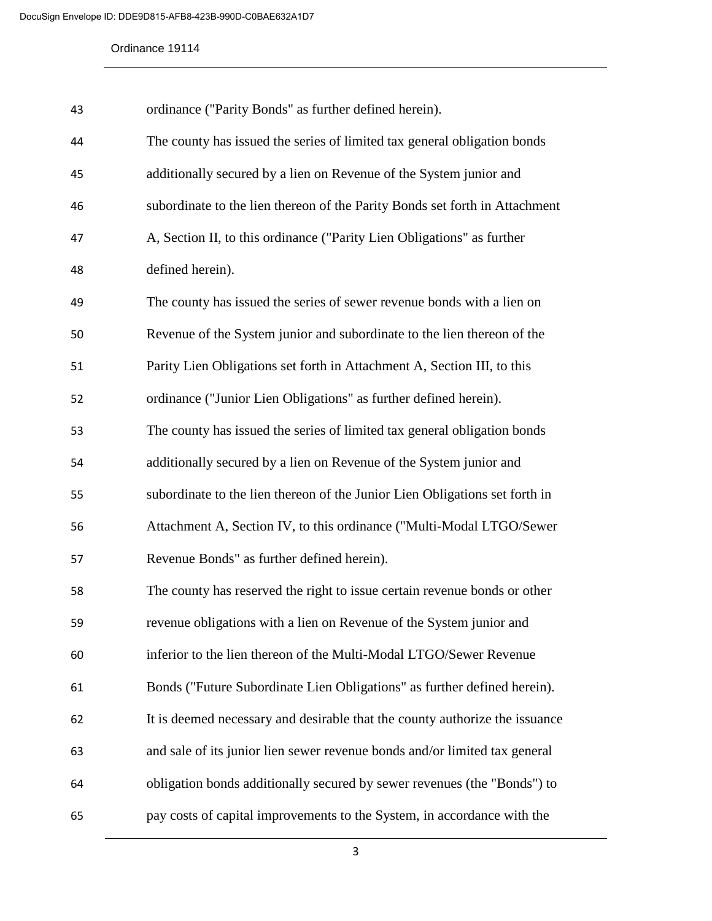ordinance ("Parity Bonds" as further defined herein).

The county has issued the series of limited tax general obligation bonds additionally secured by a lien on Revenue of the System junior and subordinate to the lien thereon of the Parity Bonds set forth in Attachment A, Section II, to this ordinance ("Parity Lien Obligations" as further defined herein).

The county has issued the series of sewer revenue bonds with a lien on Revenue of the System junior and subordinate to the lien thereon of the Parity Lien Obligations set forth in Attachment A, Section III, to this ordinance ("Junior Lien Obligations" as further defined herein).

The county has issued the series of limited tax general obligation bonds additionally secured by a lien on Revenue of the System junior and subordinate to the lien thereon of the Junior Lien Obligations set forth in Attachment A, Section IV, to this ordinance ("Multi-Modal LTGO/Sewer Revenue Bonds" as further defined herein).

The county has reserved the right to issue certain revenue bonds or other revenue obligations with a lien on Revenue of the System junior and inferior to the lien thereon of the Multi-Modal LTGO/Sewer Revenue Bonds ("Future Subordinate Lien Obligations" as further defined herein).

It is deemed necessary and desirable that the county authorize the issuance and sale of its junior lien sewer revenue bonds and/or limited tax general obligation bonds additionally secured by sewer revenues (the "Bonds") to pay costs of capital improvements to the System, in accordance with the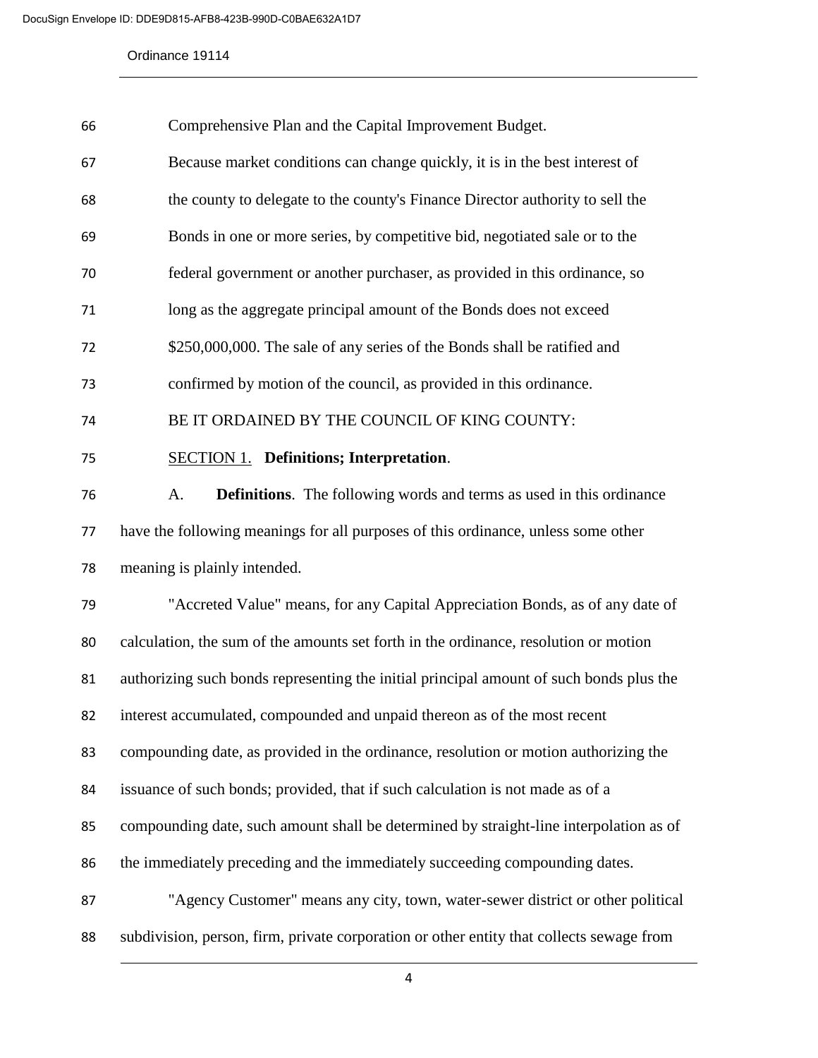Comprehensive Plan and the Capital Improvement Budget.

Because market conditions can change quickly, it is in the best interest of the county to delegate to the county's Finance Director authority to sell the Bonds in one or more series, by competitive bid, negotiated sale or to the federal government or another purchaser, as provided in this ordinance, so long as the aggregate principal amount of the Bonds does not exceed $250,000,000. The sale of any series of the Bonds shall be ratified and confirmed by motion of the council, as provided in this ordinance.

BE IT ORDAINED BY THE COUNCIL OF KING COUNTY:

SECTION 1. **Definitions; Interpretation**.

A. **Definitions**. The following words and terms as used in this ordinance have the following meanings for all purposes of this ordinance, unless some other meaning is plainly intended.

"Accreted Value" means, for any Capital Appreciation Bonds, as of any date of calculation, the sum of the amounts set forth in the ordinance, resolution or motion authorizing such bonds representing the initial principal amount of such bonds plus the interest accumulated, compounded and unpaid thereon as of the most recent compounding date, as provided in the ordinance, resolution or motion authorizing the issuance of such bonds; provided, that if such calculation is not made as of a compounding date, such amount shall be determined by straight-line interpolation as of the immediately preceding and the immediately succeeding compounding dates.

"Agency Customer" means any city, town, water-sewer district or other political subdivision, person, firm, private corporation or other entity that collects sewage from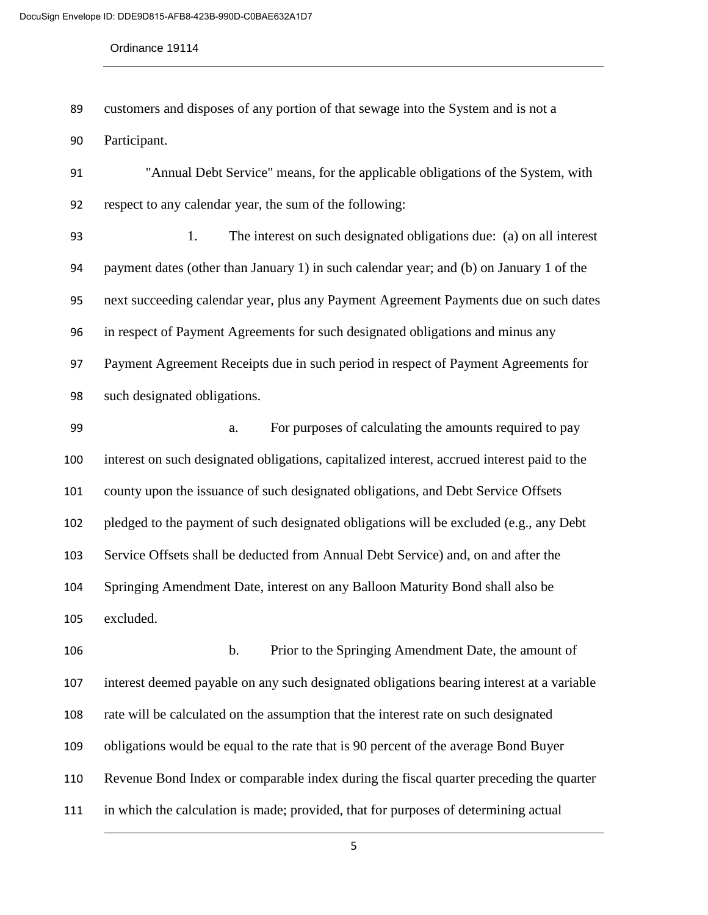customers and disposes of any portion of that sewage into the System and is not a Participant.

"Annual Debt Service" means, for the applicable obligations of the System, with respect to any calendar year, the sum of the following:

1. The interest on such designated obligations due: (a) on all interest payment dates (other than January 1) in such calendar year; and (b) on January 1 of the next succeeding calendar year, plus any Payment Agreement Payments due on such dates in respect of Payment Agreements for such designated obligations and minus any Payment Agreement Receipts due in such period in respect of Payment Agreements for such designated obligations.

a. For purposes of calculating the amounts required to pay interest on such designated obligations, capitalized interest, accrued interest paid to the county upon the issuance of such designated obligations, and Debt Service Offsets pledged to the payment of such designated obligations will be excluded (e.g., any Debt Service Offsets shall be deducted from Annual Debt Service) and, on and after the Springing Amendment Date, interest on any Balloon Maturity Bond shall also be excluded.

b. Prior to the Springing Amendment Date, the amount of interest deemed payable on any such designated obligations bearing interest at a variable rate will be calculated on the assumption that the interest rate on such designated obligations would be equal to the rate that is 90 percent of the average Bond Buyer Revenue Bond Index or comparable index during the fiscal quarter preceding the quarter in which the calculation is made; provided, that for purposes of determining actual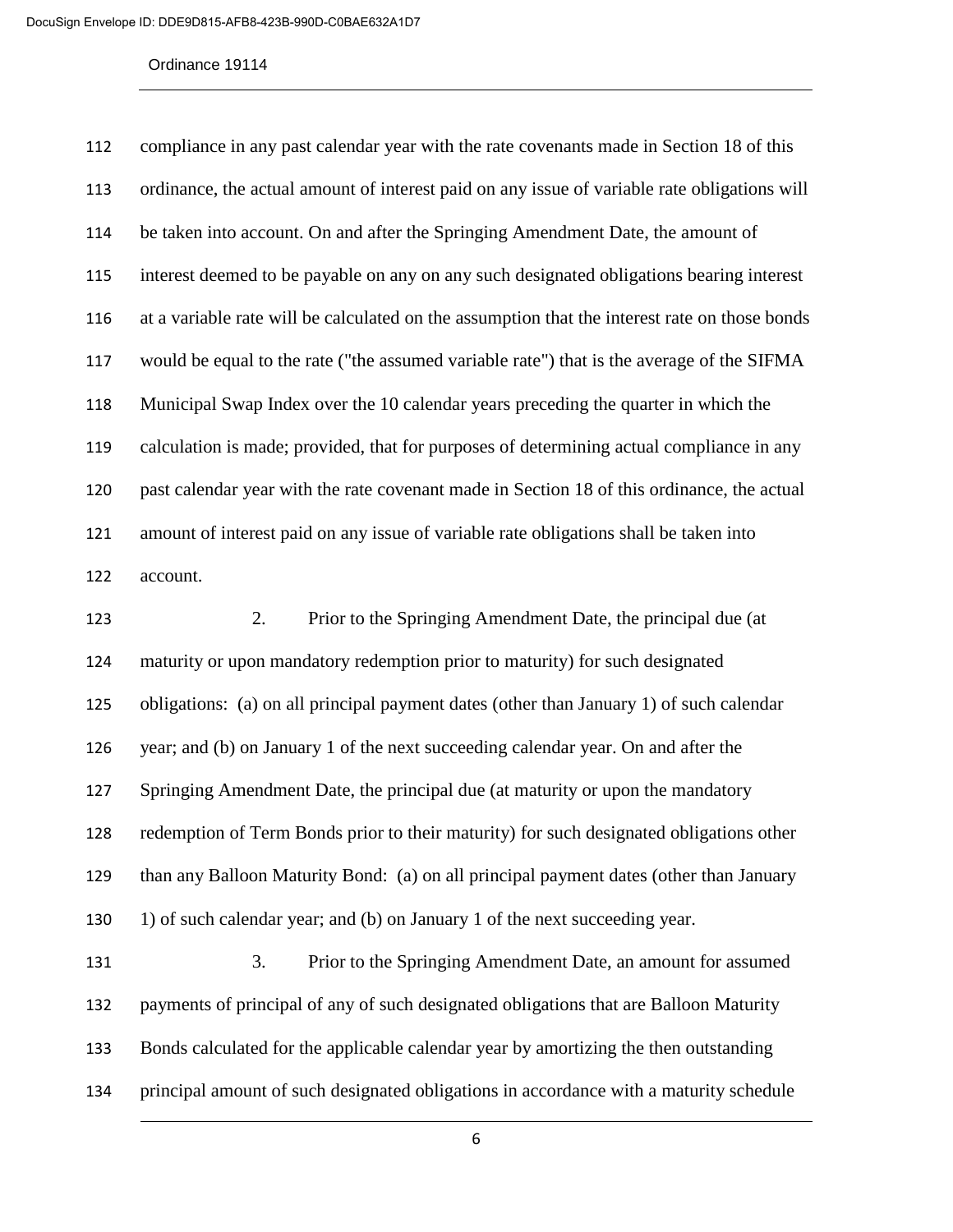compliance in any past calendar year with the rate covenants made in Section 18 of this ordinance, the actual amount of interest paid on any issue of variable rate obligations will be taken into account. On and after the Springing Amendment Date, the amount of interest deemed to be payable on any on any such designated obligations bearing interest at a variable rate will be calculated on the assumption that the interest rate on those bonds would be equal to the rate ("the assumed variable rate") that is the average of the SIFMA Municipal Swap Index over the 10 calendar years preceding the quarter in which the calculation is made; provided, that for purposes of determining actual compliance in any past calendar year with the rate covenant made in Section 18 of this ordinance, the actual amount of interest paid on any issue of variable rate obligations shall be taken into account.

2. Prior to the Springing Amendment Date, the principal due (at maturity or upon mandatory redemption prior to maturity) for such designated obligations: (a) on all principal payment dates (other than January 1) of such calendar year; and (b) on January 1 of the next succeeding calendar year. On and after the Springing Amendment Date, the principal due (at maturity or upon the mandatory redemption of Term Bonds prior to their maturity) for such designated obligations other than any Balloon Maturity Bond: (a) on all principal payment dates (other than January 1) of such calendar year; and (b) on January 1 of the next succeeding year.

3. Prior to the Springing Amendment Date, an amount for assumed payments of principal of any of such designated obligations that are Balloon Maturity Bonds calculated for the applicable calendar year by amortizing the then outstanding principal amount of such designated obligations in accordance with a maturity schedule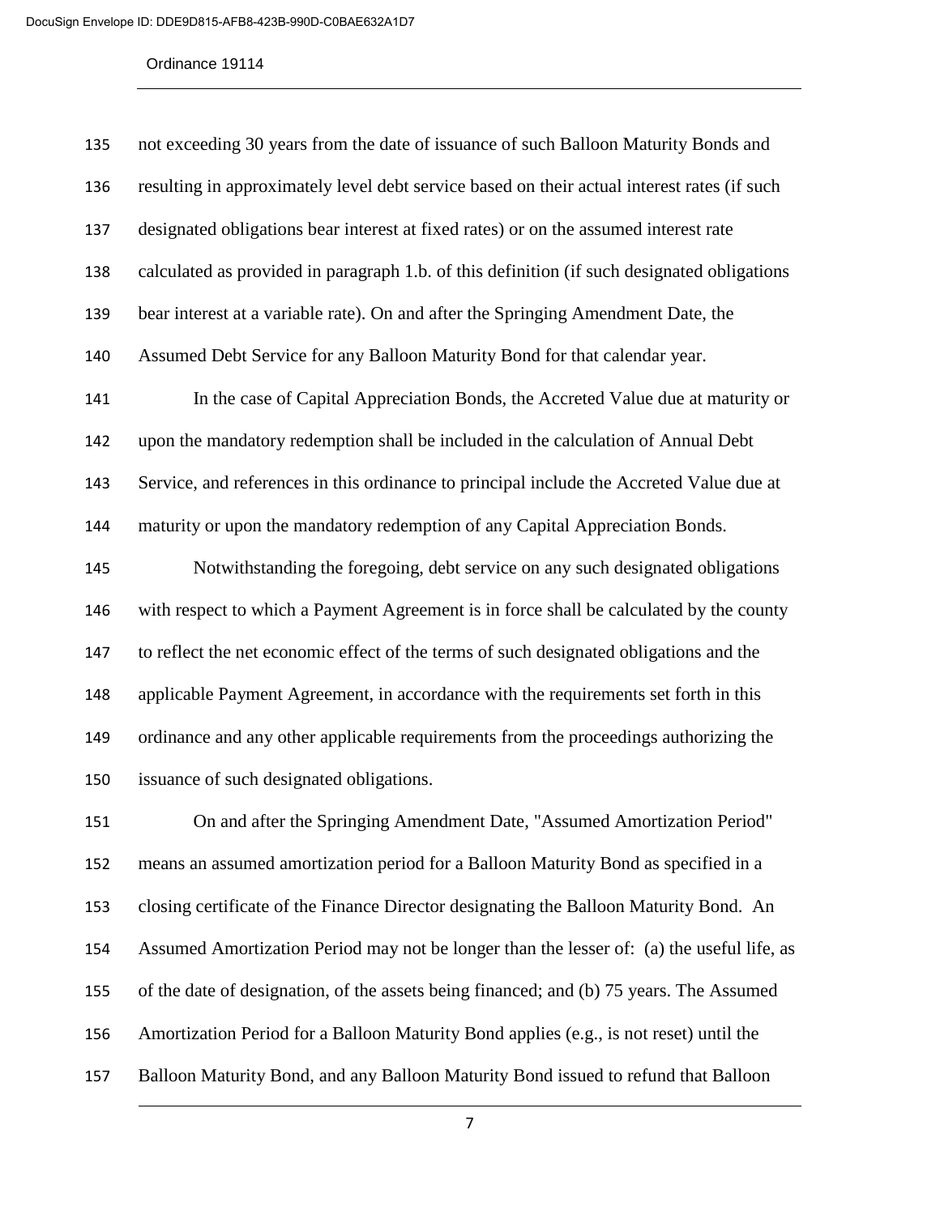not exceeding 30 years from the date of issuance of such Balloon Maturity Bonds and resulting in approximately level debt service based on their actual interest rates (if such designated obligations bear interest at fixed rates) or on the assumed interest rate calculated as provided in paragraph 1.b. of this definition (if such designated obligations bear interest at a variable rate). On and after the Springing Amendment Date, the Assumed Debt Service for any Balloon Maturity Bond for that calendar year.

In the case of Capital Appreciation Bonds, the Accreted Value due at maturity or upon the mandatory redemption shall be included in the calculation of Annual Debt Service, and references in this ordinance to principal include the Accreted Value due at maturity or upon the mandatory redemption of any Capital Appreciation Bonds.

Notwithstanding the foregoing, debt service on any such designated obligations with respect to which a Payment Agreement is in force shall be calculated by the county to reflect the net economic effect of the terms of such designated obligations and the applicable Payment Agreement, in accordance with the requirements set forth in this ordinance and any other applicable requirements from the proceedings authorizing the issuance of such designated obligations.

On and after the Springing Amendment Date, "Assumed Amortization Period" means an assumed amortization period for a Balloon Maturity Bond as specified in a closing certificate of the Finance Director designating the Balloon Maturity Bond. An Assumed Amortization Period may not be longer than the lesser of: (a) the useful life, as of the date of designation, of the assets being financed; and (b) 75 years. The Assumed Amortization Period for a Balloon Maturity Bond applies (e.g., is not reset) until the Balloon Maturity Bond, and any Balloon Maturity Bond issued to refund that Balloon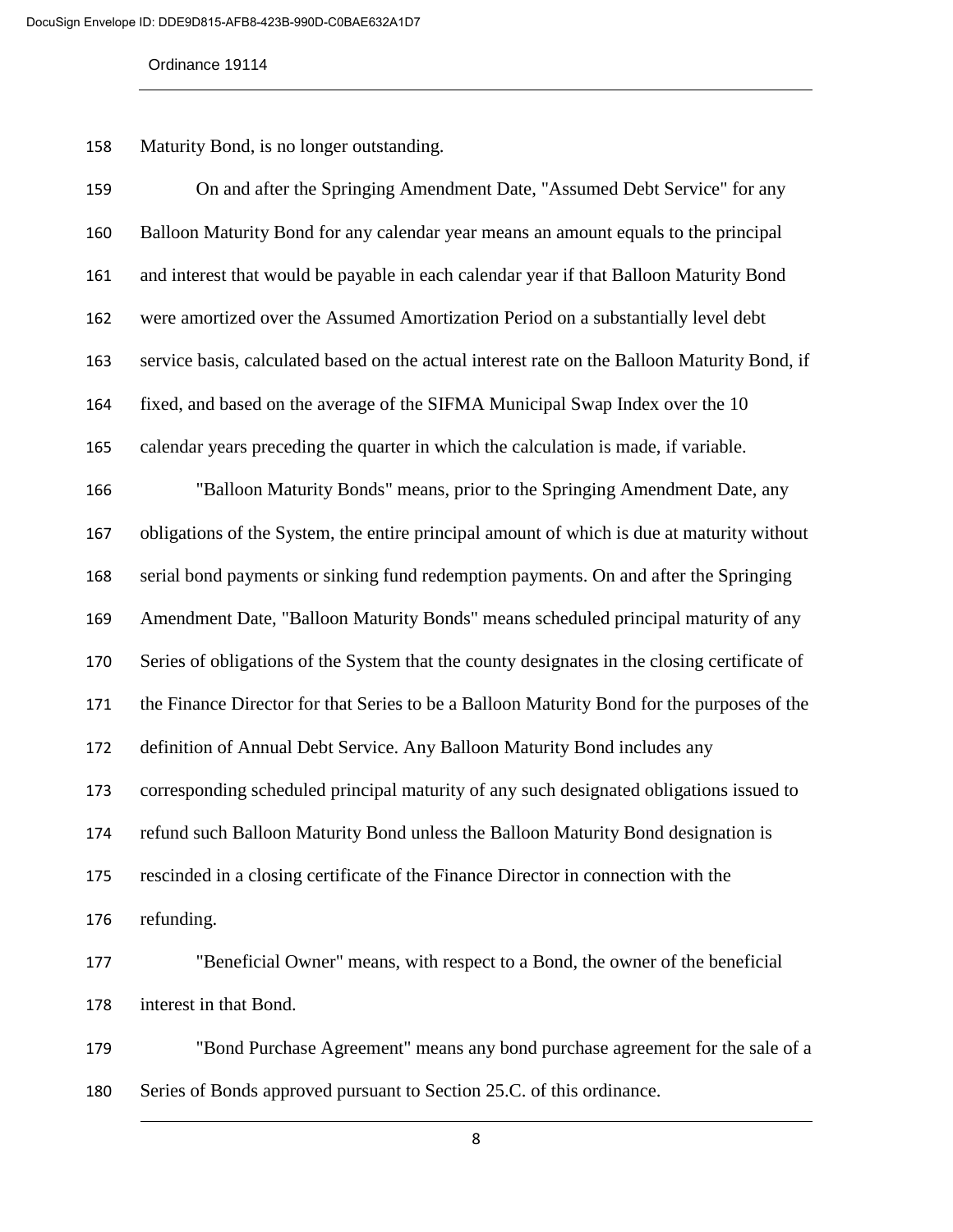Maturity Bond, is no longer outstanding.

On and after the Springing Amendment Date, "Assumed Debt Service" for any Balloon Maturity Bond for any calendar year means an amount equals to the principal and interest that would be payable in each calendar year if that Balloon Maturity Bond were amortized over the Assumed Amortization Period on a substantially level debt service basis, calculated based on the actual interest rate on the Balloon Maturity Bond, if fixed, and based on the average of the SIFMA Municipal Swap Index over the 10 calendar years preceding the quarter in which the calculation is made, if variable.

"Balloon Maturity Bonds" means, prior to the Springing Amendment Date, any obligations of the System, the entire principal amount of which is due at maturity without serial bond payments or sinking fund redemption payments. On and after the Springing Amendment Date, "Balloon Maturity Bonds" means scheduled principal maturity of any Series of obligations of the System that the county designates in the closing certificate of the Finance Director for that Series to be a Balloon Maturity Bond for the purposes of the definition of Annual Debt Service. Any Balloon Maturity Bond includes any corresponding scheduled principal maturity of any such designated obligations issued to refund such Balloon Maturity Bond unless the Balloon Maturity Bond designation is rescinded in a closing certificate of the Finance Director in connection with the refunding.

"Beneficial Owner" means, with respect to a Bond, the owner of the beneficial interest in that Bond.

"Bond Purchase Agreement" means any bond purchase agreement for the sale of a Series of Bonds approved pursuant to Section 25.C. of this ordinance.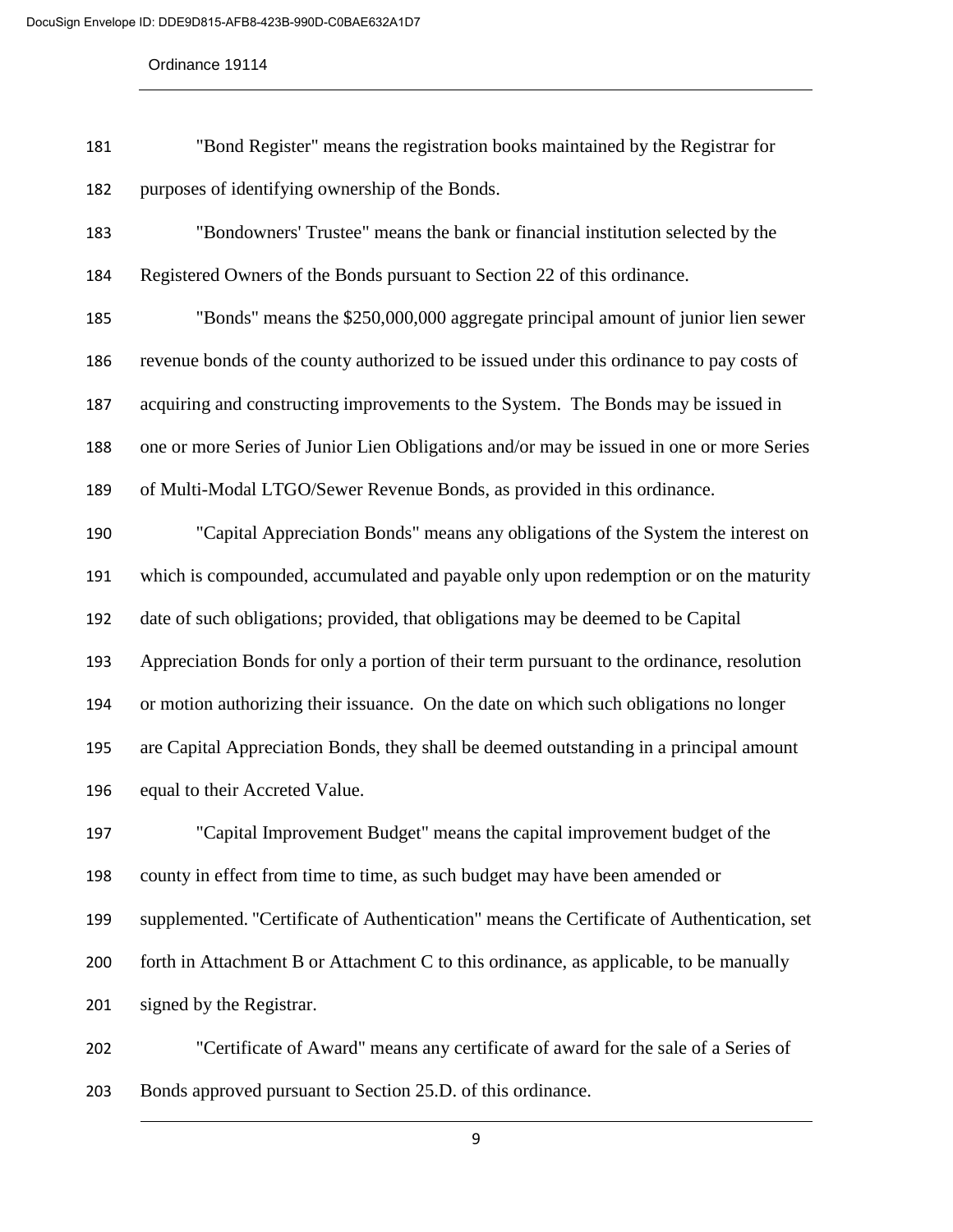"Bond Register" means the registration books maintained by the Registrar for purposes of identifying ownership of the Bonds.

"Bondowners' Trustee" means the bank or financial institution selected by the Registered Owners of the Bonds pursuant to Section 22 of this ordinance.

"Bonds" means the $250,000,000 aggregate principal amount of junior lien sewer revenue bonds of the county authorized to be issued under this ordinance to pay costs of acquiring and constructing improvements to the System. The Bonds may be issued in one or more Series of Junior Lien Obligations and/or may be issued in one or more Series of Multi-Modal LTGO/Sewer Revenue Bonds, as provided in this ordinance.

"Capital Appreciation Bonds" means any obligations of the System the interest on which is compounded, accumulated and payable only upon redemption or on the maturity date of such obligations; provided, that obligations may be deemed to be Capital Appreciation Bonds for only a portion of their term pursuant to the ordinance, resolution or motion authorizing their issuance. On the date on which such obligations no longer are Capital Appreciation Bonds, they shall be deemed outstanding in a principal amount equal to their Accreted Value.

"Capital Improvement Budget" means the capital improvement budget of the county in effect from time to time, as such budget may have been amended or supplemented. "Certificate of Authentication" means the Certificate of Authentication, set forth in Attachment B or Attachment C to this ordinance, as applicable, to be manually signed by the Registrar.

"Certificate of Award" means any certificate of award for the sale of a Series of Bonds approved pursuant to Section 25.D. of this ordinance.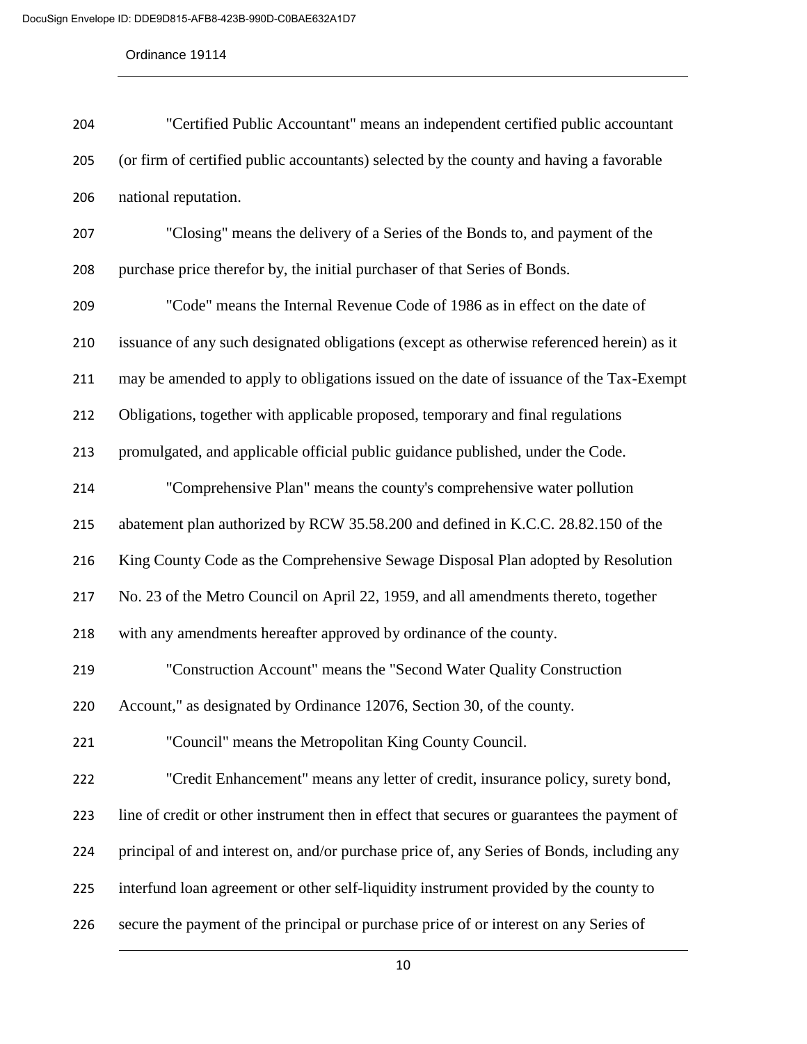"Certified Public Accountant" means an independent certified public accountant (or firm of certified public accountants) selected by the county and having a favorable national reputation.

"Closing" means the delivery of a Series of the Bonds to, and payment of the purchase price therefor by, the initial purchaser of that Series of Bonds.

"Code" means the Internal Revenue Code of 1986 as in effect on the date of issuance of any such designated obligations (except as otherwise referenced herein) as it may be amended to apply to obligations issued on the date of issuance of the Tax-Exempt Obligations, together with applicable proposed, temporary and final regulations promulgated, and applicable official public guidance published, under the Code.

"Comprehensive Plan" means the county's comprehensive water pollution abatement plan authorized by RCW 35.58.200 and defined in K.C.C. 28.82.150 of the King County Code as the Comprehensive Sewage Disposal Plan adopted by Resolution No. 23 of the Metro Council on April 22, 1959, and all amendments thereto, together with any amendments hereafter approved by ordinance of the county.

"Construction Account" means the "Second Water Quality Construction Account," as designated by Ordinance 12076, Section 30, of the county.

"Council" means the Metropolitan King County Council.

"Credit Enhancement" means any letter of credit, insurance policy, surety bond, line of credit or other instrument then in effect that secures or guarantees the payment of principal of and interest on, and/or purchase price of, any Series of Bonds, including any interfund loan agreement or other self-liquidity instrument provided by the county to secure the payment of the principal or purchase price of or interest on any Series of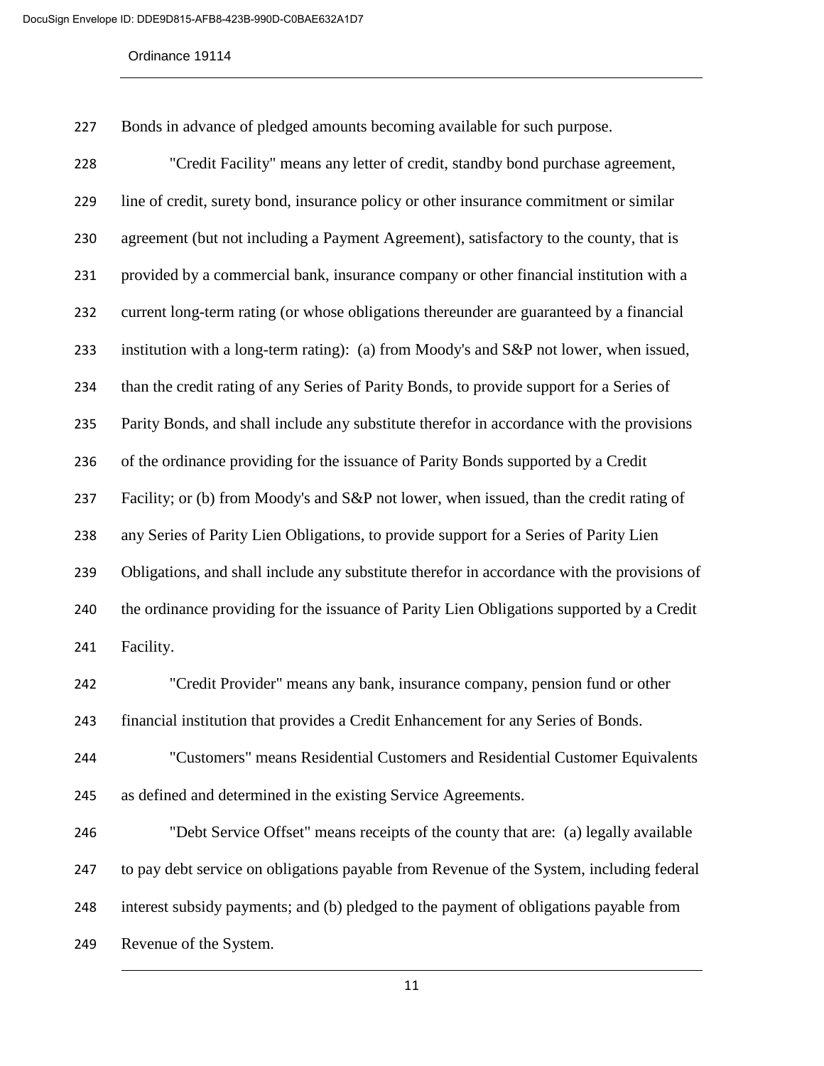Bonds in advance of pledged amounts becoming available for such purpose.

"Credit Facility" means any letter of credit, standby bond purchase agreement, line of credit, surety bond, insurance policy or other insurance commitment or similar agreement (but not including a Payment Agreement), satisfactory to the county, that is provided by a commercial bank, insurance company or other financial institution with a current long-term rating (or whose obligations thereunder are guaranteed by a financial institution with a long-term rating): (a) from Moody's and S&P not lower, when issued, than the credit rating of any Series of Parity Bonds, to provide support for a Series of Parity Bonds, and shall include any substitute therefor in accordance with the provisions of the ordinance providing for the issuance of Parity Bonds supported by a Credit Facility; or (b) from Moody's and S&P not lower, when issued, than the credit rating of any Series of Parity Lien Obligations, to provide support for a Series of Parity Lien Obligations, and shall include any substitute therefor in accordance with the provisions of the ordinance providing for the issuance of Parity Lien Obligations supported by a Credit Facility.

"Credit Provider" means any bank, insurance company, pension fund or other financial institution that provides a Credit Enhancement for any Series of Bonds.

"Customers" means Residential Customers and Residential Customer Equivalents as defined and determined in the existing Service Agreements.

"Debt Service Offset" means receipts of the county that are: (a) legally available to pay debt service on obligations payable from Revenue of the System, including federal interest subsidy payments; and (b) pledged to the payment of obligations payable from Revenue of the System.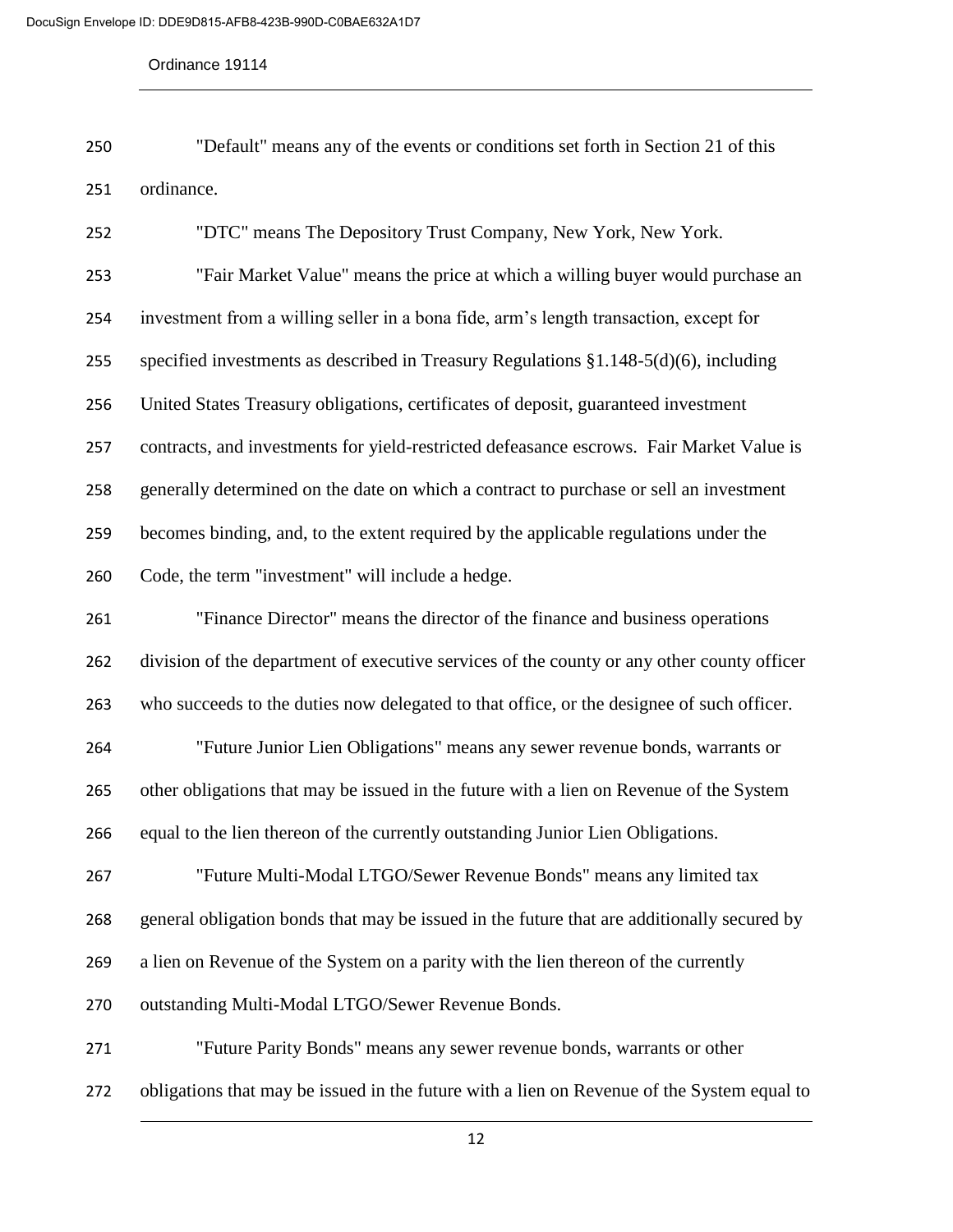"Default" means any of the events or conditions set forth in Section 21 of this ordinance.

"DTC" means The Depository Trust Company, New York, New York.

"Fair Market Value" means the price at which a willing buyer would purchase an investment from a willing seller in a bona fide, arm's length transaction, except for specified investments as described in Treasury Regulations §1.148-5(d)(6), including United States Treasury obligations, certificates of deposit, guaranteed investment contracts, and investments for yield-restricted defeasance escrows. Fair Market Value is generally determined on the date on which a contract to purchase or sell an investment becomes binding, and, to the extent required by the applicable regulations under the Code, the term "investment" will include a hedge.

"Finance Director" means the director of the finance and business operations division of the department of executive services of the county or any other county officer who succeeds to the duties now delegated to that office, or the designee of such officer.

"Future Junior Lien Obligations" means any sewer revenue bonds, warrants or other obligations that may be issued in the future with a lien on Revenue of the System equal to the lien thereon of the currently outstanding Junior Lien Obligations.

"Future Multi-Modal LTGO/Sewer Revenue Bonds" means any limited tax general obligation bonds that may be issued in the future that are additionally secured by a lien on Revenue of the System on a parity with the lien thereon of the currently outstanding Multi-Modal LTGO/Sewer Revenue Bonds.

"Future Parity Bonds" means any sewer revenue bonds, warrants or other obligations that may be issued in the future with a lien on Revenue of the System equal to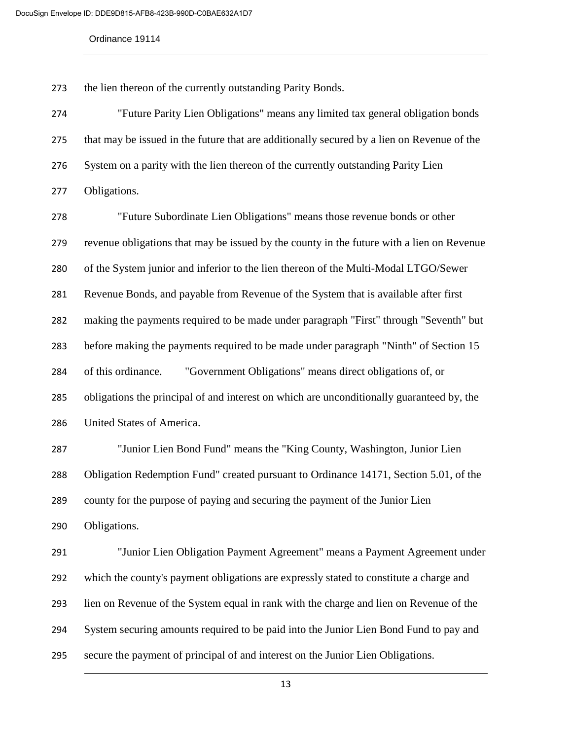the lien thereon of the currently outstanding Parity Bonds.

"Future Parity Lien Obligations" means any limited tax general obligation bonds that may be issued in the future that are additionally secured by a lien on Revenue of the System on a parity with the lien thereon of the currently outstanding Parity Lien Obligations.

"Future Subordinate Lien Obligations" means those revenue bonds or other revenue obligations that may be issued by the county in the future with a lien on Revenue of the System junior and inferior to the lien thereon of the Multi-Modal LTGO/Sewer Revenue Bonds, and payable from Revenue of the System that is available after first making the payments required to be made under paragraph "First" through "Seventh" but before making the payments required to be made under paragraph "Ninth" of Section 15 of this ordinance.

"Government Obligations" means direct obligations of, or obligations the principal of and interest on which are unconditionally guaranteed by, the United States of America.

"Junior Lien Bond Fund" means the "King County, Washington, Junior Lien Obligation Redemption Fund" created pursuant to Ordinance 14171, Section 5.01, of the county for the purpose of paying and securing the payment of the Junior Lien Obligations.

"Junior Lien Obligation Payment Agreement" means a Payment Agreement under which the county's payment obligations are expressly stated to constitute a charge and lien on Revenue of the System equal in rank with the charge and lien on Revenue of the System securing amounts required to be paid into the Junior Lien Bond Fund to pay and secure the payment of principal of and interest on the Junior Lien Obligations.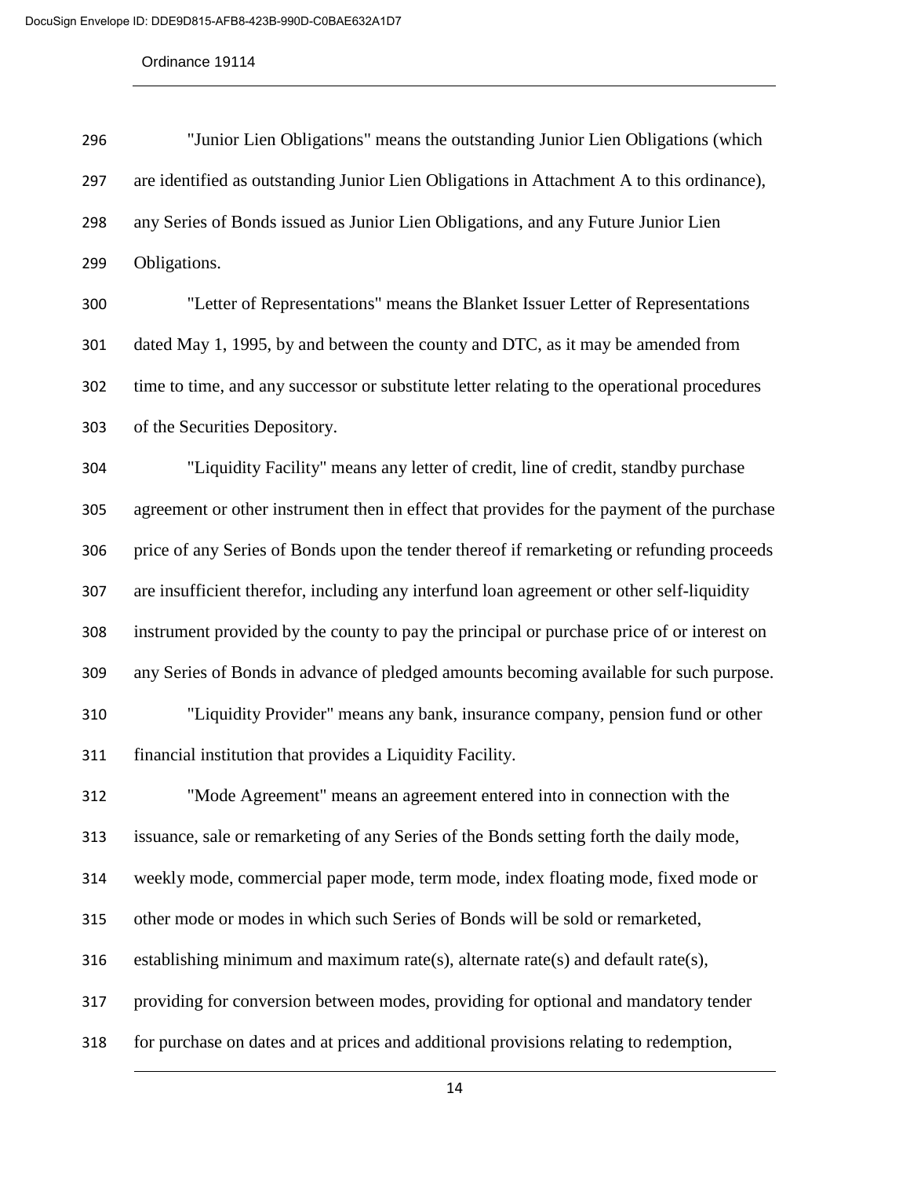"Junior Lien Obligations" means the outstanding Junior Lien Obligations (which are identified as outstanding Junior Lien Obligations in Attachment A to this ordinance), any Series of Bonds issued as Junior Lien Obligations, and any Future Junior Lien Obligations.

"Letter of Representations" means the Blanket Issuer Letter of Representations dated May 1, 1995, by and between the county and DTC, as it may be amended from time to time, and any successor or substitute letter relating to the operational procedures of the Securities Depository.

"Liquidity Facility" means any letter of credit, line of credit, standby purchase agreement or other instrument then in effect that provides for the payment of the purchase price of any Series of Bonds upon the tender thereof if remarketing or refunding proceeds are insufficient therefor, including any interfund loan agreement or other self-liquidity instrument provided by the county to pay the principal or purchase price of or interest on any Series of Bonds in advance of pledged amounts becoming available for such purpose.

"Liquidity Provider" means any bank, insurance company, pension fund or other financial institution that provides a Liquidity Facility.

"Mode Agreement" means an agreement entered into in connection with the issuance, sale or remarketing of any Series of the Bonds setting forth the daily mode, weekly mode, commercial paper mode, term mode, index floating mode, fixed mode or other mode or modes in which such Series of Bonds will be sold or remarketed, establishing minimum and maximum rate(s), alternate rate(s) and default rate(s), providing for conversion between modes, providing for optional and mandatory tender for purchase on dates and at prices and additional provisions relating to redemption,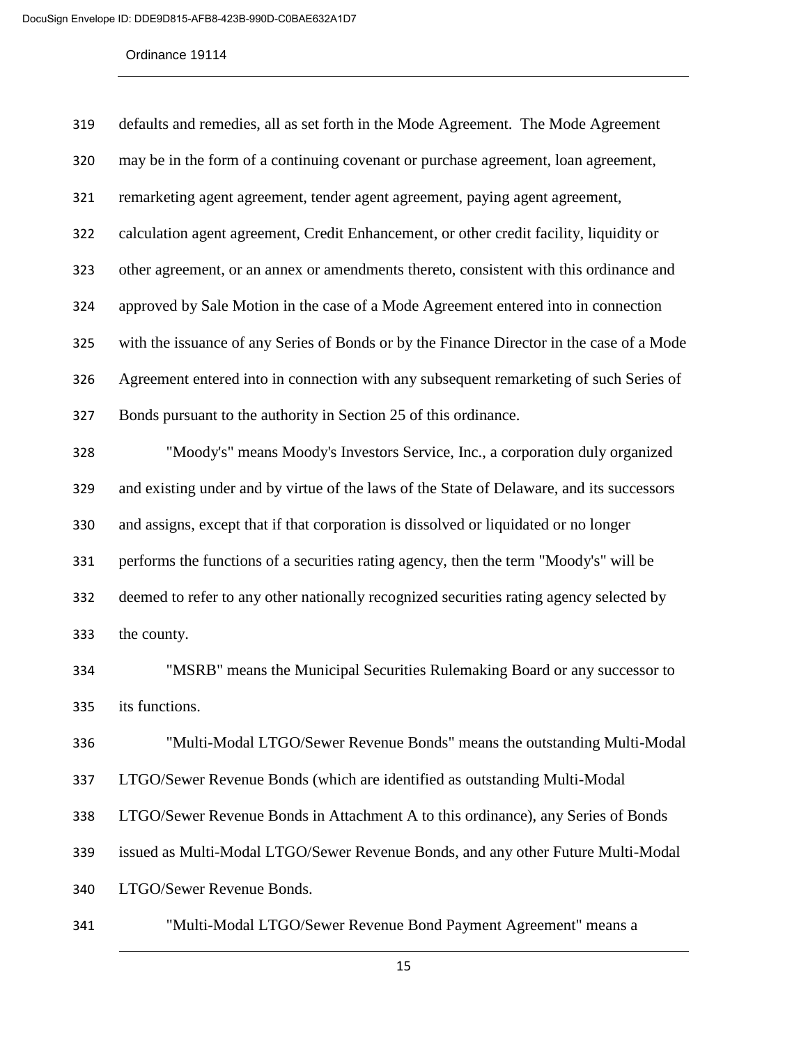defaults and remedies, all as set forth in the Mode Agreement. The Mode Agreement may be in the form of a continuing covenant or purchase agreement, loan agreement, remarketing agent agreement, tender agent agreement, paying agent agreement, calculation agent agreement, Credit Enhancement, or other credit facility, liquidity or other agreement, or an annex or amendments thereto, consistent with this ordinance and approved by Sale Motion in the case of a Mode Agreement entered into in connection with the issuance of any Series of Bonds or by the Finance Director in the case of a Mode Agreement entered into in connection with any subsequent remarketing of such Series of Bonds pursuant to the authority in Section 25 of this ordinance.

"Moody's" means Moody's Investors Service, Inc., a corporation duly organized and existing under and by virtue of the laws of the State of Delaware, and its successors and assigns, except that if that corporation is dissolved or liquidated or no longer performs the functions of a securities rating agency, then the term "Moody's" will be deemed to refer to any other nationally recognized securities rating agency selected by the county.

"MSRB" means the Municipal Securities Rulemaking Board or any successor to its functions.

"Multi-Modal LTGO/Sewer Revenue Bonds" means the outstanding Multi-Modal LTGO/Sewer Revenue Bonds (which are identified as outstanding Multi-Modal LTGO/Sewer Revenue Bonds in Attachment A to this ordinance), any Series of Bonds issued as Multi-Modal LTGO/Sewer Revenue Bonds, and any other Future Multi-Modal LTGO/Sewer Revenue Bonds.

"Multi-Modal LTGO/Sewer Revenue Bond Payment Agreement" means a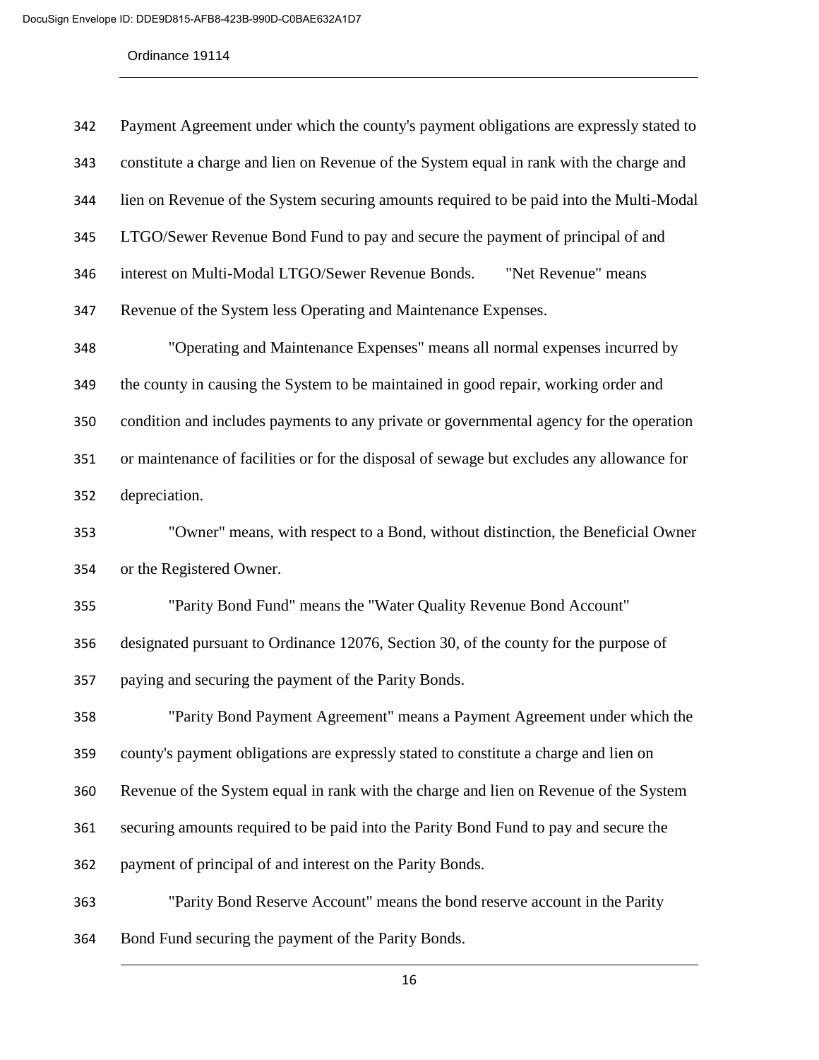Payment Agreement under which the county's payment obligations are expressly stated to constitute a charge and lien on Revenue of the System equal in rank with the charge and lien on Revenue of the System securing amounts required to be paid into the Multi-Modal LTGO/Sewer Revenue Bond Fund to pay and secure the payment of principal of and interest on Multi-Modal LTGO/Sewer Revenue Bonds. "Net Revenue" means Revenue of the System less Operating and Maintenance Expenses.

"Operating and Maintenance Expenses" means all normal expenses incurred by the county in causing the System to be maintained in good repair, working order and condition and includes payments to any private or governmental agency for the operation or maintenance of facilities or for the disposal of sewage but excludes any allowance for depreciation.

"Owner" means, with respect to a Bond, without distinction, the Beneficial Owner or the Registered Owner.

"Parity Bond Fund" means the "Water Quality Revenue Bond Account" designated pursuant to Ordinance 12076, Section 30, of the county for the purpose of paying and securing the payment of the Parity Bonds.

"Parity Bond Payment Agreement" means a Payment Agreement under which the county's payment obligations are expressly stated to constitute a charge and lien on Revenue of the System equal in rank with the charge and lien on Revenue of the System securing amounts required to be paid into the Parity Bond Fund to pay and secure the payment of principal of and interest on the Parity Bonds.

"Parity Bond Reserve Account" means the bond reserve account in the Parity Bond Fund securing the payment of the Parity Bonds.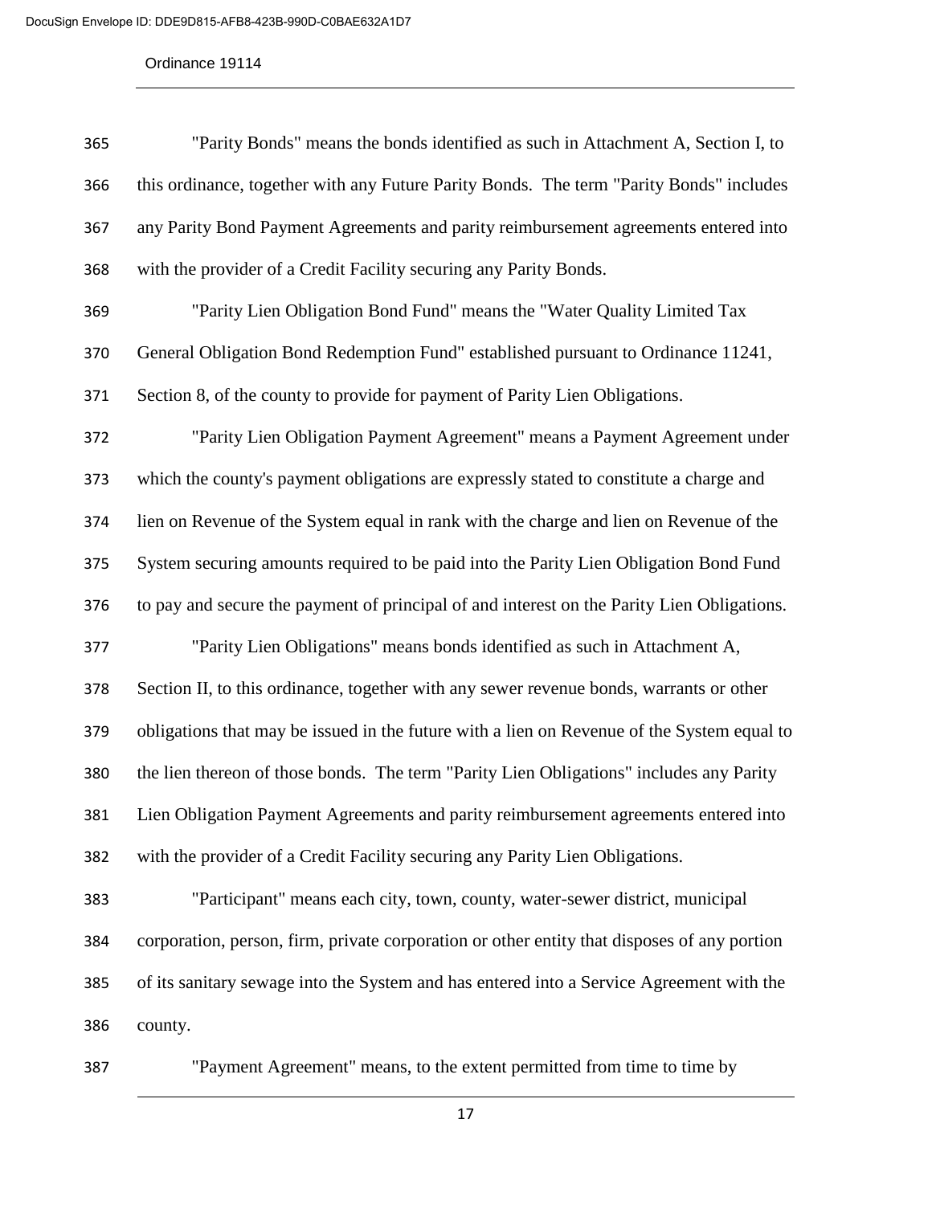"Parity Bonds" means the bonds identified as such in Attachment A, Section I, to this ordinance, together with any Future Parity Bonds. The term "Parity Bonds" includes any Parity Bond Payment Agreements and parity reimbursement agreements entered into with the provider of a Credit Facility securing any Parity Bonds.

"Parity Lien Obligation Bond Fund" means the "Water Quality Limited Tax General Obligation Bond Redemption Fund" established pursuant to Ordinance 11241, Section 8, of the county to provide for payment of Parity Lien Obligations.

"Parity Lien Obligation Payment Agreement" means a Payment Agreement under which the county's payment obligations are expressly stated to constitute a charge and lien on Revenue of the System equal in rank with the charge and lien on Revenue of the System securing amounts required to be paid into the Parity Lien Obligation Bond Fund to pay and secure the payment of principal of and interest on the Parity Lien Obligations.

"Parity Lien Obligations" means bonds identified as such in Attachment A, Section II, to this ordinance, together with any sewer revenue bonds, warrants or other obligations that may be issued in the future with a lien on Revenue of the System equal to the lien thereon of those bonds. The term "Parity Lien Obligations" includes any Parity Lien Obligation Payment Agreements and parity reimbursement agreements entered into with the provider of a Credit Facility securing any Parity Lien Obligations.

"Participant" means each city, town, county, water-sewer district, municipal corporation, person, firm, private corporation or other entity that disposes of any portion of its sanitary sewage into the System and has entered into a Service Agreement with the county.

"Payment Agreement" means, to the extent permitted from time to time by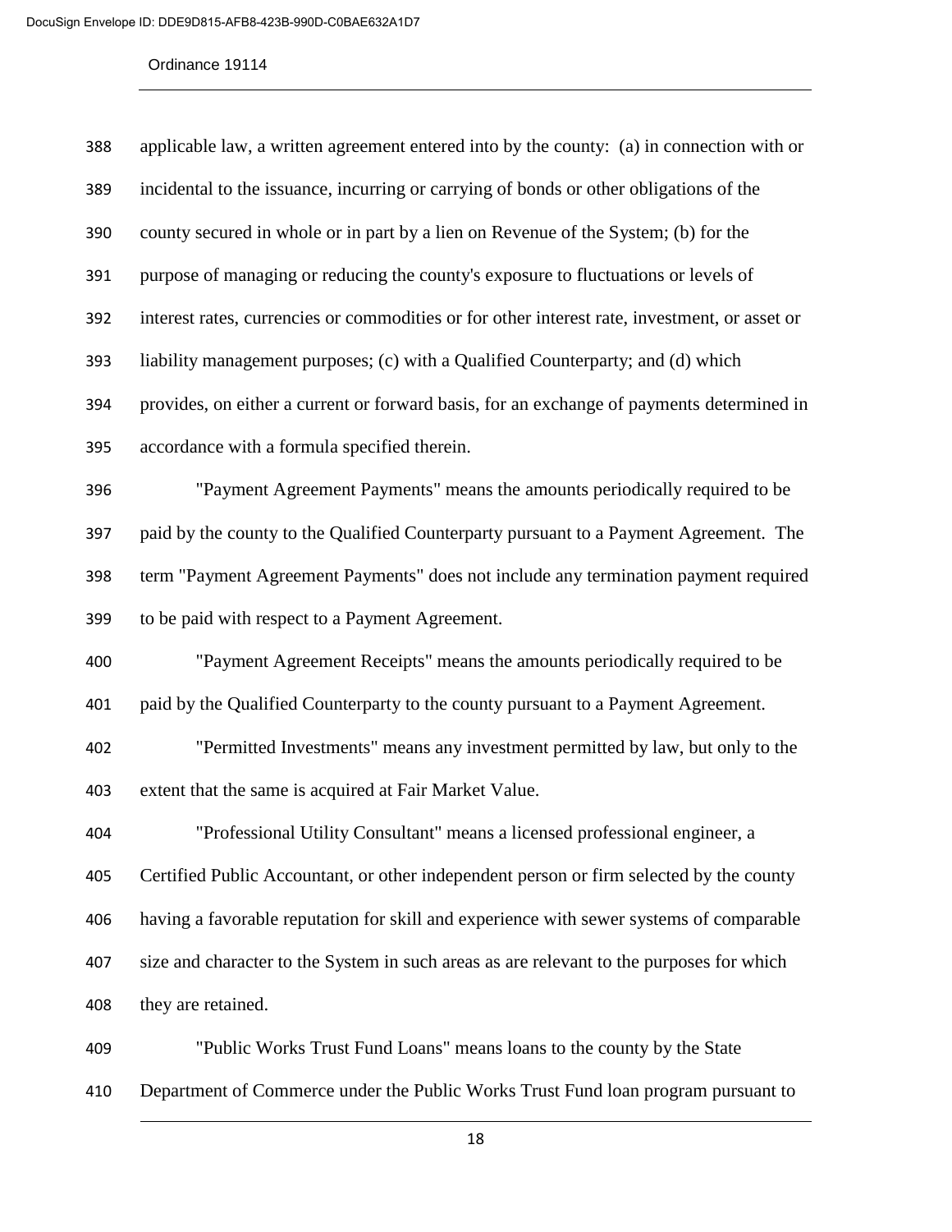applicable law, a written agreement entered into by the county: (a) in connection with or incidental to the issuance, incurring or carrying of bonds or other obligations of the county secured in whole or in part by a lien on Revenue of the System; (b) for the purpose of managing or reducing the county's exposure to fluctuations or levels of interest rates, currencies or commodities or for other interest rate, investment, or asset or liability management purposes; (c) with a Qualified Counterparty; and (d) which provides, on either a current or forward basis, for an exchange of payments determined in accordance with a formula specified therein.

"Payment Agreement Payments" means the amounts periodically required to be paid by the county to the Qualified Counterparty pursuant to a Payment Agreement. The term "Payment Agreement Payments" does not include any termination payment required to be paid with respect to a Payment Agreement.

"Payment Agreement Receipts" means the amounts periodically required to be paid by the Qualified Counterparty to the county pursuant to a Payment Agreement.

"Permitted Investments" means any investment permitted by law, but only to the extent that the same is acquired at Fair Market Value.

"Professional Utility Consultant" means a licensed professional engineer, a Certified Public Accountant, or other independent person or firm selected by the county having a favorable reputation for skill and experience with sewer systems of comparable size and character to the System in such areas as are relevant to the purposes for which they are retained.

"Public Works Trust Fund Loans" means loans to the county by the State Department of Commerce under the Public Works Trust Fund loan program pursuant to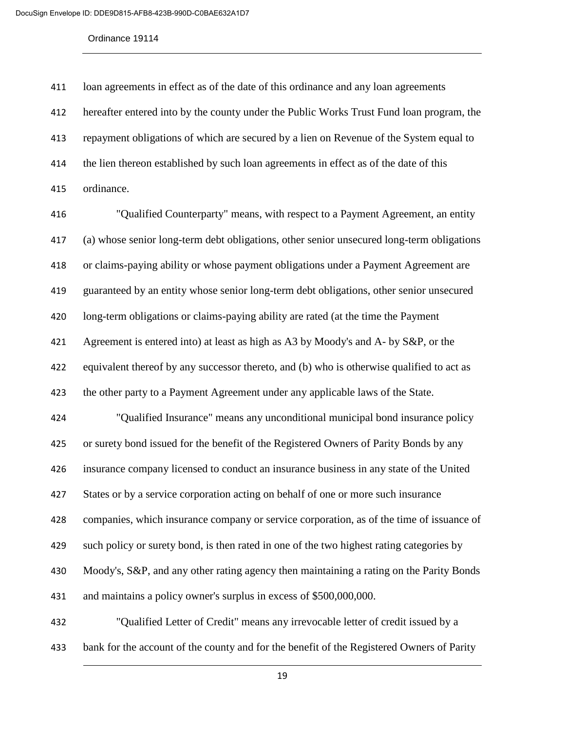loan agreements in effect as of the date of this ordinance and any loan agreements hereafter entered into by the county under the Public Works Trust Fund loan program, the repayment obligations of which are secured by a lien on Revenue of the System equal to the lien thereon established by such loan agreements in effect as of the date of this ordinance.

"Qualified Counterparty" means, with respect to a Payment Agreement, an entity (a) whose senior long-term debt obligations, other senior unsecured long-term obligations or claims-paying ability or whose payment obligations under a Payment Agreement are guaranteed by an entity whose senior long-term debt obligations, other senior unsecured long-term obligations or claims-paying ability are rated (at the time the Payment Agreement is entered into) at least as high as A3 by Moody's and A- by S&P, or the equivalent thereof by any successor thereto, and (b) who is otherwise qualified to act as the other party to a Payment Agreement under any applicable laws of the State.

"Qualified Insurance" means any unconditional municipal bond insurance policy or surety bond issued for the benefit of the Registered Owners of Parity Bonds by any insurance company licensed to conduct an insurance business in any state of the United States or by a service corporation acting on behalf of one or more such insurance companies, which insurance company or service corporation, as of the time of issuance of such policy or surety bond, is then rated in one of the two highest rating categories by Moody's, S&P, and any other rating agency then maintaining a rating on the Parity Bonds and maintains a policy owner's surplus in excess of $500,000,000.

"Qualified Letter of Credit" means any irrevocable letter of credit issued by a bank for the account of the county and for the benefit of the Registered Owners of Parity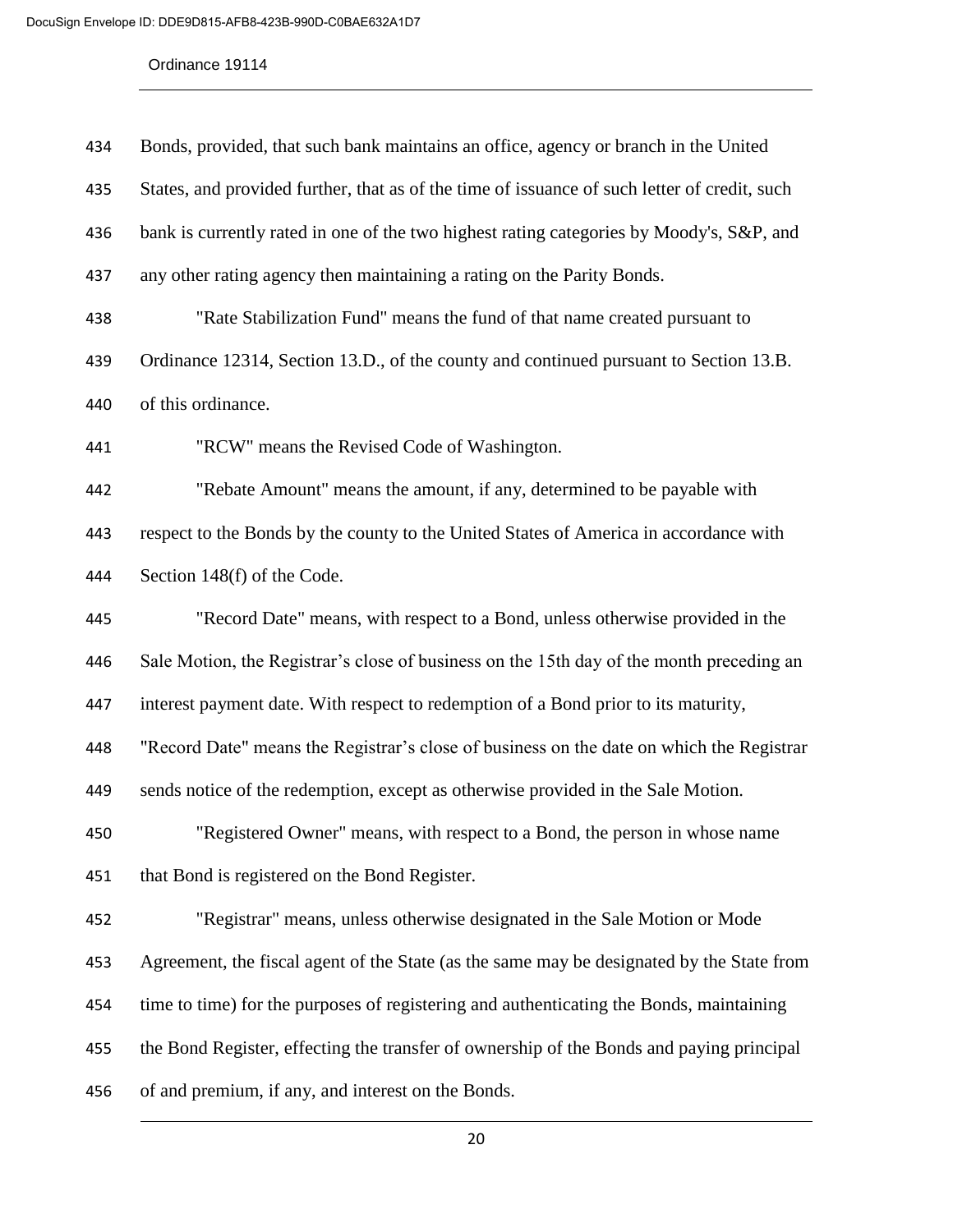Bonds, provided, that such bank maintains an office, agency or branch in the United States, and provided further, that as of the time of issuance of such letter of credit, such bank is currently rated in one of the two highest rating categories by Moody's, S&P, and any other rating agency then maintaining a rating on the Parity Bonds.

"Rate Stabilization Fund" means the fund of that name created pursuant to Ordinance 12314, Section 13.D., of the county and continued pursuant to Section 13.B. of this ordinance.

"RCW" means the Revised Code of Washington.

"Rebate Amount" means the amount, if any, determined to be payable with respect to the Bonds by the county to the United States of America in accordance with Section 148(f) of the Code.

"Record Date" means, with respect to a Bond, unless otherwise provided in the Sale Motion, the Registrar's close of business on the 15th day of the month preceding an interest payment date. With respect to redemption of a Bond prior to its maturity, "Record Date" means the Registrar's close of business on the date on which the Registrar sends notice of the redemption, except as otherwise provided in the Sale Motion.

"Registered Owner" means, with respect to a Bond, the person in whose name that Bond is registered on the Bond Register.

"Registrar" means, unless otherwise designated in the Sale Motion or Mode Agreement, the fiscal agent of the State (as the same may be designated by the State from time to time) for the purposes of registering and authenticating the Bonds, maintaining the Bond Register, effecting the transfer of ownership of the Bonds and paying principal of and premium, if any, and interest on the Bonds.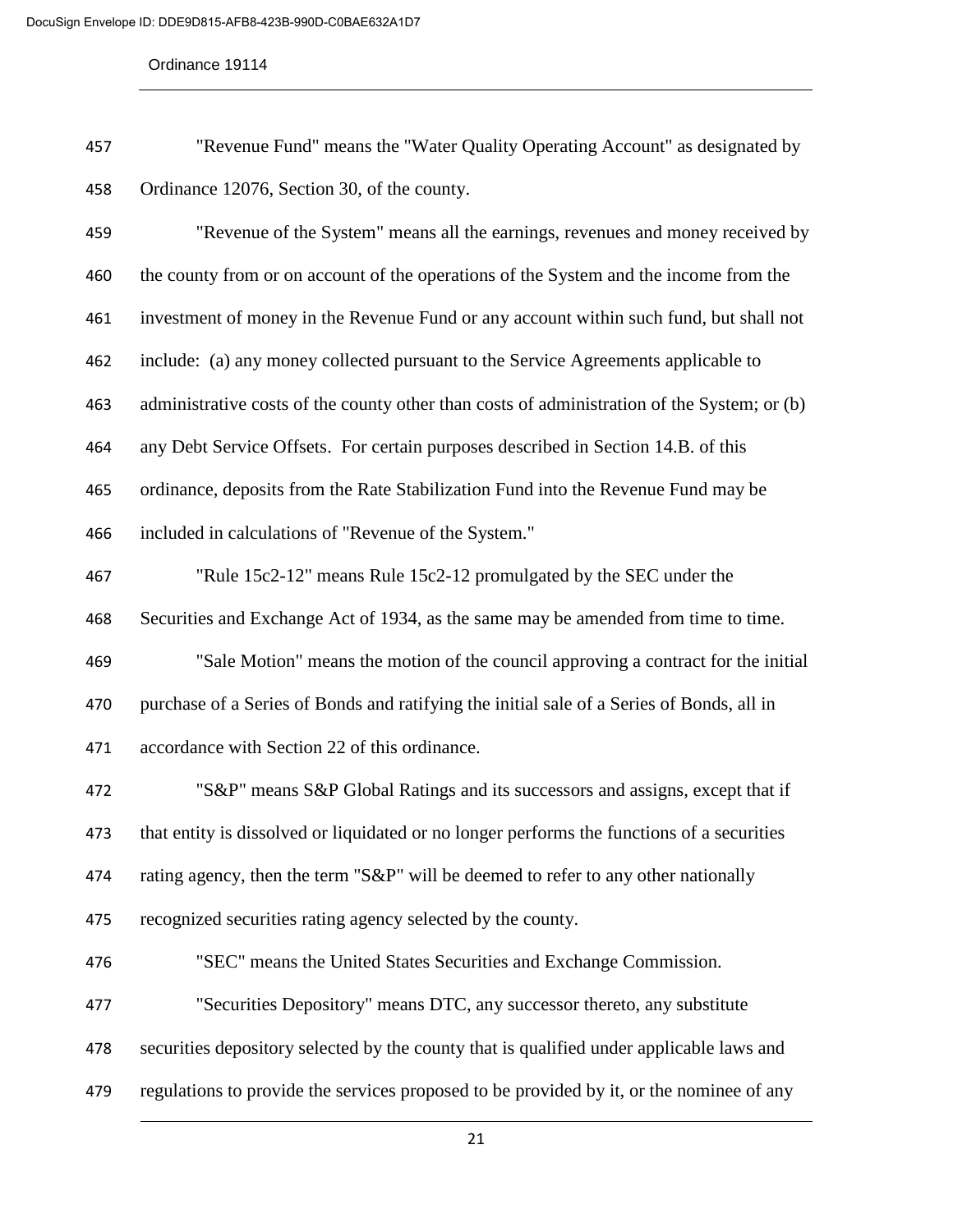"Revenue Fund" means the "Water Quality Operating Account" as designated by Ordinance 12076, Section 30, of the county.

"Revenue of the System" means all the earnings, revenues and money received by the county from or on account of the operations of the System and the income from the investment of money in the Revenue Fund or any account within such fund, but shall not include: (a) any money collected pursuant to the Service Agreements applicable to administrative costs of the county other than costs of administration of the System; or (b) any Debt Service Offsets. For certain purposes described in Section 14.B. of this ordinance, deposits from the Rate Stabilization Fund into the Revenue Fund may be included in calculations of "Revenue of the System."

"Rule 15c2-12" means Rule 15c2-12 promulgated by the SEC under the Securities and Exchange Act of 1934, as the same may be amended from time to time.

"Sale Motion" means the motion of the council approving a contract for the initial purchase of a Series of Bonds and ratifying the initial sale of a Series of Bonds, all in accordance with Section 22 of this ordinance.

"S&P" means S&P Global Ratings and its successors and assigns, except that if that entity is dissolved or liquidated or no longer performs the functions of a securities rating agency, then the term "S&P" will be deemed to refer to any other nationally recognized securities rating agency selected by the county.

"SEC" means the United States Securities and Exchange Commission.

"Securities Depository" means DTC, any successor thereto, any substitute securities depository selected by the county that is qualified under applicable laws and regulations to provide the services proposed to be provided by it, or the nominee of any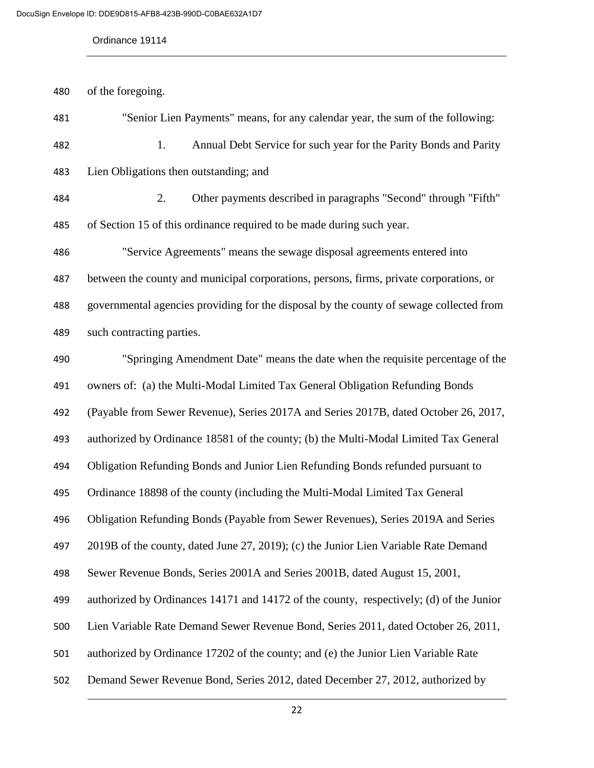of the foregoing.

"Senior Lien Payments" means, for any calendar year, the sum of the following:

1. Annual Debt Service for such year for the Parity Bonds and Parity Lien Obligations then outstanding; and

2. Other payments described in paragraphs "Second" through "Fifth" of Section 15 of this ordinance required to be made during such year.

"Service Agreements" means the sewage disposal agreements entered into between the county and municipal corporations, persons, firms, private corporations, or governmental agencies providing for the disposal by the county of sewage collected from such contracting parties.

"Springing Amendment Date" means the date when the requisite percentage of the owners of: (a) the Multi-Modal Limited Tax General Obligation Refunding Bonds (Payable from Sewer Revenue), Series 2017A and Series 2017B, dated October 26, 2017, authorized by Ordinance 18581 of the county; (b) the Multi-Modal Limited Tax General Obligation Refunding Bonds and Junior Lien Refunding Bonds refunded pursuant to Ordinance 18898 of the county (including the Multi-Modal Limited Tax General Obligation Refunding Bonds (Payable from Sewer Revenues), Series 2019A and Series 2019B of the county, dated June 27, 2019); (c) the Junior Lien Variable Rate Demand Sewer Revenue Bonds, Series 2001A and Series 2001B, dated August 15, 2001, authorized by Ordinances 14171 and 14172 of the county, respectively; (d) of the Junior Lien Variable Rate Demand Sewer Revenue Bond, Series 2011, dated October 26, 2011, authorized by Ordinance 17202 of the county; and (e) the Junior Lien Variable Rate Demand Sewer Revenue Bond, Series 2012, dated December 27, 2012, authorized by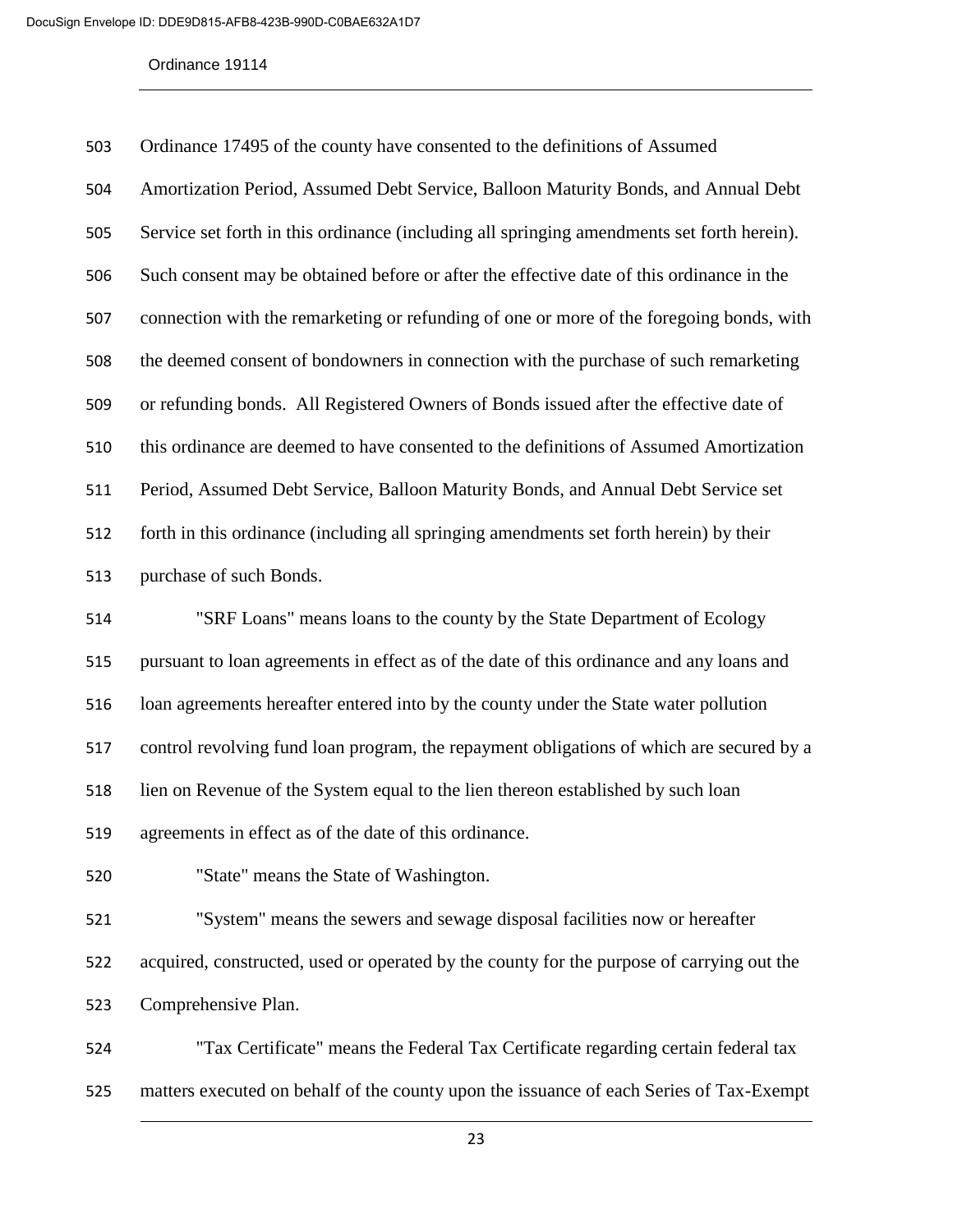Ordinance 17495 of the county have consented to the definitions of Assumed Amortization Period, Assumed Debt Service, Balloon Maturity Bonds, and Annual Debt Service set forth in this ordinance (including all springing amendments set forth herein). Such consent may be obtained before or after the effective date of this ordinance in the connection with the remarketing or refunding of one or more of the foregoing bonds, with the deemed consent of bondowners in connection with the purchase of such remarketing or refunding bonds. All Registered Owners of Bonds issued after the effective date of this ordinance are deemed to have consented to the definitions of Assumed Amortization Period, Assumed Debt Service, Balloon Maturity Bonds, and Annual Debt Service set forth in this ordinance (including all springing amendments set forth herein) by their purchase of such Bonds.

"SRF Loans" means loans to the county by the State Department of Ecology pursuant to loan agreements in effect as of the date of this ordinance and any loans and loan agreements hereafter entered into by the county under the State water pollution control revolving fund loan program, the repayment obligations of which are secured by a lien on Revenue of the System equal to the lien thereon established by such loan agreements in effect as of the date of this ordinance.

"State" means the State of Washington.

"System" means the sewers and sewage disposal facilities now or hereafter acquired, constructed, used or operated by the county for the purpose of carrying out the Comprehensive Plan.

"Tax Certificate" means the Federal Tax Certificate regarding certain federal tax matters executed on behalf of the county upon the issuance of each Series of Tax-Exempt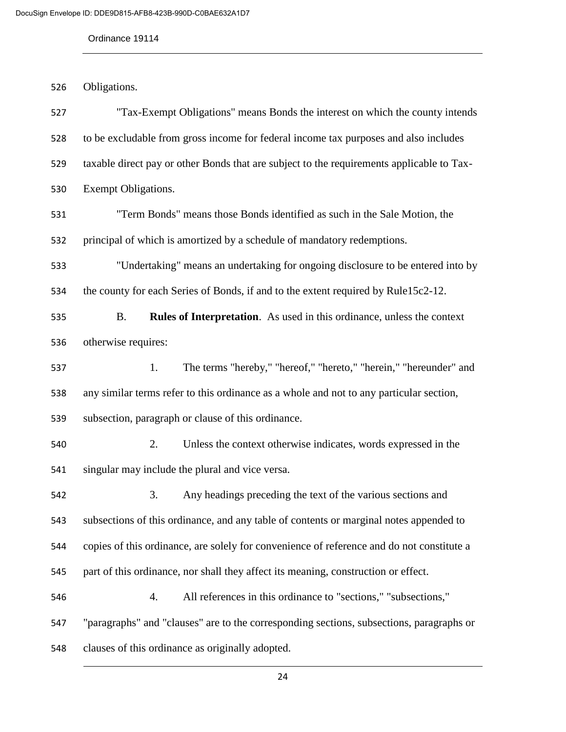Obligations.

"Tax-Exempt Obligations" means Bonds the interest on which the county intends to be excludable from gross income for federal income tax purposes and also includes taxable direct pay or other Bonds that are subject to the requirements applicable to Tax-Exempt Obligations.

"Term Bonds" means those Bonds identified as such in the Sale Motion, the principal of which is amortized by a schedule of mandatory redemptions.

"Undertaking" means an undertaking for ongoing disclosure to be entered into by the county for each Series of Bonds, if and to the extent required by Rule15c2-12.

B. **Rules of Interpretation**. As used in this ordinance, unless the context otherwise requires:

1. The terms "hereby," "hereof," "hereto," "herein," "hereunder" and any similar terms refer to this ordinance as a whole and not to any particular section, subsection, paragraph or clause of this ordinance.

2. Unless the context otherwise indicates, words expressed in the singular may include the plural and vice versa.

3. Any headings preceding the text of the various sections and subsections of this ordinance, and any table of contents or marginal notes appended to copies of this ordinance, are solely for convenience of reference and do not constitute a part of this ordinance, nor shall they affect its meaning, construction or effect.

4. All references in this ordinance to "sections," "subsections," "paragraphs" and "clauses" are to the corresponding sections, subsections, paragraphs or clauses of this ordinance as originally adopted.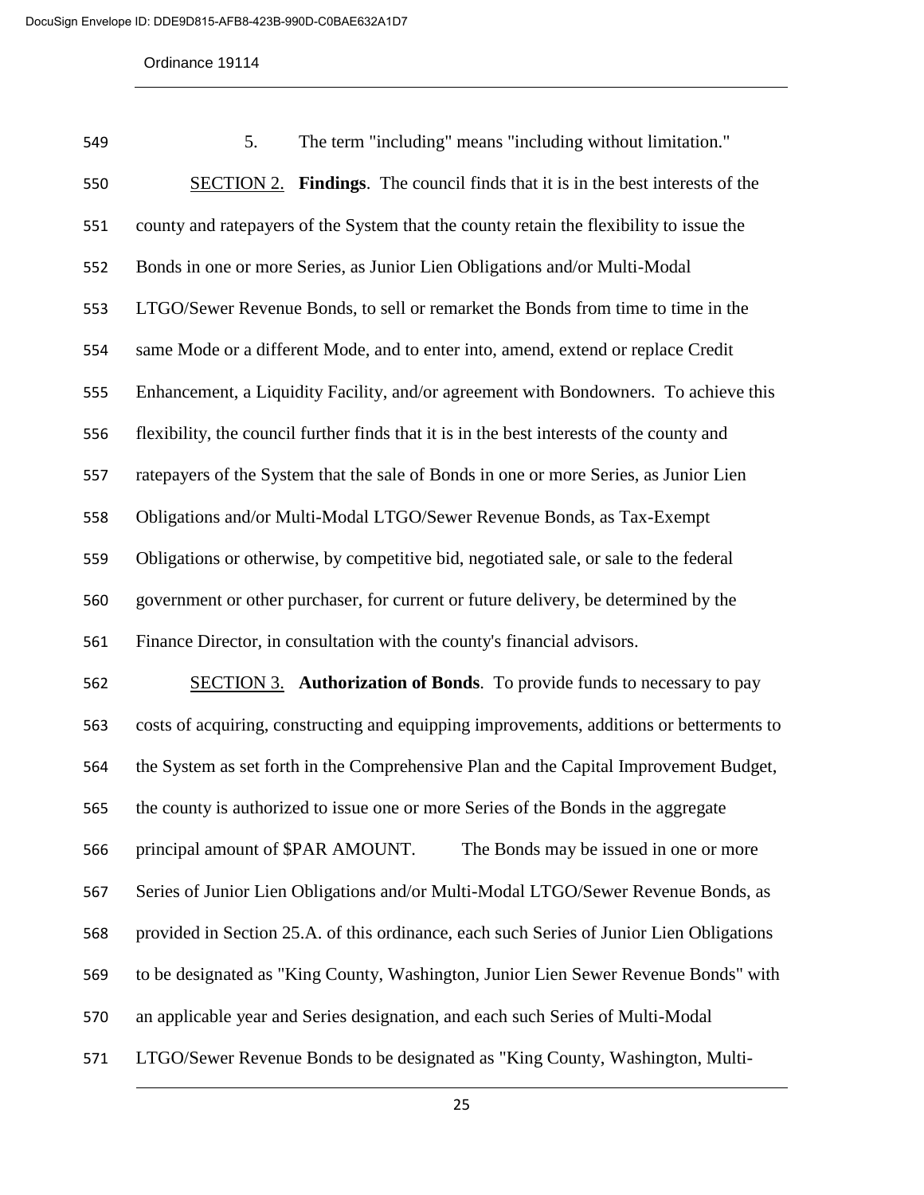5. The term "including" means "including without limitation."

SECTION 2. **Findings**. The council finds that it is in the best interests of the county and ratepayers of the System that the county retain the flexibility to issue the Bonds in one or more Series, as Junior Lien Obligations and/or Multi-Modal LTGO/Sewer Revenue Bonds, to sell or remarket the Bonds from time to time in the same Mode or a different Mode, and to enter into, amend, extend or replace Credit Enhancement, a Liquidity Facility, and/or agreement with Bondowners. To achieve this flexibility, the council further finds that it is in the best interests of the county and ratepayers of the System that the sale of Bonds in one or more Series, as Junior Lien Obligations and/or Multi-Modal LTGO/Sewer Revenue Bonds, as Tax-Exempt Obligations or otherwise, by competitive bid, negotiated sale, or sale to the federal government or other purchaser, for current or future delivery, be determined by the Finance Director, in consultation with the county's financial advisors.

SECTION 3. **Authorization of Bonds**. To provide funds to necessary to pay costs of acquiring, constructing and equipping improvements, additions or betterments to the System as set forth in the Comprehensive Plan and the Capital Improvement Budget, the county is authorized to issue one or more Series of the Bonds in the aggregate principal amount of $PAR AMOUNT. The Bonds may be issued in one or more Series of Junior Lien Obligations and/or Multi-Modal LTGO/Sewer Revenue Bonds, as provided in Section 25.A. of this ordinance, each such Series of Junior Lien Obligations to be designated as "King County, Washington, Junior Lien Sewer Revenue Bonds" with an applicable year and Series designation, and each such Series of Multi-Modal LTGO/Sewer Revenue Bonds to be designated as "King County, Washington, Multi-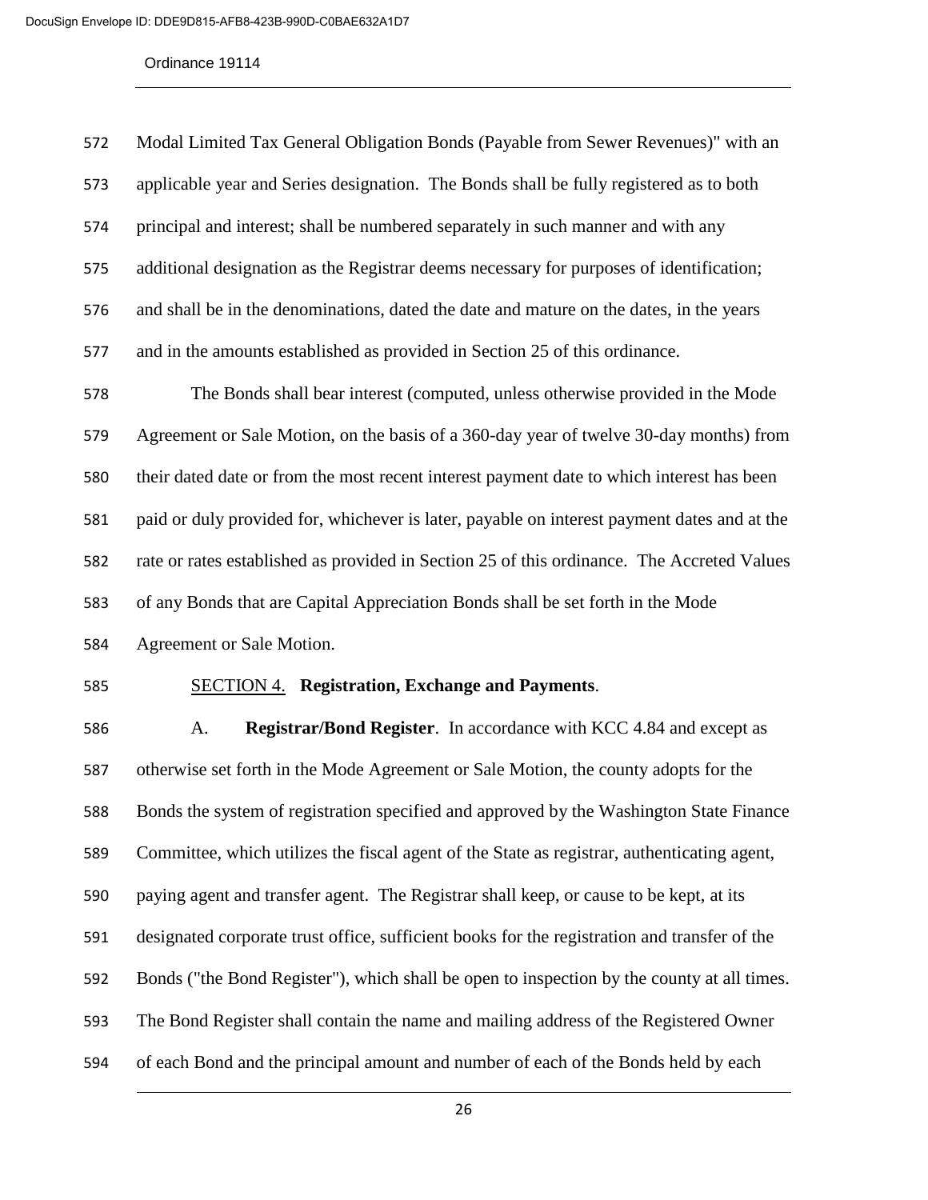Modal Limited Tax General Obligation Bonds (Payable from Sewer Revenues)" with an applicable year and Series designation. The Bonds shall be fully registered as to both principal and interest; shall be numbered separately in such manner and with any additional designation as the Registrar deems necessary for purposes of identification; and shall be in the denominations, dated the date and mature on the dates, in the years and in the amounts established as provided in Section 25 of this ordinance.

The Bonds shall bear interest (computed, unless otherwise provided in the Mode Agreement or Sale Motion, on the basis of a 360-day year of twelve 30-day months) from their dated date or from the most recent interest payment date to which interest has been paid or duly provided for, whichever is later, payable on interest payment dates and at the rate or rates established as provided in Section 25 of this ordinance. The Accreted Values of any Bonds that are Capital Appreciation Bonds shall be set forth in the Mode Agreement or Sale Motion.

SECTION 4. **Registration, Exchange and Payments**.

A. **Registrar/Bond Register**. In accordance with KCC 4.84 and except as otherwise set forth in the Mode Agreement or Sale Motion, the county adopts for the Bonds the system of registration specified and approved by the Washington State Finance Committee, which utilizes the fiscal agent of the State as registrar, authenticating agent, paying agent and transfer agent. The Registrar shall keep, or cause to be kept, at its designated corporate trust office, sufficient books for the registration and transfer of the Bonds ("the Bond Register"), which shall be open to inspection by the county at all times. The Bond Register shall contain the name and mailing address of the Registered Owner of each Bond and the principal amount and number of each of the Bonds held by each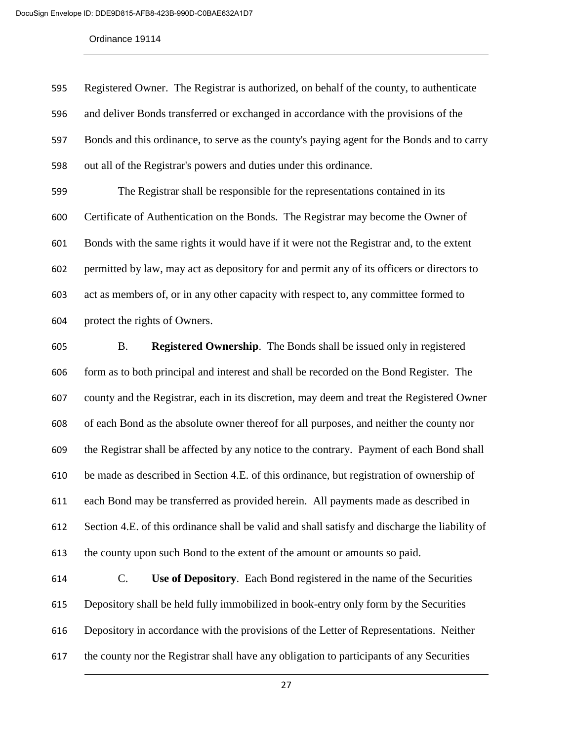Registered Owner. The Registrar is authorized, on behalf of the county, to authenticate and deliver Bonds transferred or exchanged in accordance with the provisions of the Bonds and this ordinance, to serve as the county's paying agent for the Bonds and to carry out all of the Registrar's powers and duties under this ordinance.

The Registrar shall be responsible for the representations contained in its Certificate of Authentication on the Bonds. The Registrar may become the Owner of Bonds with the same rights it would have if it were not the Registrar and, to the extent permitted by law, may act as depository for and permit any of its officers or directors to act as members of, or in any other capacity with respect to, any committee formed to protect the rights of Owners.

B. **Registered Ownership**. The Bonds shall be issued only in registered form as to both principal and interest and shall be recorded on the Bond Register. The county and the Registrar, each in its discretion, may deem and treat the Registered Owner of each Bond as the absolute owner thereof for all purposes, and neither the county nor the Registrar shall be affected by any notice to the contrary. Payment of each Bond shall be made as described in Section 4.E. of this ordinance, but registration of ownership of each Bond may be transferred as provided herein. All payments made as described in Section 4.E. of this ordinance shall be valid and shall satisfy and discharge the liability of the county upon such Bond to the extent of the amount or amounts so paid.

C. **Use of Depository**. Each Bond registered in the name of the Securities Depository shall be held fully immobilized in book-entry only form by the Securities Depository in accordance with the provisions of the Letter of Representations. Neither the county nor the Registrar shall have any obligation to participants of any Securities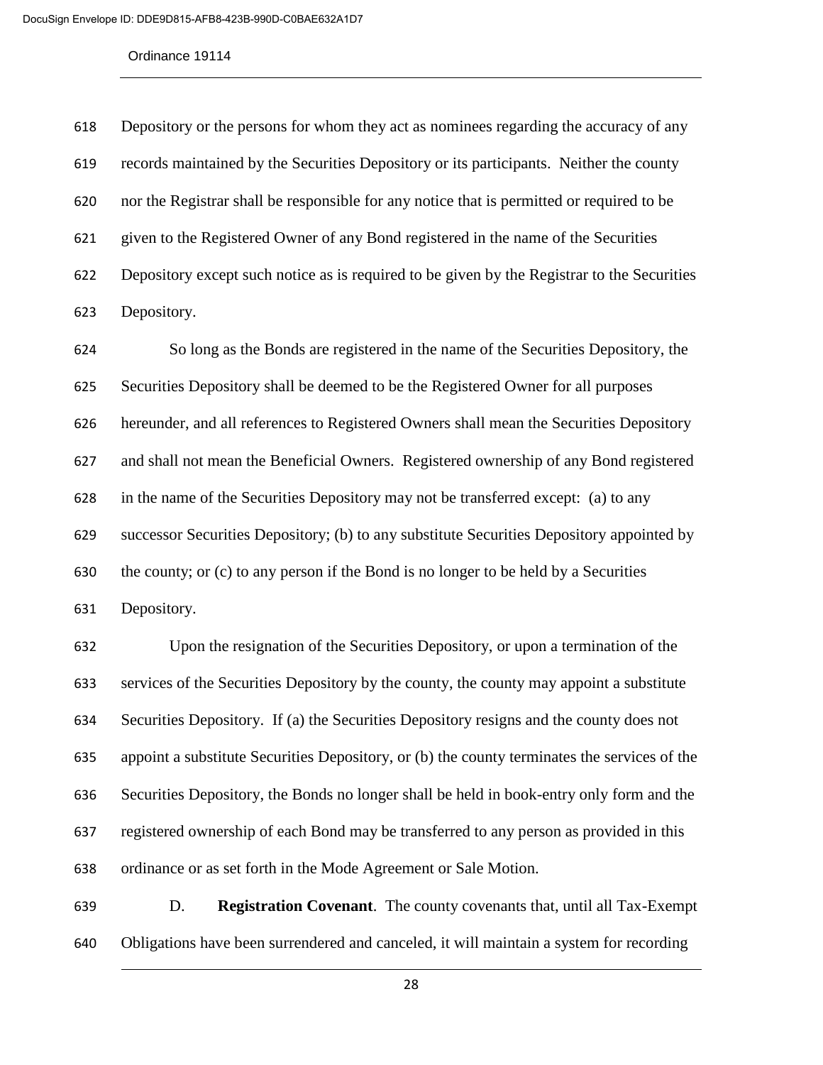Depository or the persons for whom they act as nominees regarding the accuracy of any records maintained by the Securities Depository or its participants. Neither the county nor the Registrar shall be responsible for any notice that is permitted or required to be given to the Registered Owner of any Bond registered in the name of the Securities Depository except such notice as is required to be given by the Registrar to the Securities Depository.

So long as the Bonds are registered in the name of the Securities Depository, the Securities Depository shall be deemed to be the Registered Owner for all purposes hereunder, and all references to Registered Owners shall mean the Securities Depository and shall not mean the Beneficial Owners. Registered ownership of any Bond registered in the name of the Securities Depository may not be transferred except: (a) to any successor Securities Depository; (b) to any substitute Securities Depository appointed by the county; or (c) to any person if the Bond is no longer to be held by a Securities Depository.

Upon the resignation of the Securities Depository, or upon a termination of the services of the Securities Depository by the county, the county may appoint a substitute Securities Depository. If (a) the Securities Depository resigns and the county does not appoint a substitute Securities Depository, or (b) the county terminates the services of the Securities Depository, the Bonds no longer shall be held in book-entry only form and the registered ownership of each Bond may be transferred to any person as provided in this ordinance or as set forth in the Mode Agreement or Sale Motion.

D. **Registration Covenant**. The county covenants that, until all Tax-Exempt Obligations have been surrendered and canceled, it will maintain a system for recording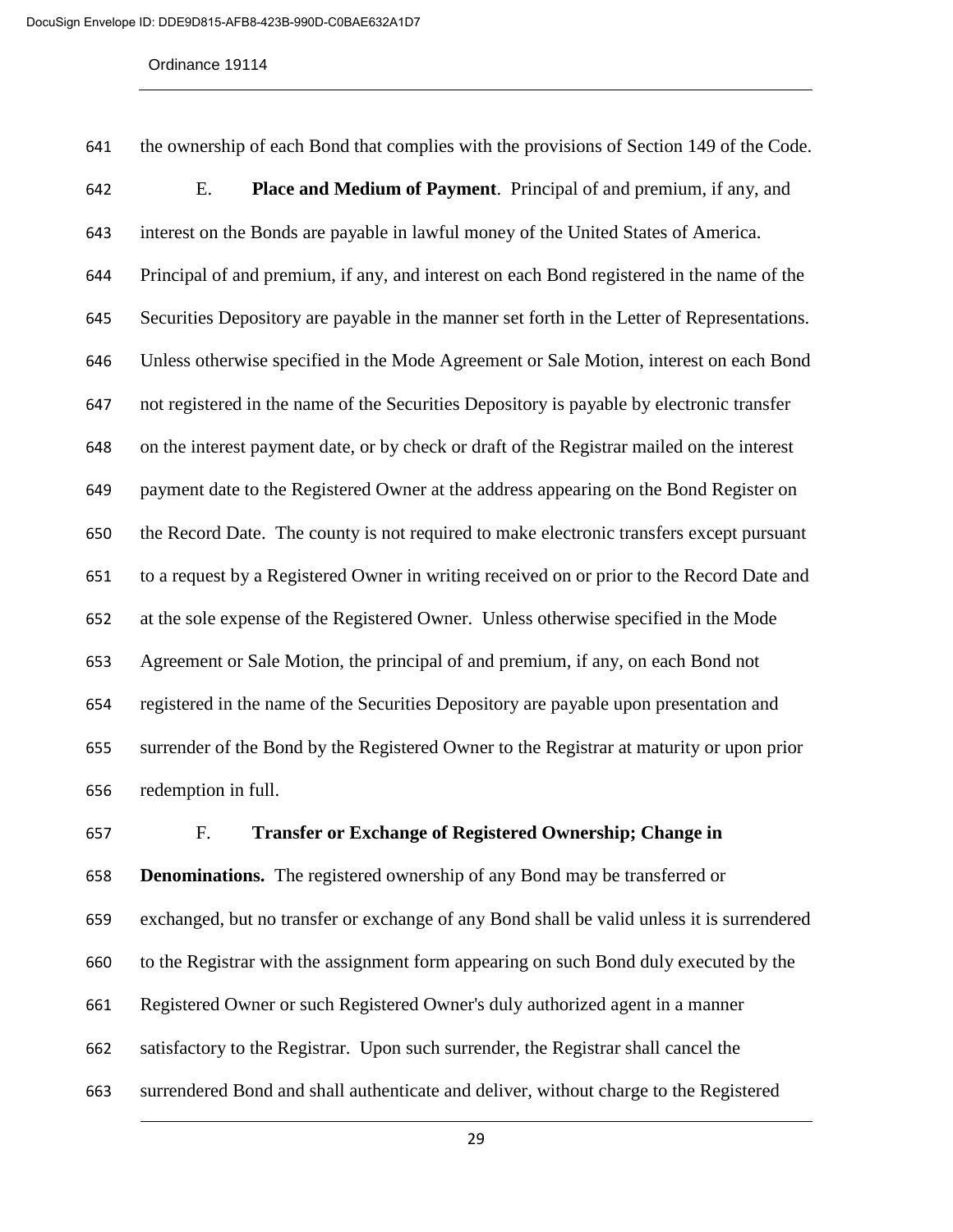the ownership of each Bond that complies with the provisions of Section 149 of the Code.

E. **Place and Medium of Payment**. Principal of and premium, if any, and interest on the Bonds are payable in lawful money of the United States of America. Principal of and premium, if any, and interest on each Bond registered in the name of the Securities Depository are payable in the manner set forth in the Letter of Representations. Unless otherwise specified in the Mode Agreement or Sale Motion, interest on each Bond not registered in the name of the Securities Depository is payable by electronic transfer on the interest payment date, or by check or draft of the Registrar mailed on the interest payment date to the Registered Owner at the address appearing on the Bond Register on the Record Date. The county is not required to make electronic transfers except pursuant to a request by a Registered Owner in writing received on or prior to the Record Date and at the sole expense of the Registered Owner. Unless otherwise specified in the Mode Agreement or Sale Motion, the principal of and premium, if any, on each Bond not registered in the name of the Securities Depository are payable upon presentation and surrender of the Bond by the Registered Owner to the Registrar at maturity or upon prior redemption in full.

F. **Transfer or Exchange of Registered Ownership; Change in Denominations.** The registered ownership of any Bond may be transferred or exchanged, but no transfer or exchange of any Bond shall be valid unless it is surrendered to the Registrar with the assignment form appearing on such Bond duly executed by the Registered Owner or such Registered Owner's duly authorized agent in a manner satisfactory to the Registrar. Upon such surrender, the Registrar shall cancel the surrendered Bond and shall authenticate and deliver, without charge to the Registered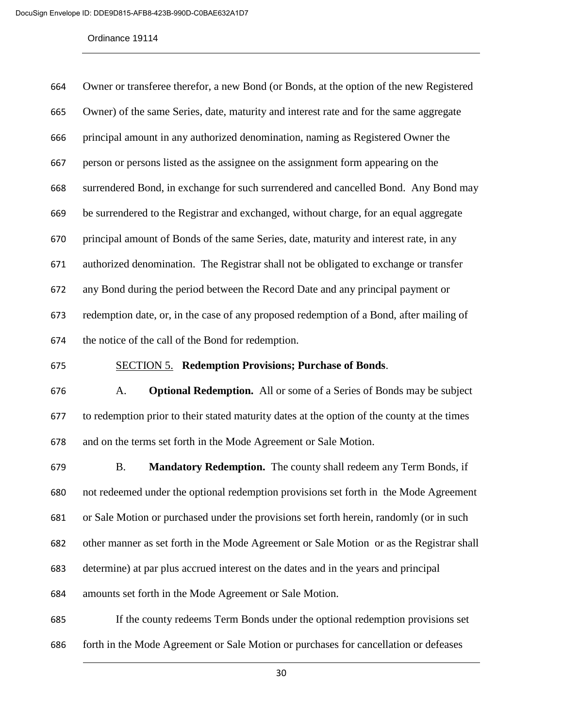Owner or transferee therefor, a new Bond (or Bonds, at the option of the new Registered Owner) of the same Series, date, maturity and interest rate and for the same aggregate principal amount in any authorized denomination, naming as Registered Owner the person or persons listed as the assignee on the assignment form appearing on the surrendered Bond, in exchange for such surrendered and cancelled Bond. Any Bond may be surrendered to the Registrar and exchanged, without charge, for an equal aggregate principal amount of Bonds of the same Series, date, maturity and interest rate, in any authorized denomination. The Registrar shall not be obligated to exchange or transfer any Bond during the period between the Record Date and any principal payment or redemption date, or, in the case of any proposed redemption of a Bond, after mailing of the notice of the call of the Bond for redemption.

SECTION 5. **Redemption Provisions; Purchase of Bonds**.

A. **Optional Redemption.** All or some of a Series of Bonds may be subject to redemption prior to their stated maturity dates at the option of the county at the times and on the terms set forth in the Mode Agreement or Sale Motion.

B. **Mandatory Redemption.** The county shall redeem any Term Bonds, if not redeemed under the optional redemption provisions set forth in the Mode Agreement or Sale Motion or purchased under the provisions set forth herein, randomly (or in such other manner as set forth in the Mode Agreement or Sale Motion or as the Registrar shall determine) at par plus accrued interest on the dates and in the years and principal amounts set forth in the Mode Agreement or Sale Motion.

If the county redeems Term Bonds under the optional redemption provisions set forth in the Mode Agreement or Sale Motion or purchases for cancellation or defeases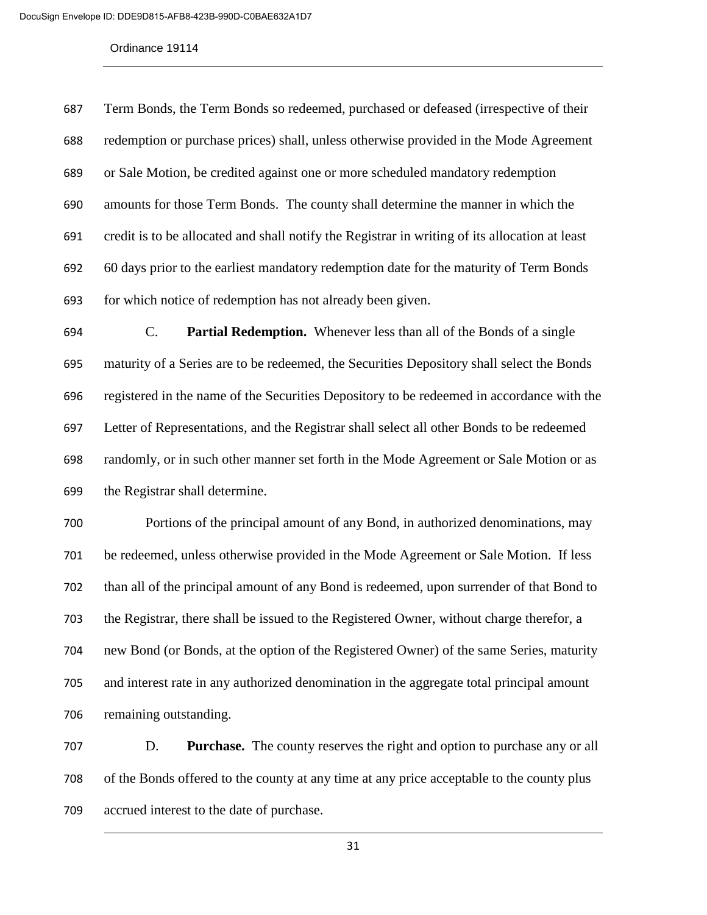Term Bonds, the Term Bonds so redeemed, purchased or defeased (irrespective of their redemption or purchase prices) shall, unless otherwise provided in the Mode Agreement or Sale Motion, be credited against one or more scheduled mandatory redemption amounts for those Term Bonds. The county shall determine the manner in which the credit is to be allocated and shall notify the Registrar in writing of its allocation at least 60 days prior to the earliest mandatory redemption date for the maturity of Term Bonds for which notice of redemption has not already been given.

C. **Partial Redemption.** Whenever less than all of the Bonds of a single maturity of a Series are to be redeemed, the Securities Depository shall select the Bonds registered in the name of the Securities Depository to be redeemed in accordance with the Letter of Representations, and the Registrar shall select all other Bonds to be redeemed randomly, or in such other manner set forth in the Mode Agreement or Sale Motion or as the Registrar shall determine.

Portions of the principal amount of any Bond, in authorized denominations, may be redeemed, unless otherwise provided in the Mode Agreement or Sale Motion. If less than all of the principal amount of any Bond is redeemed, upon surrender of that Bond to the Registrar, there shall be issued to the Registered Owner, without charge therefor, a new Bond (or Bonds, at the option of the Registered Owner) of the same Series, maturity and interest rate in any authorized denomination in the aggregate total principal amount remaining outstanding.

D. **Purchase.** The county reserves the right and option to purchase any or all of the Bonds offered to the county at any time at any price acceptable to the county plus accrued interest to the date of purchase.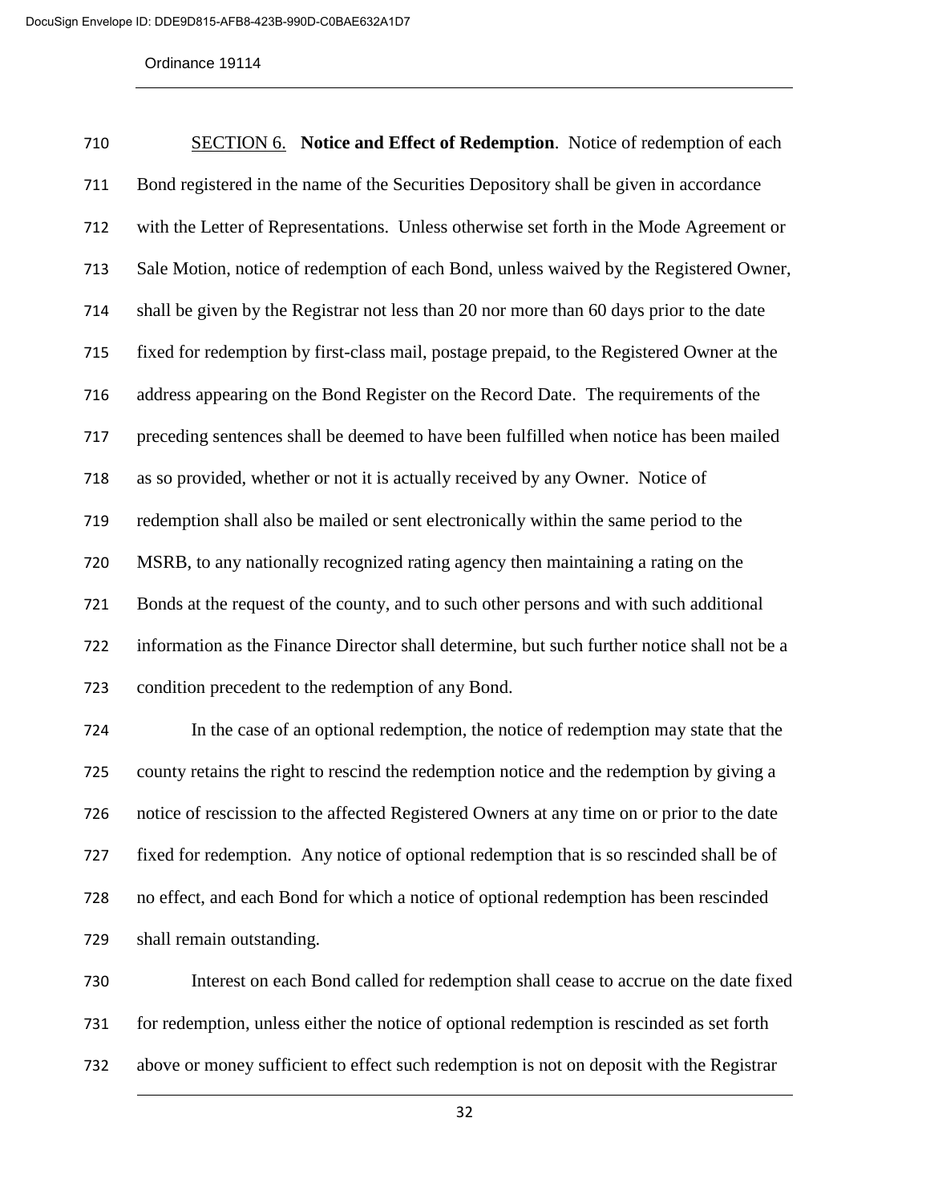SECTION 6. **Notice and Effect of Redemption**. Notice of redemption of each Bond registered in the name of the Securities Depository shall be given in accordance with the Letter of Representations. Unless otherwise set forth in the Mode Agreement or Sale Motion, notice of redemption of each Bond, unless waived by the Registered Owner, shall be given by the Registrar not less than 20 nor more than 60 days prior to the date fixed for redemption by first-class mail, postage prepaid, to the Registered Owner at the address appearing on the Bond Register on the Record Date. The requirements of the preceding sentences shall be deemed to have been fulfilled when notice has been mailed as so provided, whether or not it is actually received by any Owner. Notice of redemption shall also be mailed or sent electronically within the same period to the MSRB, to any nationally recognized rating agency then maintaining a rating on the Bonds at the request of the county, and to such other persons and with such additional information as the Finance Director shall determine, but such further notice shall not be a condition precedent to the redemption of any Bond.

In the case of an optional redemption, the notice of redemption may state that the county retains the right to rescind the redemption notice and the redemption by giving a notice of rescission to the affected Registered Owners at any time on or prior to the date fixed for redemption. Any notice of optional redemption that is so rescinded shall be of no effect, and each Bond for which a notice of optional redemption has been rescinded shall remain outstanding.

Interest on each Bond called for redemption shall cease to accrue on the date fixed for redemption, unless either the notice of optional redemption is rescinded as set forth above or money sufficient to effect such redemption is not on deposit with the Registrar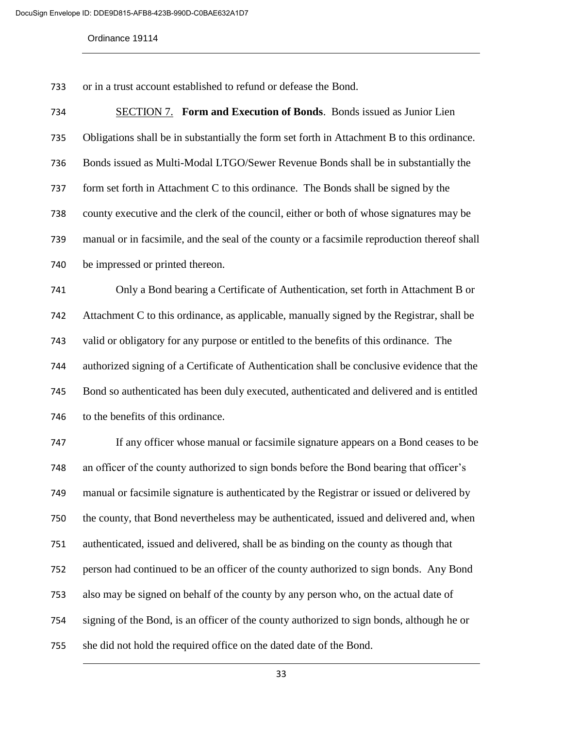or in a trust account established to refund or defease the Bond.

SECTION 7. **Form and Execution of Bonds**. Bonds issued as Junior Lien Obligations shall be in substantially the form set forth in Attachment B to this ordinance. Bonds issued as Multi-Modal LTGO/Sewer Revenue Bonds shall be in substantially the form set forth in Attachment C to this ordinance. The Bonds shall be signed by the county executive and the clerk of the council, either or both of whose signatures may be manual or in facsimile, and the seal of the county or a facsimile reproduction thereof shall be impressed or printed thereon.

Only a Bond bearing a Certificate of Authentication, set forth in Attachment B or Attachment C to this ordinance, as applicable, manually signed by the Registrar, shall be valid or obligatory for any purpose or entitled to the benefits of this ordinance. The authorized signing of a Certificate of Authentication shall be conclusive evidence that the Bond so authenticated has been duly executed, authenticated and delivered and is entitled to the benefits of this ordinance.

If any officer whose manual or facsimile signature appears on a Bond ceases to be an officer of the county authorized to sign bonds before the Bond bearing that officer's manual or facsimile signature is authenticated by the Registrar or issued or delivered by the county, that Bond nevertheless may be authenticated, issued and delivered and, when authenticated, issued and delivered, shall be as binding on the county as though that person had continued to be an officer of the county authorized to sign bonds. Any Bond also may be signed on behalf of the county by any person who, on the actual date of signing of the Bond, is an officer of the county authorized to sign bonds, although he or she did not hold the required office on the dated date of the Bond.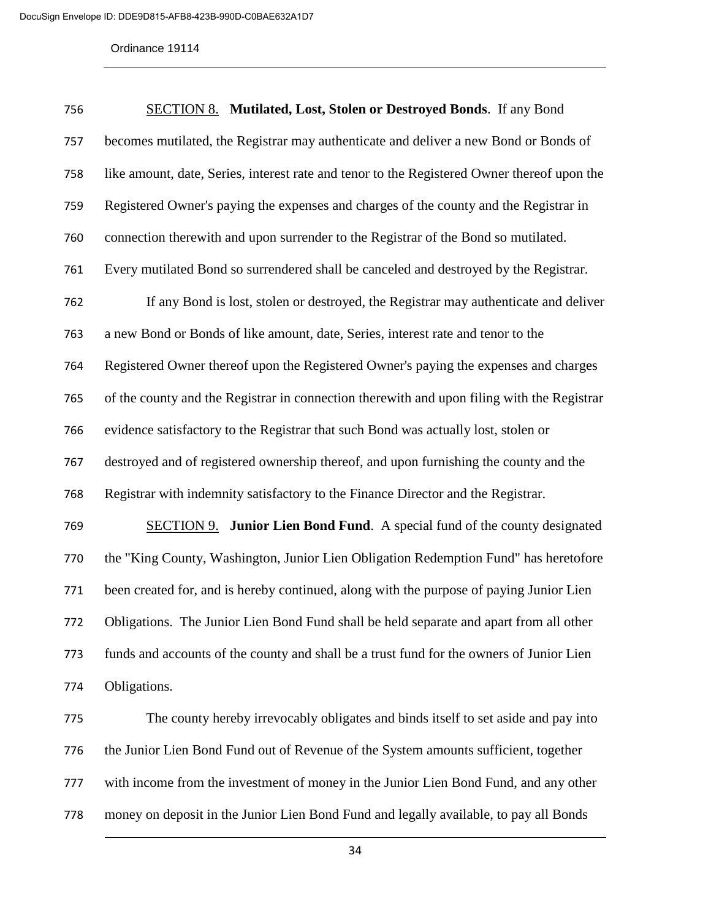<u>SECTION 8.</u> **Mutilated, Lost, Stolen or Destroyed Bonds**. If any Bond becomes mutilated, the Registrar may authenticate and deliver a new Bond or Bonds of like amount, date, Series, interest rate and tenor to the Registered Owner thereof upon the Registered Owner's paying the expenses and charges of the county and the Registrar in connection therewith and upon surrender to the Registrar of the Bond so mutilated. Every mutilated Bond so surrendered shall be canceled and destroyed by the Registrar.

If any Bond is lost, stolen or destroyed, the Registrar may authenticate and deliver a new Bond or Bonds of like amount, date, Series, interest rate and tenor to the Registered Owner thereof upon the Registered Owner's paying the expenses and charges of the county and the Registrar in connection therewith and upon filing with the Registrar evidence satisfactory to the Registrar that such Bond was actually lost, stolen or destroyed and of registered ownership thereof, and upon furnishing the county and the Registrar with indemnity satisfactory to the Finance Director and the Registrar.

<u>SECTION 9.</u> **Junior Lien Bond Fund**. A special fund of the county designated the "King County, Washington, Junior Lien Obligation Redemption Fund" has heretofore been created for, and is hereby continued, along with the purpose of paying Junior Lien Obligations. The Junior Lien Bond Fund shall be held separate and apart from all other funds and accounts of the county and shall be a trust fund for the owners of Junior Lien Obligations.

The county hereby irrevocably obligates and binds itself to set aside and pay into the Junior Lien Bond Fund out of Revenue of the System amounts sufficient, together with income from the investment of money in the Junior Lien Bond Fund, and any other money on deposit in the Junior Lien Bond Fund and legally available, to pay all Bonds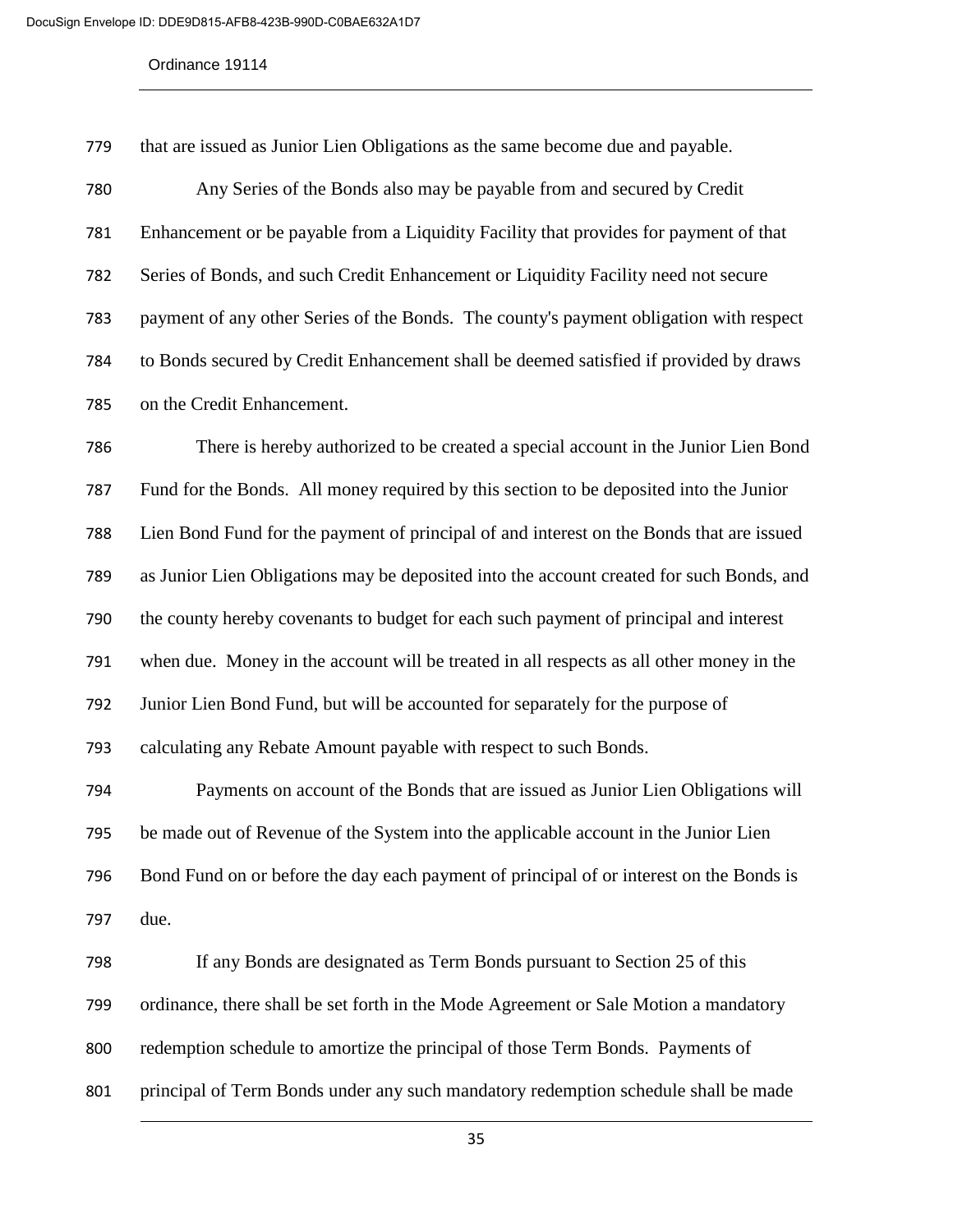that are issued as Junior Lien Obligations as the same become due and payable.

Any Series of the Bonds also may be payable from and secured by Credit Enhancement or be payable from a Liquidity Facility that provides for payment of that Series of Bonds, and such Credit Enhancement or Liquidity Facility need not secure payment of any other Series of the Bonds. The county's payment obligation with respect to Bonds secured by Credit Enhancement shall be deemed satisfied if provided by draws on the Credit Enhancement.

There is hereby authorized to be created a special account in the Junior Lien Bond Fund for the Bonds. All money required by this section to be deposited into the Junior Lien Bond Fund for the payment of principal of and interest on the Bonds that are issued as Junior Lien Obligations may be deposited into the account created for such Bonds, and the county hereby covenants to budget for each such payment of principal and interest when due. Money in the account will be treated in all respects as all other money in the Junior Lien Bond Fund, but will be accounted for separately for the purpose of calculating any Rebate Amount payable with respect to such Bonds.

Payments on account of the Bonds that are issued as Junior Lien Obligations will be made out of Revenue of the System into the applicable account in the Junior Lien Bond Fund on or before the day each payment of principal of or interest on the Bonds is due.

If any Bonds are designated as Term Bonds pursuant to Section 25 of this ordinance, there shall be set forth in the Mode Agreement or Sale Motion a mandatory redemption schedule to amortize the principal of those Term Bonds. Payments of principal of Term Bonds under any such mandatory redemption schedule shall be made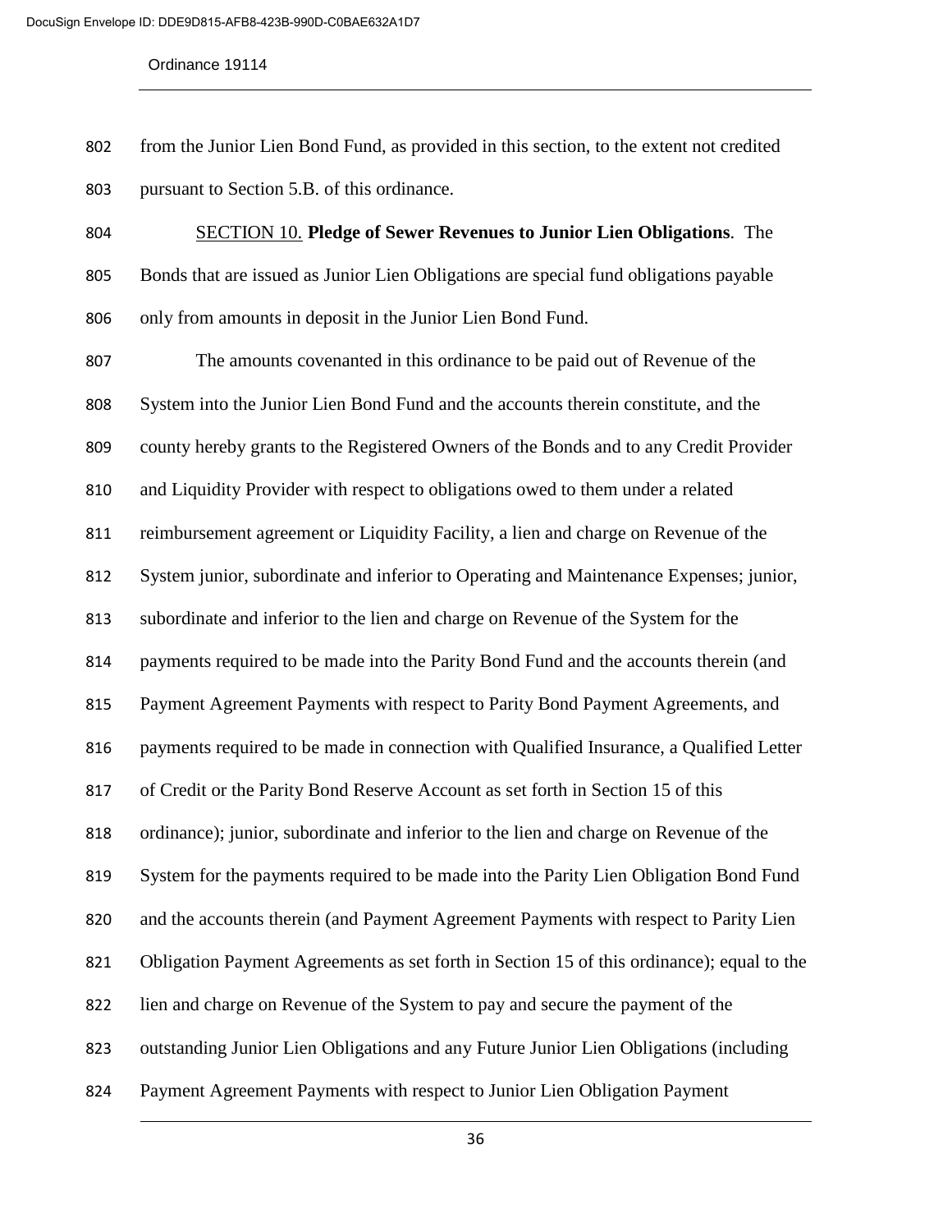from the Junior Lien Bond Fund, as provided in this section, to the extent not credited pursuant to Section 5.B. of this ordinance.

SECTION 10. **Pledge of Sewer Revenues to Junior Lien Obligations**. The Bonds that are issued as Junior Lien Obligations are special fund obligations payable only from amounts in deposit in the Junior Lien Bond Fund.

The amounts covenanted in this ordinance to be paid out of Revenue of the System into the Junior Lien Bond Fund and the accounts therein constitute, and the county hereby grants to the Registered Owners of the Bonds and to any Credit Provider and Liquidity Provider with respect to obligations owed to them under a related reimbursement agreement or Liquidity Facility, a lien and charge on Revenue of the System junior, subordinate and inferior to Operating and Maintenance Expenses; junior, subordinate and inferior to the lien and charge on Revenue of the System for the payments required to be made into the Parity Bond Fund and the accounts therein (and Payment Agreement Payments with respect to Parity Bond Payment Agreements, and payments required to be made in connection with Qualified Insurance, a Qualified Letter of Credit or the Parity Bond Reserve Account as set forth in Section 15 of this ordinance); junior, subordinate and inferior to the lien and charge on Revenue of the System for the payments required to be made into the Parity Lien Obligation Bond Fund and the accounts therein (and Payment Agreement Payments with respect to Parity Lien Obligation Payment Agreements as set forth in Section 15 of this ordinance); equal to the lien and charge on Revenue of the System to pay and secure the payment of the outstanding Junior Lien Obligations and any Future Junior Lien Obligations (including Payment Agreement Payments with respect to Junior Lien Obligation Payment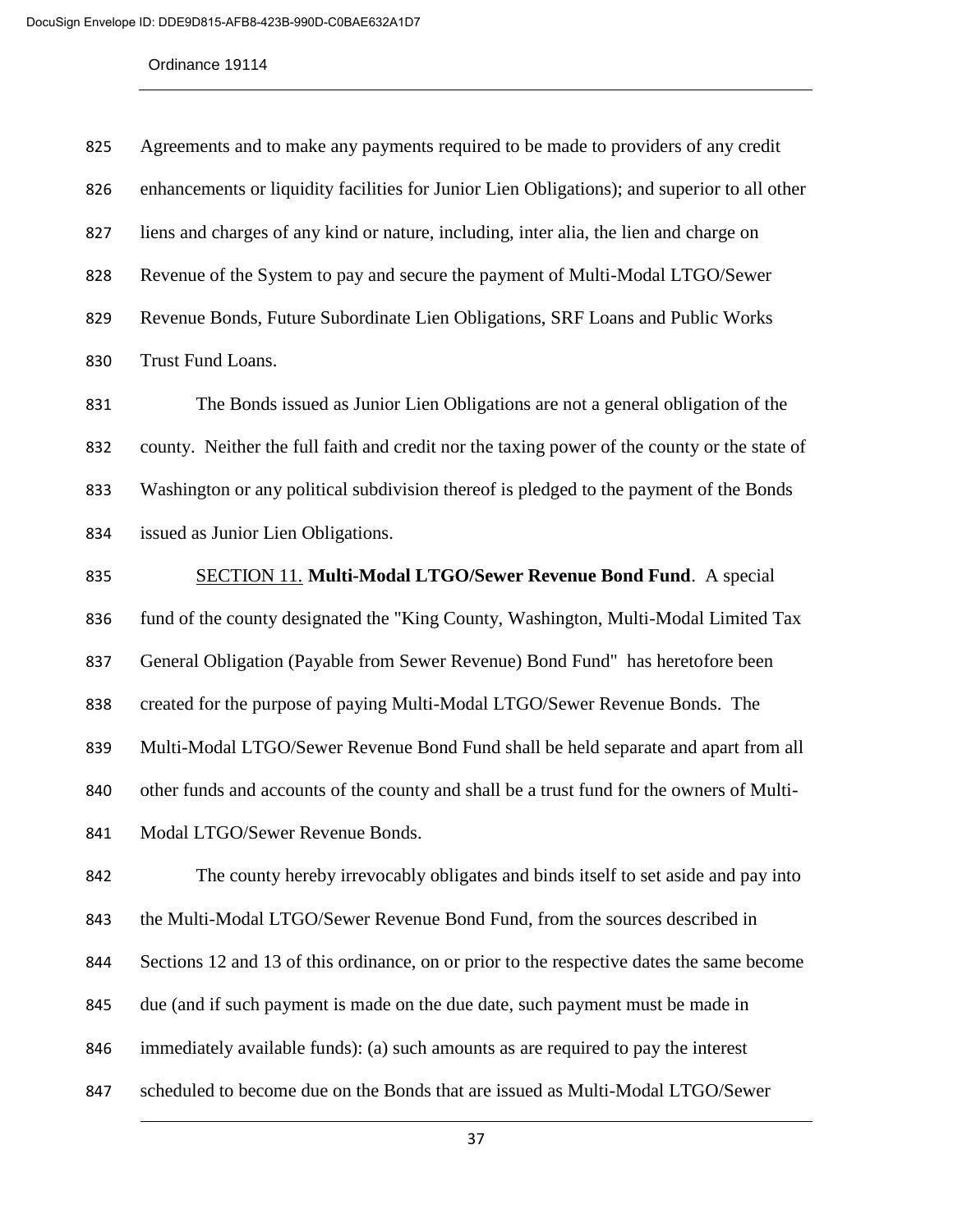Agreements and to make any payments required to be made to providers of any credit enhancements or liquidity facilities for Junior Lien Obligations); and superior to all other liens and charges of any kind or nature, including, inter alia, the lien and charge on Revenue of the System to pay and secure the payment of Multi-Modal LTGO/Sewer Revenue Bonds, Future Subordinate Lien Obligations, SRF Loans and Public Works Trust Fund Loans.

The Bonds issued as Junior Lien Obligations are not a general obligation of the county. Neither the full faith and credit nor the taxing power of the county or the state of Washington or any political subdivision thereof is pledged to the payment of the Bonds issued as Junior Lien Obligations.

SECTION 11. **Multi-Modal LTGO/Sewer Revenue Bond Fund**. A special fund of the county designated the "King County, Washington, Multi-Modal Limited Tax General Obligation (Payable from Sewer Revenue) Bond Fund" has heretofore been created for the purpose of paying Multi-Modal LTGO/Sewer Revenue Bonds. The Multi-Modal LTGO/Sewer Revenue Bond Fund shall be held separate and apart from all other funds and accounts of the county and shall be a trust fund for the owners of Multi-Modal LTGO/Sewer Revenue Bonds.

The county hereby irrevocably obligates and binds itself to set aside and pay into the Multi-Modal LTGO/Sewer Revenue Bond Fund, from the sources described in Sections 12 and 13 of this ordinance, on or prior to the respective dates the same become due (and if such payment is made on the due date, such payment must be made in immediately available funds): (a) such amounts as are required to pay the interest scheduled to become due on the Bonds that are issued as Multi-Modal LTGO/Sewer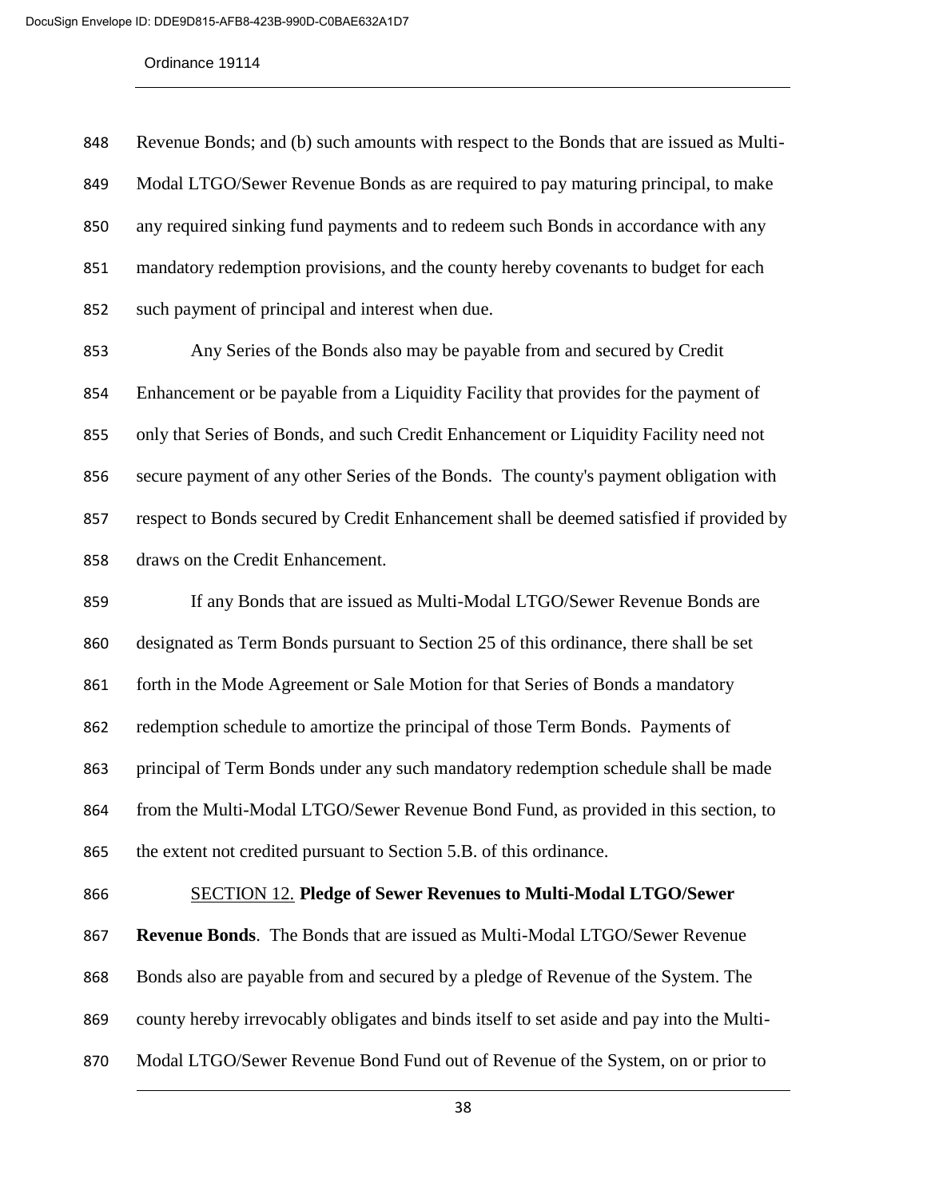Revenue Bonds; and (b) such amounts with respect to the Bonds that are issued as Multi-Modal LTGO/Sewer Revenue Bonds as are required to pay maturing principal, to make any required sinking fund payments and to redeem such Bonds in accordance with any mandatory redemption provisions, and the county hereby covenants to budget for each such payment of principal and interest when due.

Any Series of the Bonds also may be payable from and secured by Credit Enhancement or be payable from a Liquidity Facility that provides for the payment of only that Series of Bonds, and such Credit Enhancement or Liquidity Facility need not secure payment of any other Series of the Bonds. The county's payment obligation with respect to Bonds secured by Credit Enhancement shall be deemed satisfied if provided by draws on the Credit Enhancement.

If any Bonds that are issued as Multi-Modal LTGO/Sewer Revenue Bonds are designated as Term Bonds pursuant to Section 25 of this ordinance, there shall be set forth in the Mode Agreement or Sale Motion for that Series of Bonds a mandatory redemption schedule to amortize the principal of those Term Bonds. Payments of principal of Term Bonds under any such mandatory redemption schedule shall be made from the Multi-Modal LTGO/Sewer Revenue Bond Fund, as provided in this section, to the extent not credited pursuant to Section 5.B. of this ordinance.

SECTION 12. **Pledge of Sewer Revenues to Multi-Modal LTGO/Sewer Revenue Bonds**. The Bonds that are issued as Multi-Modal LTGO/Sewer Revenue Bonds also are payable from and secured by a pledge of Revenue of the System. The county hereby irrevocably obligates and binds itself to set aside and pay into the Multi-Modal LTGO/Sewer Revenue Bond Fund out of Revenue of the System, on or prior to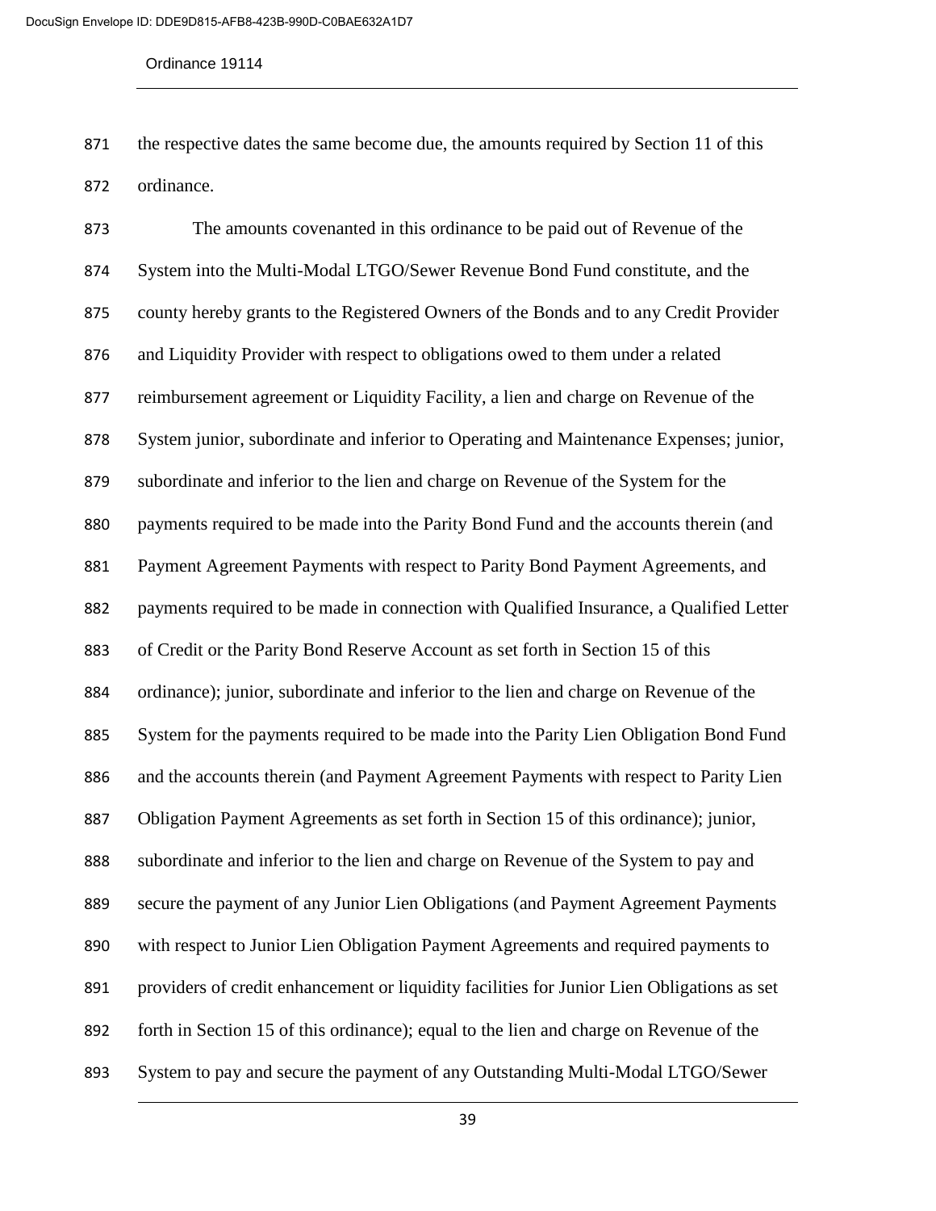the respective dates the same become due, the amounts required by Section 11 of this ordinance.

The amounts covenanted in this ordinance to be paid out of Revenue of the System into the Multi-Modal LTGO/Sewer Revenue Bond Fund constitute, and the county hereby grants to the Registered Owners of the Bonds and to any Credit Provider and Liquidity Provider with respect to obligations owed to them under a related reimbursement agreement or Liquidity Facility, a lien and charge on Revenue of the System junior, subordinate and inferior to Operating and Maintenance Expenses; junior, subordinate and inferior to the lien and charge on Revenue of the System for the payments required to be made into the Parity Bond Fund and the accounts therein (and Payment Agreement Payments with respect to Parity Bond Payment Agreements, and payments required to be made in connection with Qualified Insurance, a Qualified Letter of Credit or the Parity Bond Reserve Account as set forth in Section 15 of this ordinance); junior, subordinate and inferior to the lien and charge on Revenue of the System for the payments required to be made into the Parity Lien Obligation Bond Fund and the accounts therein (and Payment Agreement Payments with respect to Parity Lien Obligation Payment Agreements as set forth in Section 15 of this ordinance); junior, subordinate and inferior to the lien and charge on Revenue of the System to pay and secure the payment of any Junior Lien Obligations (and Payment Agreement Payments with respect to Junior Lien Obligation Payment Agreements and required payments to providers of credit enhancement or liquidity facilities for Junior Lien Obligations as set forth in Section 15 of this ordinance); equal to the lien and charge on Revenue of the System to pay and secure the payment of any Outstanding Multi-Modal LTGO/Sewer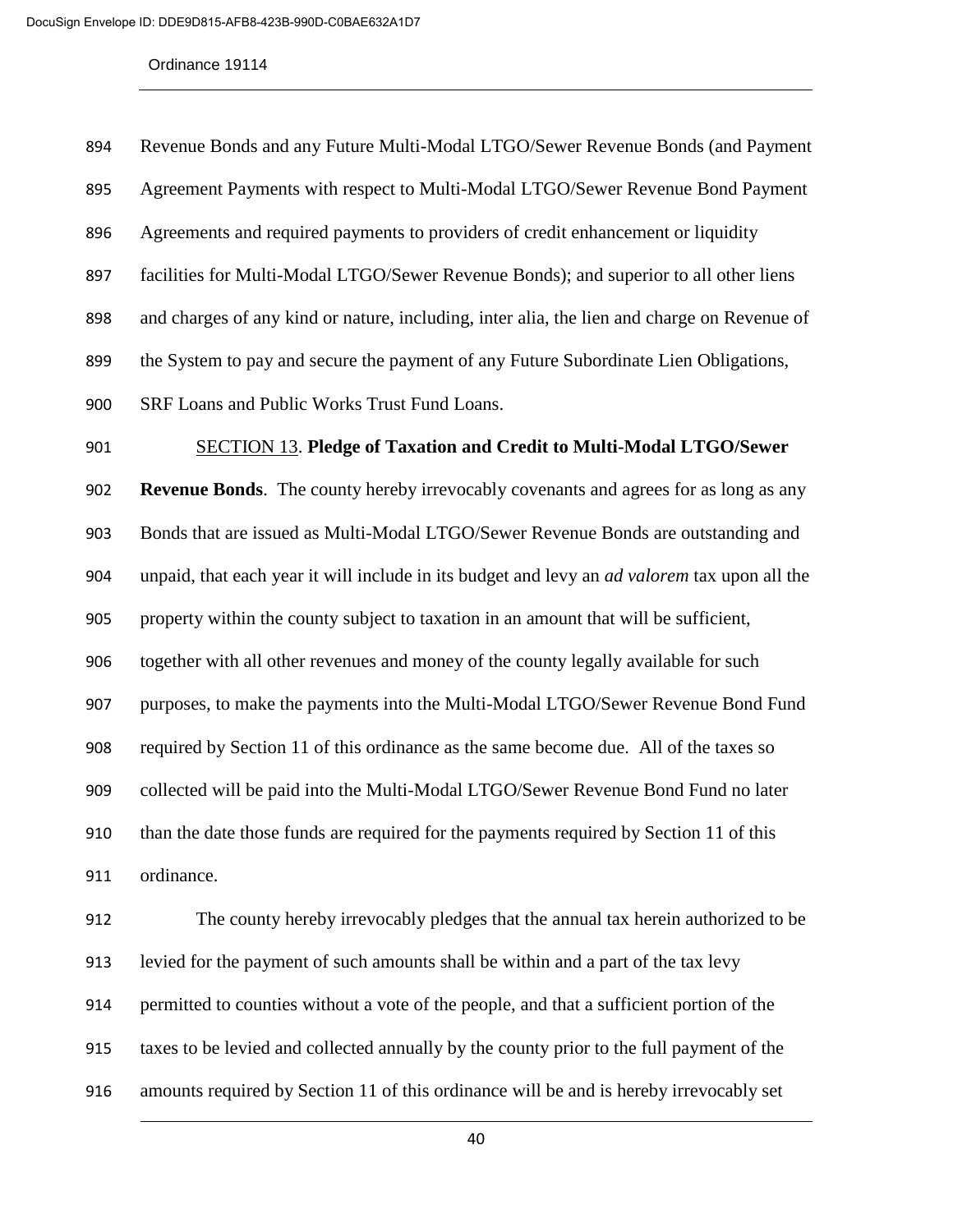Revenue Bonds and any Future Multi-Modal LTGO/Sewer Revenue Bonds (and Payment Agreement Payments with respect to Multi-Modal LTGO/Sewer Revenue Bond Payment Agreements and required payments to providers of credit enhancement or liquidity facilities for Multi-Modal LTGO/Sewer Revenue Bonds); and superior to all other liens and charges of any kind or nature, including, inter alia, the lien and charge on Revenue of the System to pay and secure the payment of any Future Subordinate Lien Obligations, SRF Loans and Public Works Trust Fund Loans.

SECTION 13. **Pledge of Taxation and Credit to Multi-Modal LTGO/Sewer Revenue Bonds**. The county hereby irrevocably covenants and agrees for as long as any Bonds that are issued as Multi-Modal LTGO/Sewer Revenue Bonds are outstanding and unpaid, that each year it will include in its budget and levy an *ad valorem* tax upon all the property within the county subject to taxation in an amount that will be sufficient, together with all other revenues and money of the county legally available for such purposes, to make the payments into the Multi-Modal LTGO/Sewer Revenue Bond Fund required by Section 11 of this ordinance as the same become due. All of the taxes so collected will be paid into the Multi-Modal LTGO/Sewer Revenue Bond Fund no later than the date those funds are required for the payments required by Section 11 of this ordinance.

The county hereby irrevocably pledges that the annual tax herein authorized to be levied for the payment of such amounts shall be within and a part of the tax levy permitted to counties without a vote of the people, and that a sufficient portion of the taxes to be levied and collected annually by the county prior to the full payment of the amounts required by Section 11 of this ordinance will be and is hereby irrevocably set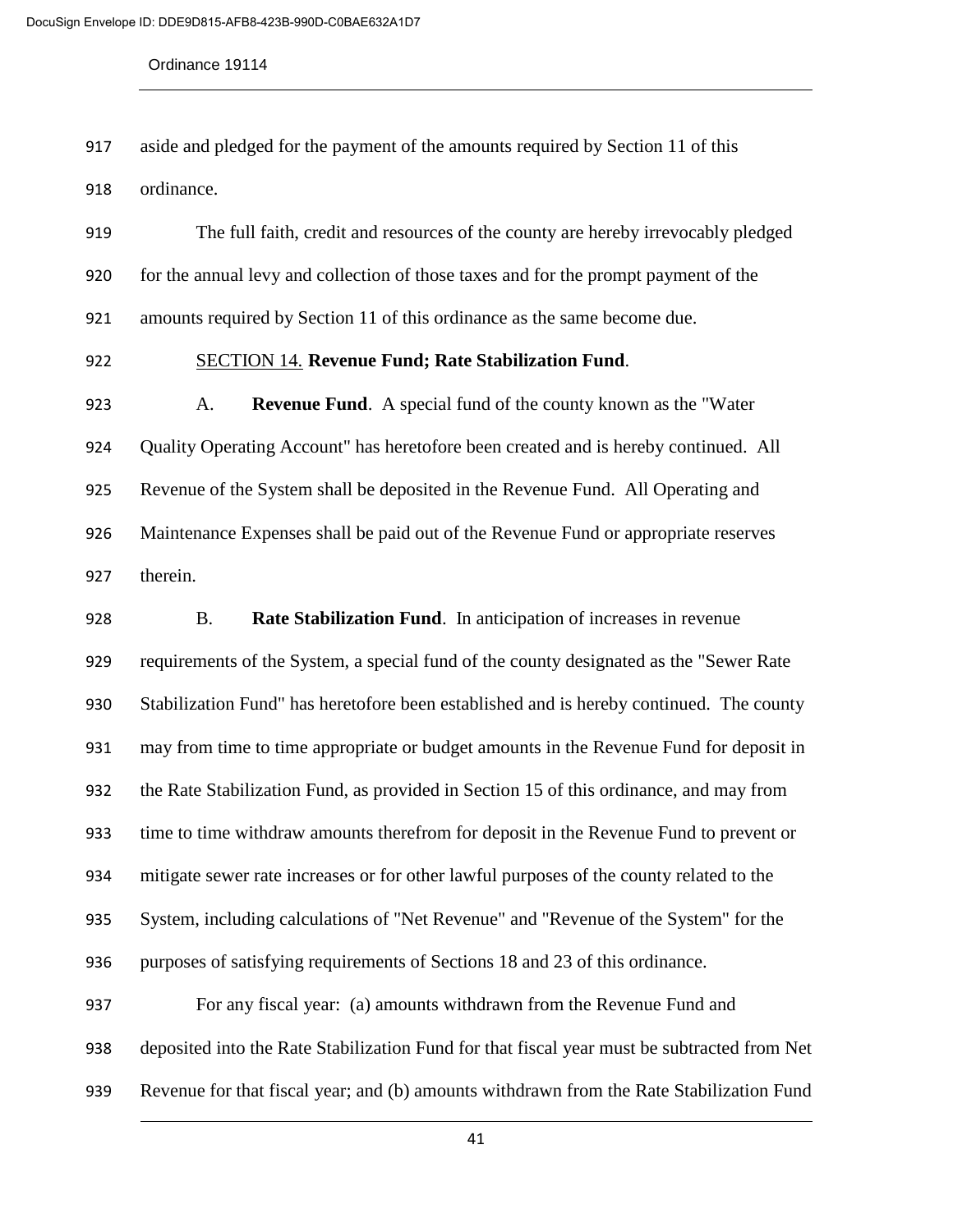aside and pledged for the payment of the amounts required by Section 11 of this ordinance.

The full faith, credit and resources of the county are hereby irrevocably pledged for the annual levy and collection of those taxes and for the prompt payment of the amounts required by Section 11 of this ordinance as the same become due.

SECTION 14. **Revenue Fund; Rate Stabilization Fund**.

A. **Revenue Fund**. A special fund of the county known as the "Water Quality Operating Account" has heretofore been created and is hereby continued. All Revenue of the System shall be deposited in the Revenue Fund. All Operating and Maintenance Expenses shall be paid out of the Revenue Fund or appropriate reserves therein.

B. **Rate Stabilization Fund**. In anticipation of increases in revenue requirements of the System, a special fund of the county designated as the "Sewer Rate Stabilization Fund" has heretofore been established and is hereby continued. The county may from time to time appropriate or budget amounts in the Revenue Fund for deposit in the Rate Stabilization Fund, as provided in Section 15 of this ordinance, and may from time to time withdraw amounts therefrom for deposit in the Revenue Fund to prevent or mitigate sewer rate increases or for other lawful purposes of the county related to the System, including calculations of "Net Revenue" and "Revenue of the System" for the purposes of satisfying requirements of Sections 18 and 23 of this ordinance.

For any fiscal year: (a) amounts withdrawn from the Revenue Fund and deposited into the Rate Stabilization Fund for that fiscal year must be subtracted from Net Revenue for that fiscal year; and (b) amounts withdrawn from the Rate Stabilization Fund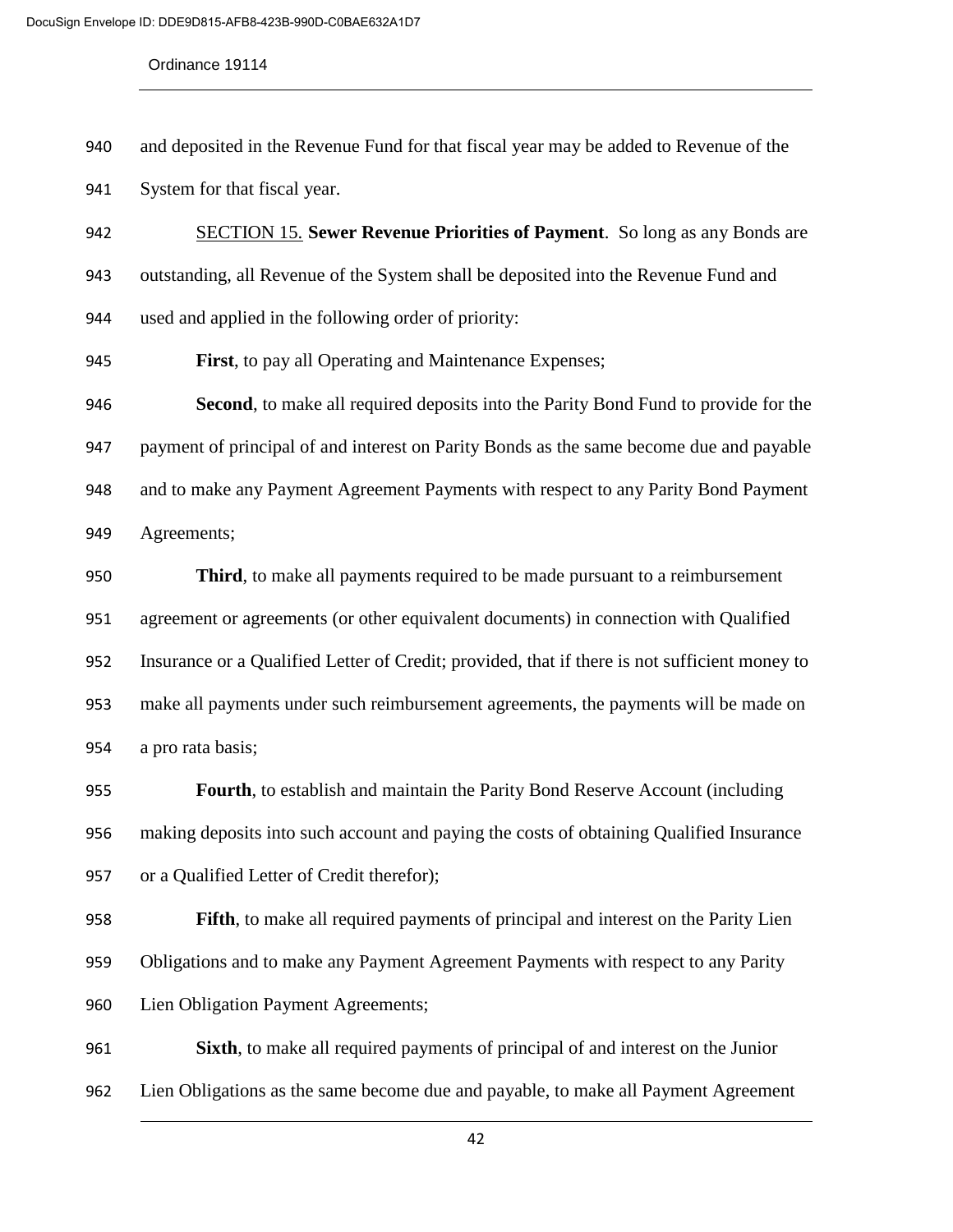and deposited in the Revenue Fund for that fiscal year may be added to Revenue of the System for that fiscal year.

<u>SECTION 15.</u> **Sewer Revenue Priorities of Payment**. So long as any Bonds are outstanding, all Revenue of the System shall be deposited into the Revenue Fund and used and applied in the following order of priority:

**First**, to pay all Operating and Maintenance Expenses;

**Second**, to make all required deposits into the Parity Bond Fund to provide for the payment of principal of and interest on Parity Bonds as the same become due and payable and to make any Payment Agreement Payments with respect to any Parity Bond Payment Agreements;

**Third**, to make all payments required to be made pursuant to a reimbursement agreement or agreements (or other equivalent documents) in connection with Qualified Insurance or a Qualified Letter of Credit; provided, that if there is not sufficient money to make all payments under such reimbursement agreements, the payments will be made on a pro rata basis;

**Fourth**, to establish and maintain the Parity Bond Reserve Account (including making deposits into such account and paying the costs of obtaining Qualified Insurance or a Qualified Letter of Credit therefor);

**Fifth**, to make all required payments of principal and interest on the Parity Lien Obligations and to make any Payment Agreement Payments with respect to any Parity Lien Obligation Payment Agreements;

**Sixth**, to make all required payments of principal of and interest on the Junior Lien Obligations as the same become due and payable, to make all Payment Agreement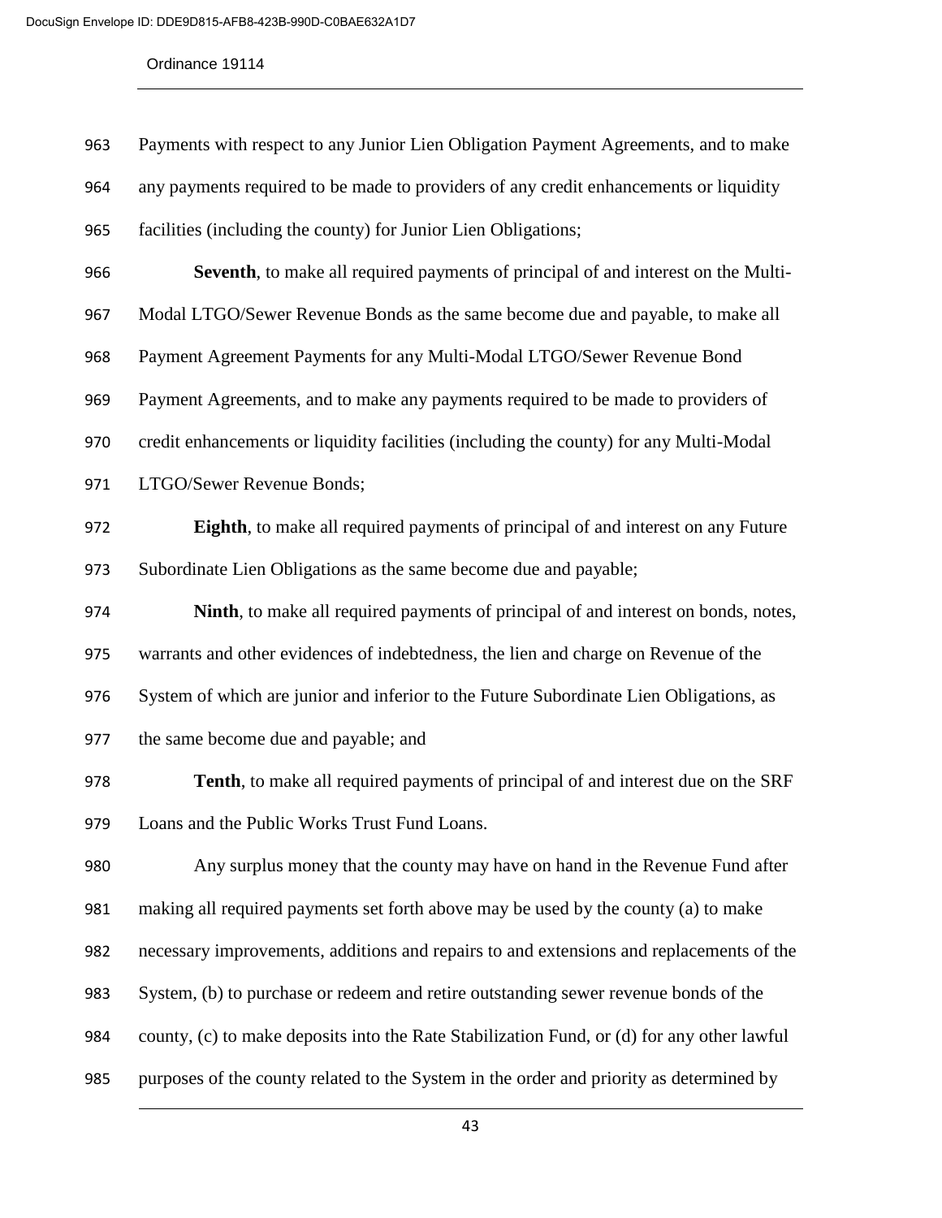Payments with respect to any Junior Lien Obligation Payment Agreements, and to make any payments required to be made to providers of any credit enhancements or liquidity facilities (including the county) for Junior Lien Obligations;

**Seventh**, to make all required payments of principal of and interest on the Multi-Modal LTGO/Sewer Revenue Bonds as the same become due and payable, to make all Payment Agreement Payments for any Multi-Modal LTGO/Sewer Revenue Bond Payment Agreements, and to make any payments required to be made to providers of credit enhancements or liquidity facilities (including the county) for any Multi-Modal LTGO/Sewer Revenue Bonds;

**Eighth**, to make all required payments of principal of and interest on any Future Subordinate Lien Obligations as the same become due and payable;

**Ninth**, to make all required payments of principal of and interest on bonds, notes, warrants and other evidences of indebtedness, the lien and charge on Revenue of the System of which are junior and inferior to the Future Subordinate Lien Obligations, as the same become due and payable; and

**Tenth**, to make all required payments of principal of and interest due on the SRF Loans and the Public Works Trust Fund Loans.

Any surplus money that the county may have on hand in the Revenue Fund after making all required payments set forth above may be used by the county (a) to make necessary improvements, additions and repairs to and extensions and replacements of the System, (b) to purchase or redeem and retire outstanding sewer revenue bonds of the county, (c) to make deposits into the Rate Stabilization Fund, or (d) for any other lawful purposes of the county related to the System in the order and priority as determined by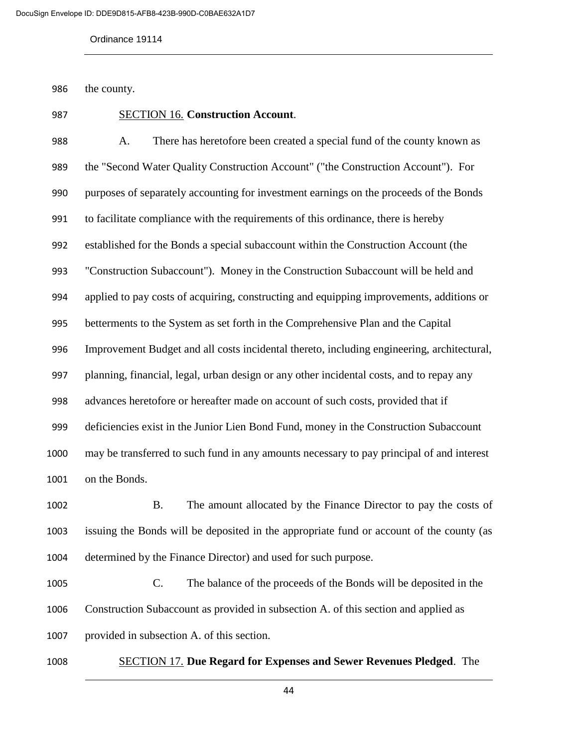the county.

SECTION 16. **Construction Account**.

A. There has heretofore been created a special fund of the county known as the "Second Water Quality Construction Account" ("the Construction Account"). For purposes of separately accounting for investment earnings on the proceeds of the Bonds to facilitate compliance with the requirements of this ordinance, there is hereby established for the Bonds a special subaccount within the Construction Account (the "Construction Subaccount"). Money in the Construction Subaccount will be held and applied to pay costs of acquiring, constructing and equipping improvements, additions or betterments to the System as set forth in the Comprehensive Plan and the Capital Improvement Budget and all costs incidental thereto, including engineering, architectural, planning, financial, legal, urban design or any other incidental costs, and to repay any advances heretofore or hereafter made on account of such costs, provided that if deficiencies exist in the Junior Lien Bond Fund, money in the Construction Subaccount may be transferred to such fund in any amounts necessary to pay principal of and interest on the Bonds.

B. The amount allocated by the Finance Director to pay the costs of issuing the Bonds will be deposited in the appropriate fund or account of the county (as determined by the Finance Director) and used for such purpose.

C. The balance of the proceeds of the Bonds will be deposited in the Construction Subaccount as provided in subsection A. of this section and applied as provided in subsection A. of this section.

SECTION 17. **Due Regard for Expenses and Sewer Revenues Pledged**. The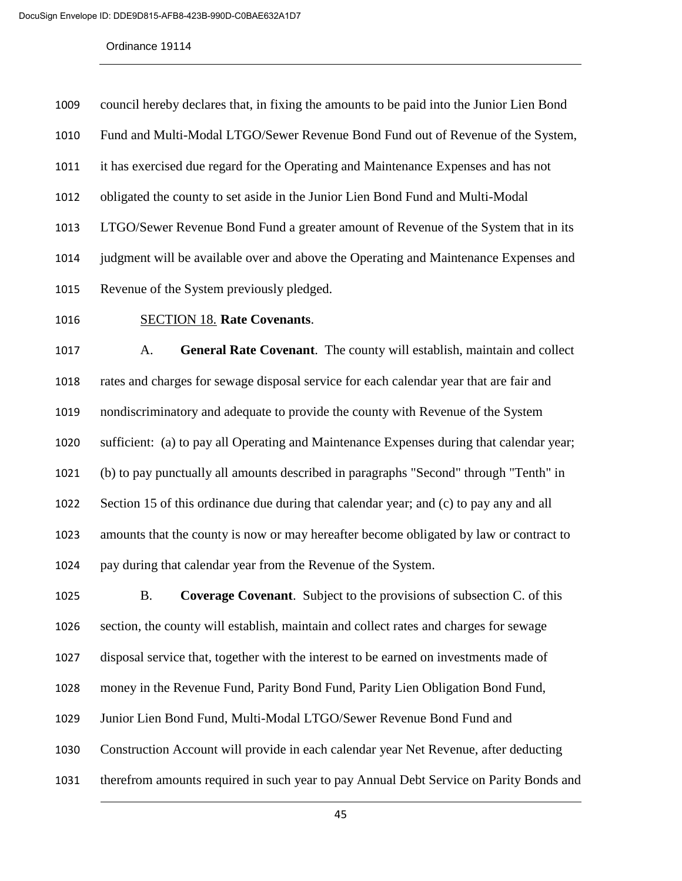council hereby declares that, in fixing the amounts to be paid into the Junior Lien Bond Fund and Multi-Modal LTGO/Sewer Revenue Bond Fund out of Revenue of the System, it has exercised due regard for the Operating and Maintenance Expenses and has not obligated the county to set aside in the Junior Lien Bond Fund and Multi-Modal LTGO/Sewer Revenue Bond Fund a greater amount of Revenue of the System that in its judgment will be available over and above the Operating and Maintenance Expenses and Revenue of the System previously pledged.

SECTION 18. **Rate Covenants**.

A. **General Rate Covenant**. The county will establish, maintain and collect rates and charges for sewage disposal service for each calendar year that are fair and nondiscriminatory and adequate to provide the county with Revenue of the System sufficient: (a) to pay all Operating and Maintenance Expenses during that calendar year; (b) to pay punctually all amounts described in paragraphs "Second" through "Tenth" in Section 15 of this ordinance due during that calendar year; and (c) to pay any and all amounts that the county is now or may hereafter become obligated by law or contract to pay during that calendar year from the Revenue of the System.

B. **Coverage Covenant**. Subject to the provisions of subsection C. of this section, the county will establish, maintain and collect rates and charges for sewage disposal service that, together with the interest to be earned on investments made of money in the Revenue Fund, Parity Bond Fund, Parity Lien Obligation Bond Fund, Junior Lien Bond Fund, Multi-Modal LTGO/Sewer Revenue Bond Fund and Construction Account will provide in each calendar year Net Revenue, after deducting therefrom amounts required in such year to pay Annual Debt Service on Parity Bonds and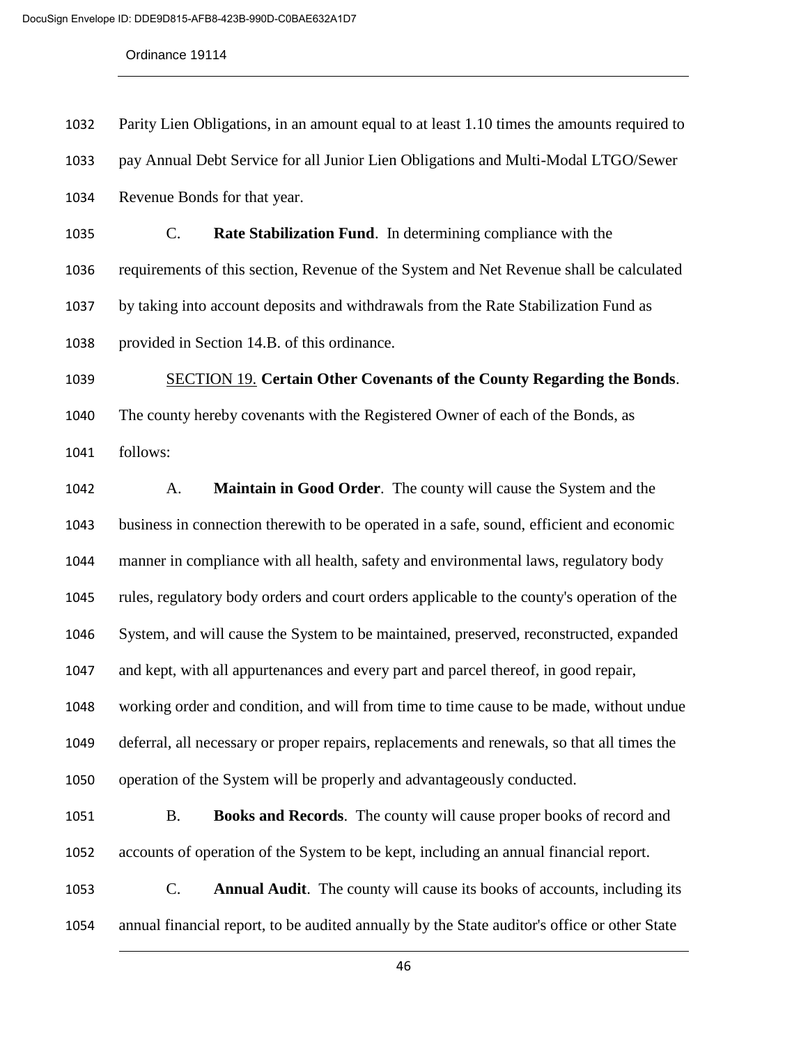Parity Lien Obligations, in an amount equal to at least 1.10 times the amounts required to pay Annual Debt Service for all Junior Lien Obligations and Multi-Modal LTGO/Sewer Revenue Bonds for that year.

C. **Rate Stabilization Fund**. In determining compliance with the requirements of this section, Revenue of the System and Net Revenue shall be calculated by taking into account deposits and withdrawals from the Rate Stabilization Fund as provided in Section 14.B. of this ordinance.

SECTION 19. **Certain Other Covenants of the County Regarding the Bonds**. The county hereby covenants with the Registered Owner of each of the Bonds, as follows:

A. **Maintain in Good Order**. The county will cause the System and the business in connection therewith to be operated in a safe, sound, efficient and economic manner in compliance with all health, safety and environmental laws, regulatory body rules, regulatory body orders and court orders applicable to the county's operation of the System, and will cause the System to be maintained, preserved, reconstructed, expanded and kept, with all appurtenances and every part and parcel thereof, in good repair, working order and condition, and will from time to time cause to be made, without undue deferral, all necessary or proper repairs, replacements and renewals, so that all times the operation of the System will be properly and advantageously conducted.

B. **Books and Records**. The county will cause proper books of record and accounts of operation of the System to be kept, including an annual financial report.

C. **Annual Audit**. The county will cause its books of accounts, including its annual financial report, to be audited annually by the State auditor's office or other State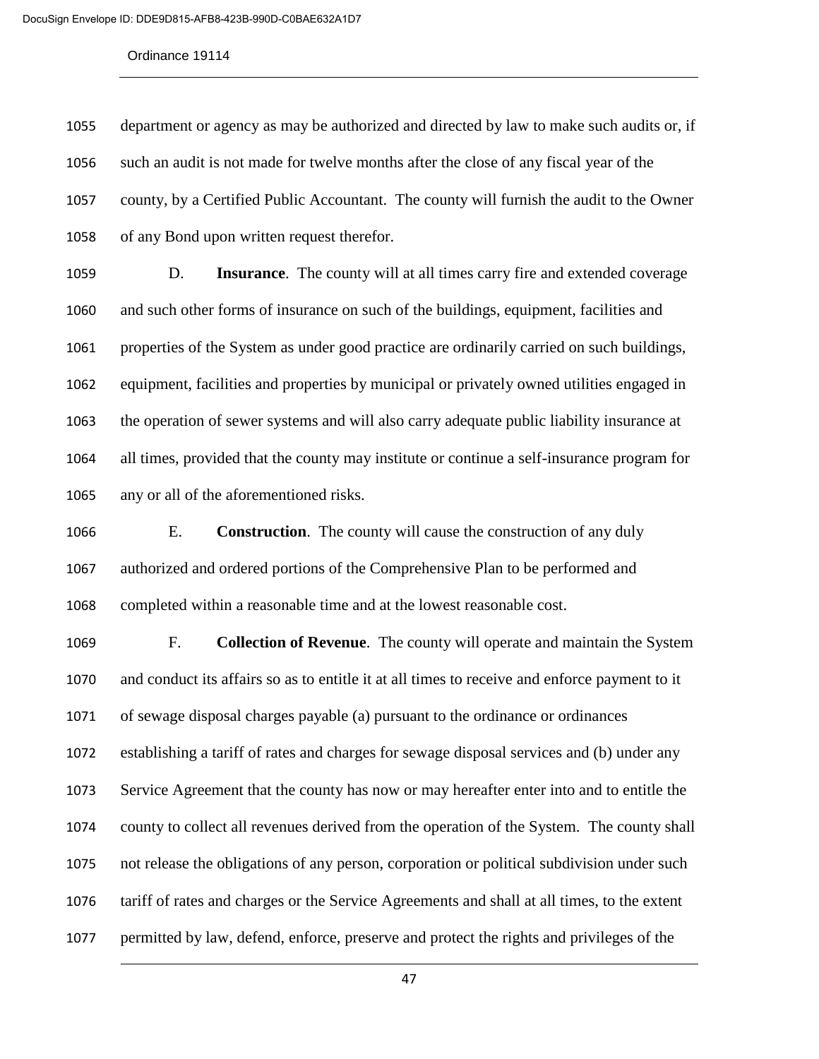department or agency as may be authorized and directed by law to make such audits or, if such an audit is not made for twelve months after the close of any fiscal year of the county, by a Certified Public Accountant. The county will furnish the audit to the Owner of any Bond upon written request therefor.

D. **Insurance**. The county will at all times carry fire and extended coverage and such other forms of insurance on such of the buildings, equipment, facilities and properties of the System as under good practice are ordinarily carried on such buildings, equipment, facilities and properties by municipal or privately owned utilities engaged in the operation of sewer systems and will also carry adequate public liability insurance at all times, provided that the county may institute or continue a self-insurance program for any or all of the aforementioned risks.

E. **Construction**. The county will cause the construction of any duly authorized and ordered portions of the Comprehensive Plan to be performed and completed within a reasonable time and at the lowest reasonable cost.

F. **Collection of Revenue**. The county will operate and maintain the System and conduct its affairs so as to entitle it at all times to receive and enforce payment to it of sewage disposal charges payable (a) pursuant to the ordinance or ordinances establishing a tariff of rates and charges for sewage disposal services and (b) under any Service Agreement that the county has now or may hereafter enter into and to entitle the county to collect all revenues derived from the operation of the System. The county shall not release the obligations of any person, corporation or political subdivision under such tariff of rates and charges or the Service Agreements and shall at all times, to the extent permitted by law, defend, enforce, preserve and protect the rights and privileges of the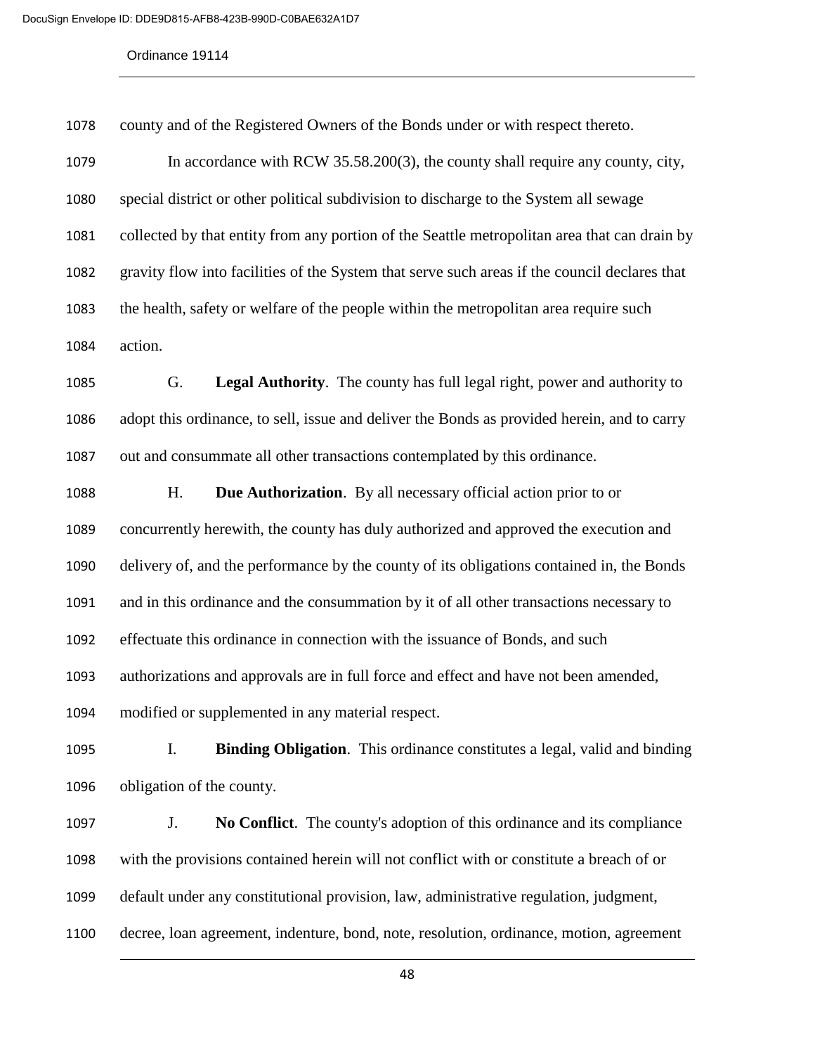county and of the Registered Owners of the Bonds under or with respect thereto.

In accordance with RCW 35.58.200(3), the county shall require any county, city, special district or other political subdivision to discharge to the System all sewage collected by that entity from any portion of the Seattle metropolitan area that can drain by gravity flow into facilities of the System that serve such areas if the council declares that the health, safety or welfare of the people within the metropolitan area require such action.

G. **Legal Authority**. The county has full legal right, power and authority to adopt this ordinance, to sell, issue and deliver the Bonds as provided herein, and to carry out and consummate all other transactions contemplated by this ordinance.

H. **Due Authorization**. By all necessary official action prior to or concurrently herewith, the county has duly authorized and approved the execution and delivery of, and the performance by the county of its obligations contained in, the Bonds and in this ordinance and the consummation by it of all other transactions necessary to effectuate this ordinance in connection with the issuance of Bonds, and such authorizations and approvals are in full force and effect and have not been amended, modified or supplemented in any material respect.

I. **Binding Obligation**. This ordinance constitutes a legal, valid and binding obligation of the county.

J. **No Conflict**. The county's adoption of this ordinance and its compliance with the provisions contained herein will not conflict with or constitute a breach of or default under any constitutional provision, law, administrative regulation, judgment, decree, loan agreement, indenture, bond, note, resolution, ordinance, motion, agreement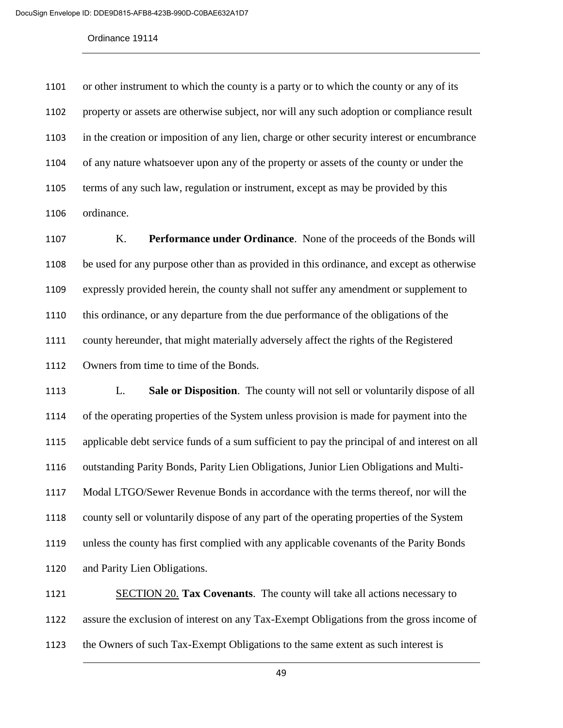or other instrument to which the county is a party or to which the county or any of its property or assets are otherwise subject, nor will any such adoption or compliance result in the creation or imposition of any lien, charge or other security interest or encumbrance of any nature whatsoever upon any of the property or assets of the county or under the terms of any such law, regulation or instrument, except as may be provided by this ordinance.

K. **Performance under Ordinance**. None of the proceeds of the Bonds will be used for any purpose other than as provided in this ordinance, and except as otherwise expressly provided herein, the county shall not suffer any amendment or supplement to this ordinance, or any departure from the due performance of the obligations of the county hereunder, that might materially adversely affect the rights of the Registered Owners from time to time of the Bonds.

L. **Sale or Disposition**. The county will not sell or voluntarily dispose of all of the operating properties of the System unless provision is made for payment into the applicable debt service funds of a sum sufficient to pay the principal of and interest on all outstanding Parity Bonds, Parity Lien Obligations, Junior Lien Obligations and Multi-Modal LTGO/Sewer Revenue Bonds in accordance with the terms thereof, nor will the county sell or voluntarily dispose of any part of the operating properties of the System unless the county has first complied with any applicable covenants of the Parity Bonds and Parity Lien Obligations.

SECTION 20. **Tax Covenants**. The county will take all actions necessary to assure the exclusion of interest on any Tax-Exempt Obligations from the gross income of the Owners of such Tax-Exempt Obligations to the same extent as such interest is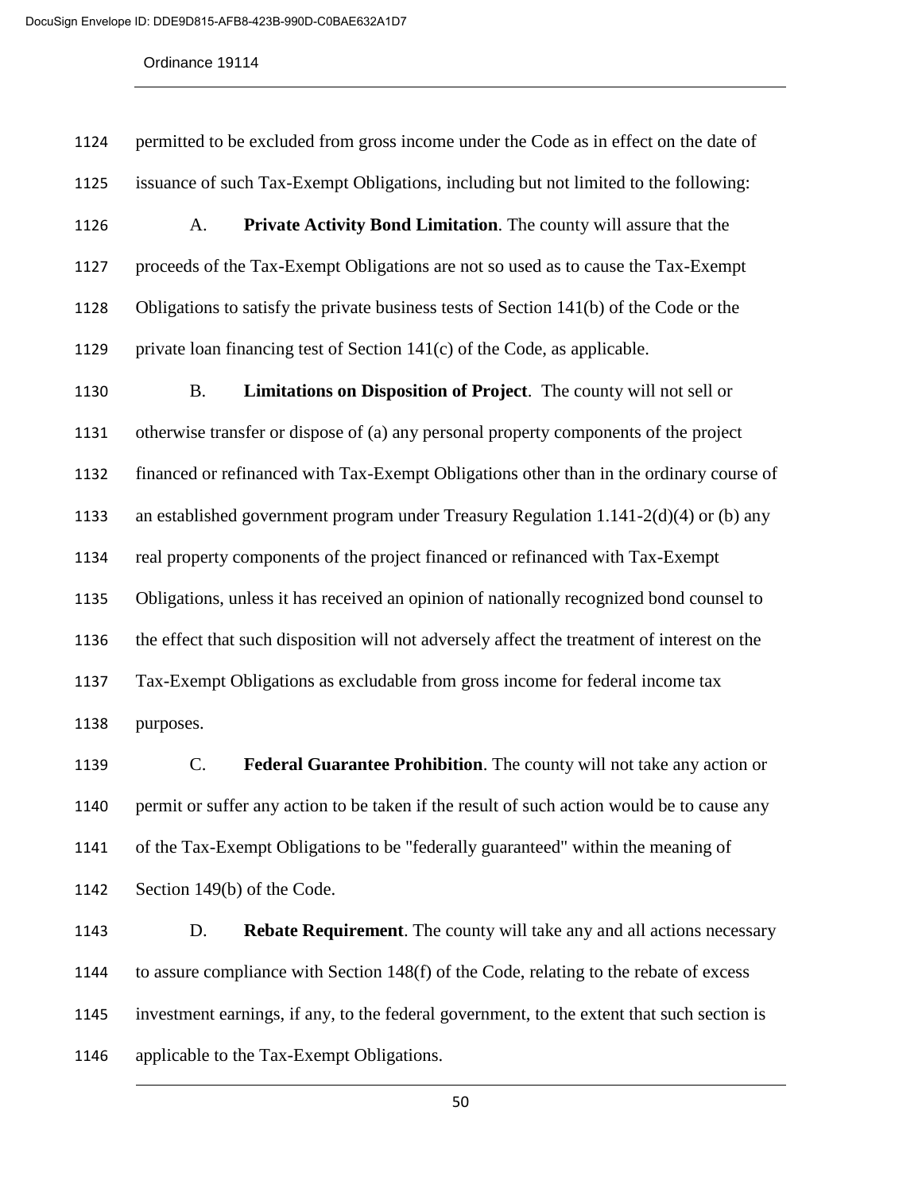permitted to be excluded from gross income under the Code as in effect on the date of issuance of such Tax-Exempt Obligations, including but not limited to the following:

A. **Private Activity Bond Limitation**. The county will assure that the proceeds of the Tax-Exempt Obligations are not so used as to cause the Tax-Exempt Obligations to satisfy the private business tests of Section 141(b) of the Code or the private loan financing test of Section 141(c) of the Code, as applicable.

B. **Limitations on Disposition of Project**. The county will not sell or otherwise transfer or dispose of (a) any personal property components of the project financed or refinanced with Tax-Exempt Obligations other than in the ordinary course of an established government program under Treasury Regulation 1.141-2(d)(4) or (b) any real property components of the project financed or refinanced with Tax-Exempt Obligations, unless it has received an opinion of nationally recognized bond counsel to the effect that such disposition will not adversely affect the treatment of interest on the Tax-Exempt Obligations as excludable from gross income for federal income tax purposes.

C. **Federal Guarantee Prohibition**. The county will not take any action or permit or suffer any action to be taken if the result of such action would be to cause any of the Tax-Exempt Obligations to be "federally guaranteed" within the meaning of Section 149(b) of the Code.

D. **Rebate Requirement**. The county will take any and all actions necessary to assure compliance with Section 148(f) of the Code, relating to the rebate of excess investment earnings, if any, to the federal government, to the extent that such section is applicable to the Tax-Exempt Obligations.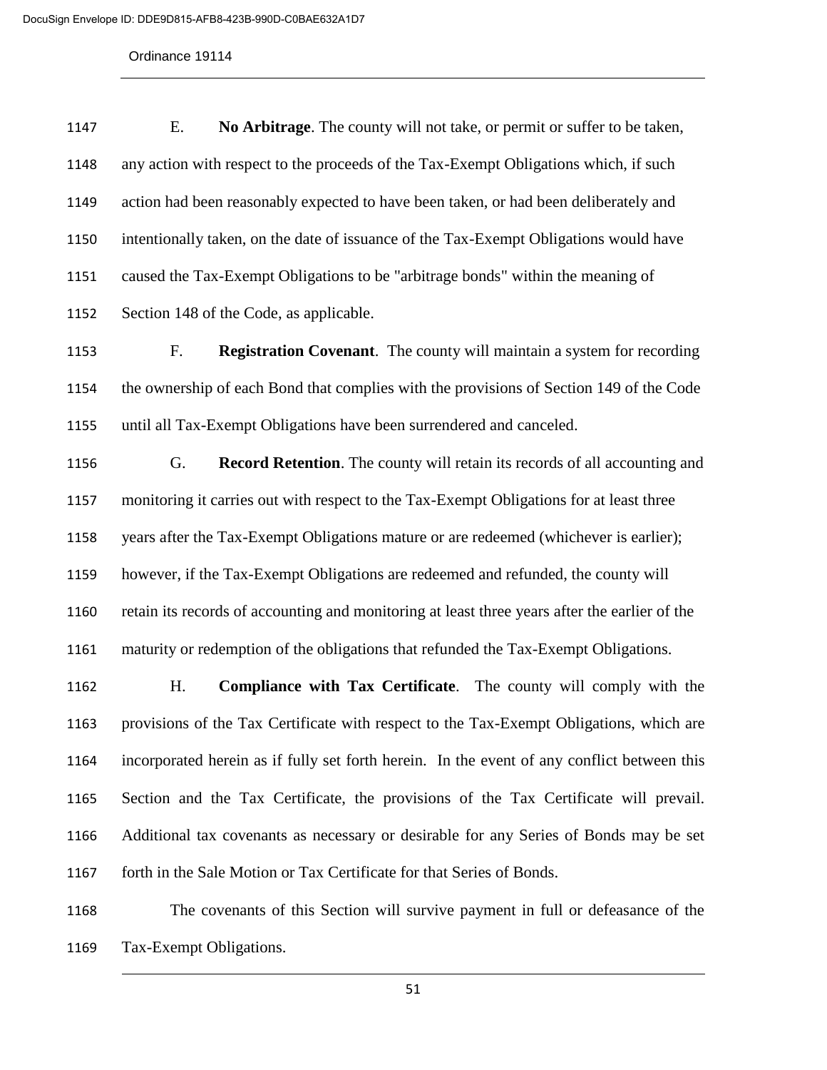E. **No Arbitrage**. The county will not take, or permit or suffer to be taken, any action with respect to the proceeds of the Tax-Exempt Obligations which, if such action had been reasonably expected to have been taken, or had been deliberately and intentionally taken, on the date of issuance of the Tax-Exempt Obligations would have caused the Tax-Exempt Obligations to be "arbitrage bonds" within the meaning of Section 148 of the Code, as applicable.

F. **Registration Covenant**. The county will maintain a system for recording the ownership of each Bond that complies with the provisions of Section 149 of the Code until all Tax-Exempt Obligations have been surrendered and canceled.

G. **Record Retention**. The county will retain its records of all accounting and monitoring it carries out with respect to the Tax-Exempt Obligations for at least three years after the Tax-Exempt Obligations mature or are redeemed (whichever is earlier); however, if the Tax-Exempt Obligations are redeemed and refunded, the county will retain its records of accounting and monitoring at least three years after the earlier of the maturity or redemption of the obligations that refunded the Tax-Exempt Obligations.

H. **Compliance with Tax Certificate**. The county will comply with the provisions of the Tax Certificate with respect to the Tax-Exempt Obligations, which are incorporated herein as if fully set forth herein. In the event of any conflict between this Section and the Tax Certificate, the provisions of the Tax Certificate will prevail. Additional tax covenants as necessary or desirable for any Series of Bonds may be set forth in the Sale Motion or Tax Certificate for that Series of Bonds.

The covenants of this Section will survive payment in full or defeasance of the Tax-Exempt Obligations.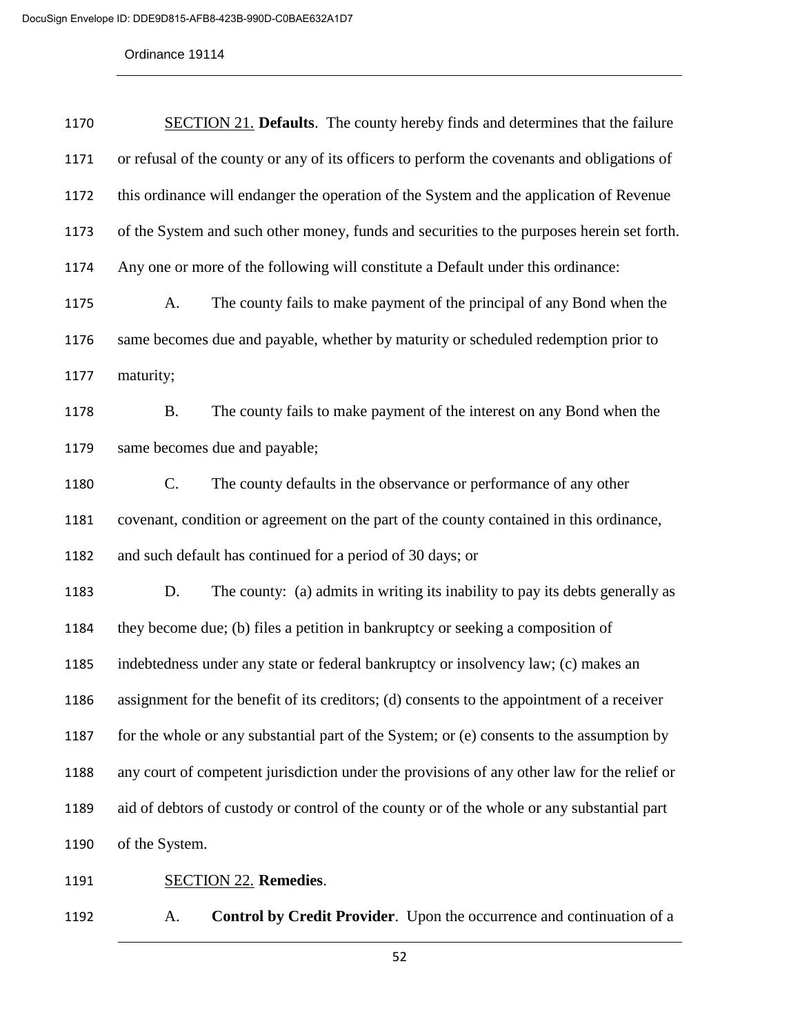<u>SECTION 21.</u> **Defaults**. The county hereby finds and determines that the failure or refusal of the county or any of its officers to perform the covenants and obligations of this ordinance will endanger the operation of the System and the application of Revenue of the System and such other money, funds and securities to the purposes herein set forth. Any one or more of the following will constitute a Default under this ordinance:

A. The county fails to make payment of the principal of any Bond when the same becomes due and payable, whether by maturity or scheduled redemption prior to maturity;

B. The county fails to make payment of the interest on any Bond when the same becomes due and payable;

C. The county defaults in the observance or performance of any other covenant, condition or agreement on the part of the county contained in this ordinance, and such default has continued for a period of 30 days; or

D. The county: (a) admits in writing its inability to pay its debts generally as they become due; (b) files a petition in bankruptcy or seeking a composition of indebtedness under any state or federal bankruptcy or insolvency law; (c) makes an assignment for the benefit of its creditors; (d) consents to the appointment of a receiver for the whole or any substantial part of the System; or (e) consents to the assumption by any court of competent jurisdiction under the provisions of any other law for the relief or aid of debtors of custody or control of the county or of the whole or any substantial part of the System.

<u>SECTION 22.</u> **Remedies**.

A. **Control by Credit Provider**. Upon the occurrence and continuation of a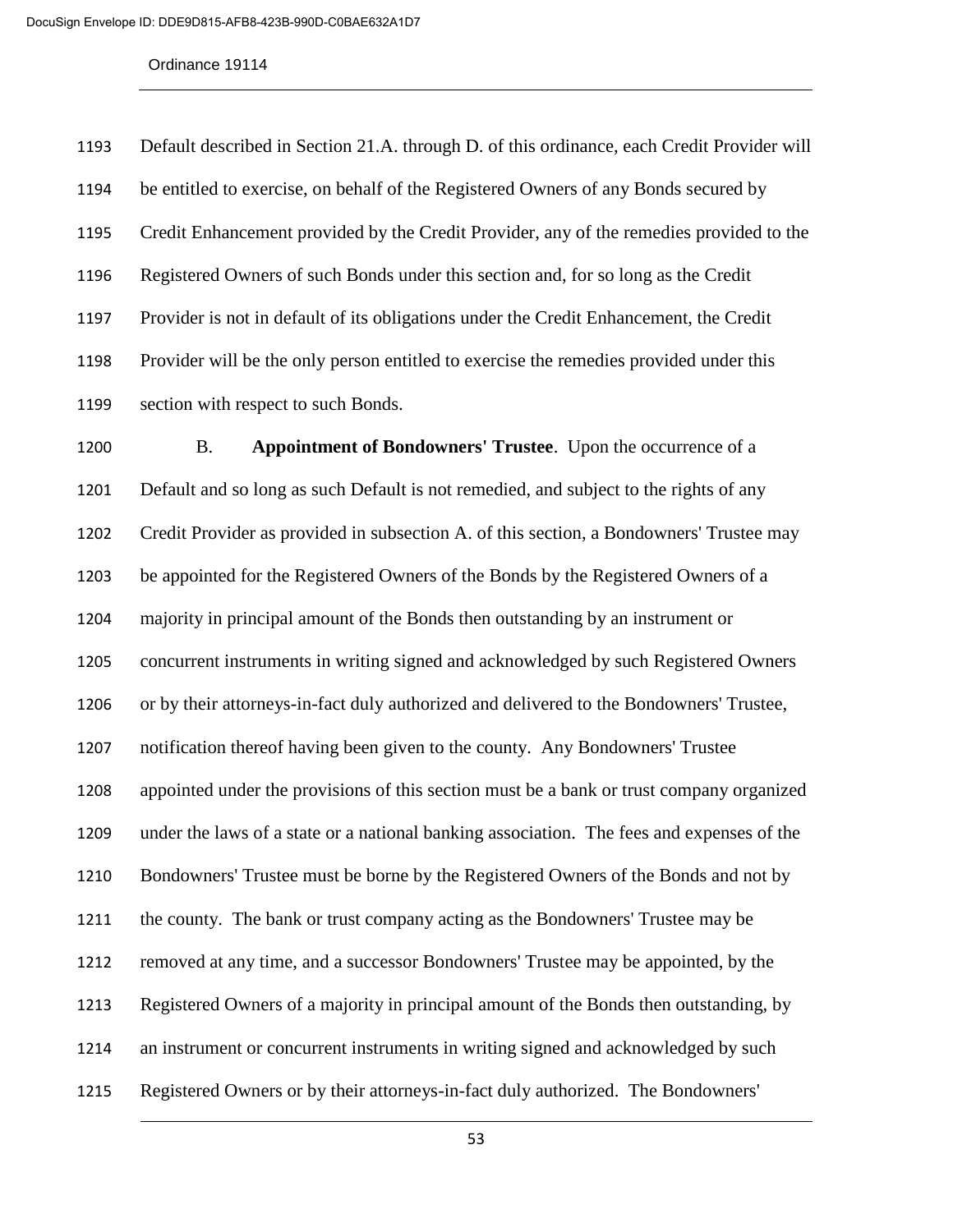Default described in Section 21.A. through D. of this ordinance, each Credit Provider will be entitled to exercise, on behalf of the Registered Owners of any Bonds secured by Credit Enhancement provided by the Credit Provider, any of the remedies provided to the Registered Owners of such Bonds under this section and, for so long as the Credit Provider is not in default of its obligations under the Credit Enhancement, the Credit Provider will be the only person entitled to exercise the remedies provided under this section with respect to such Bonds.

B. **Appointment of Bondowners' Trustee**. Upon the occurrence of a Default and so long as such Default is not remedied, and subject to the rights of any Credit Provider as provided in subsection A. of this section, a Bondowners' Trustee may be appointed for the Registered Owners of the Bonds by the Registered Owners of a majority in principal amount of the Bonds then outstanding by an instrument or concurrent instruments in writing signed and acknowledged by such Registered Owners or by their attorneys-in-fact duly authorized and delivered to the Bondowners' Trustee, notification thereof having been given to the county. Any Bondowners' Trustee appointed under the provisions of this section must be a bank or trust company organized under the laws of a state or a national banking association. The fees and expenses of the Bondowners' Trustee must be borne by the Registered Owners of the Bonds and not by the county. The bank or trust company acting as the Bondowners' Trustee may be removed at any time, and a successor Bondowners' Trustee may be appointed, by the Registered Owners of a majority in principal amount of the Bonds then outstanding, by an instrument or concurrent instruments in writing signed and acknowledged by such Registered Owners or by their attorneys-in-fact duly authorized. The Bondowners'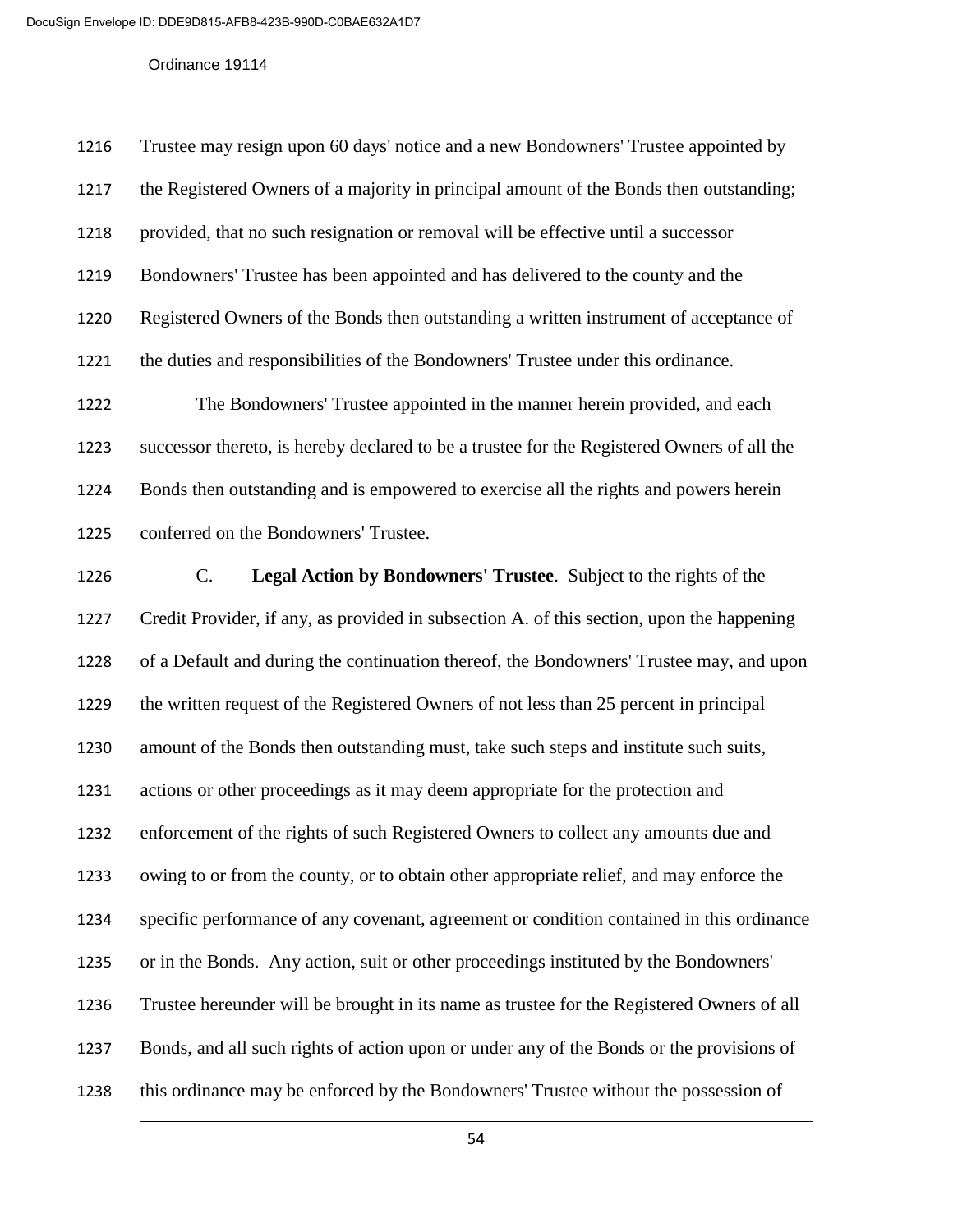Trustee may resign upon 60 days' notice and a new Bondowners' Trustee appointed by the Registered Owners of a majority in principal amount of the Bonds then outstanding; provided, that no such resignation or removal will be effective until a successor Bondowners' Trustee has been appointed and has delivered to the county and the Registered Owners of the Bonds then outstanding a written instrument of acceptance of the duties and responsibilities of the Bondowners' Trustee under this ordinance.

The Bondowners' Trustee appointed in the manner herein provided, and each successor thereto, is hereby declared to be a trustee for the Registered Owners of all the Bonds then outstanding and is empowered to exercise all the rights and powers herein conferred on the Bondowners' Trustee.

C. **Legal Action by Bondowners' Trustee**. Subject to the rights of the Credit Provider, if any, as provided in subsection A. of this section, upon the happening of a Default and during the continuation thereof, the Bondowners' Trustee may, and upon the written request of the Registered Owners of not less than 25 percent in principal amount of the Bonds then outstanding must, take such steps and institute such suits, actions or other proceedings as it may deem appropriate for the protection and enforcement of the rights of such Registered Owners to collect any amounts due and owing to or from the county, or to obtain other appropriate relief, and may enforce the specific performance of any covenant, agreement or condition contained in this ordinance or in the Bonds. Any action, suit or other proceedings instituted by the Bondowners' Trustee hereunder will be brought in its name as trustee for the Registered Owners of all Bonds, and all such rights of action upon or under any of the Bonds or the provisions of this ordinance may be enforced by the Bondowners' Trustee without the possession of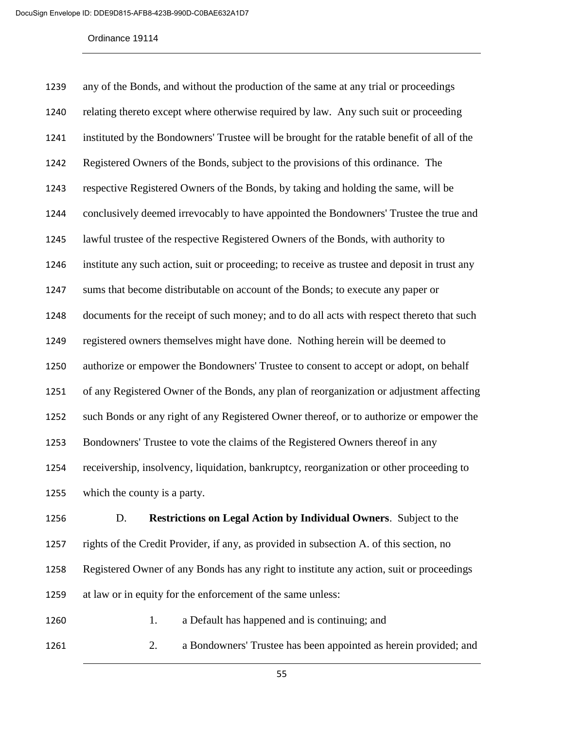any of the Bonds, and without the production of the same at any trial or proceedings relating thereto except where otherwise required by law. Any such suit or proceeding instituted by the Bondowners' Trustee will be brought for the ratable benefit of all of the Registered Owners of the Bonds, subject to the provisions of this ordinance. The respective Registered Owners of the Bonds, by taking and holding the same, will be conclusively deemed irrevocably to have appointed the Bondowners' Trustee the true and lawful trustee of the respective Registered Owners of the Bonds, with authority to institute any such action, suit or proceeding; to receive as trustee and deposit in trust any sums that become distributable on account of the Bonds; to execute any paper or documents for the receipt of such money; and to do all acts with respect thereto that such registered owners themselves might have done. Nothing herein will be deemed to authorize or empower the Bondowners' Trustee to consent to accept or adopt, on behalf of any Registered Owner of the Bonds, any plan of reorganization or adjustment affecting such Bonds or any right of any Registered Owner thereof, or to authorize or empower the Bondowners' Trustee to vote the claims of the Registered Owners thereof in any receivership, insolvency, liquidation, bankruptcy, reorganization or other proceeding to which the county is a party.

D. **Restrictions on Legal Action by Individual Owners**. Subject to the rights of the Credit Provider, if any, as provided in subsection A. of this section, no Registered Owner of any Bonds has any right to institute any action, suit or proceedings at law or in equity for the enforcement of the same unless:

1. a Default has happened and is continuing; and

2. a Bondowners' Trustee has been appointed as herein provided; and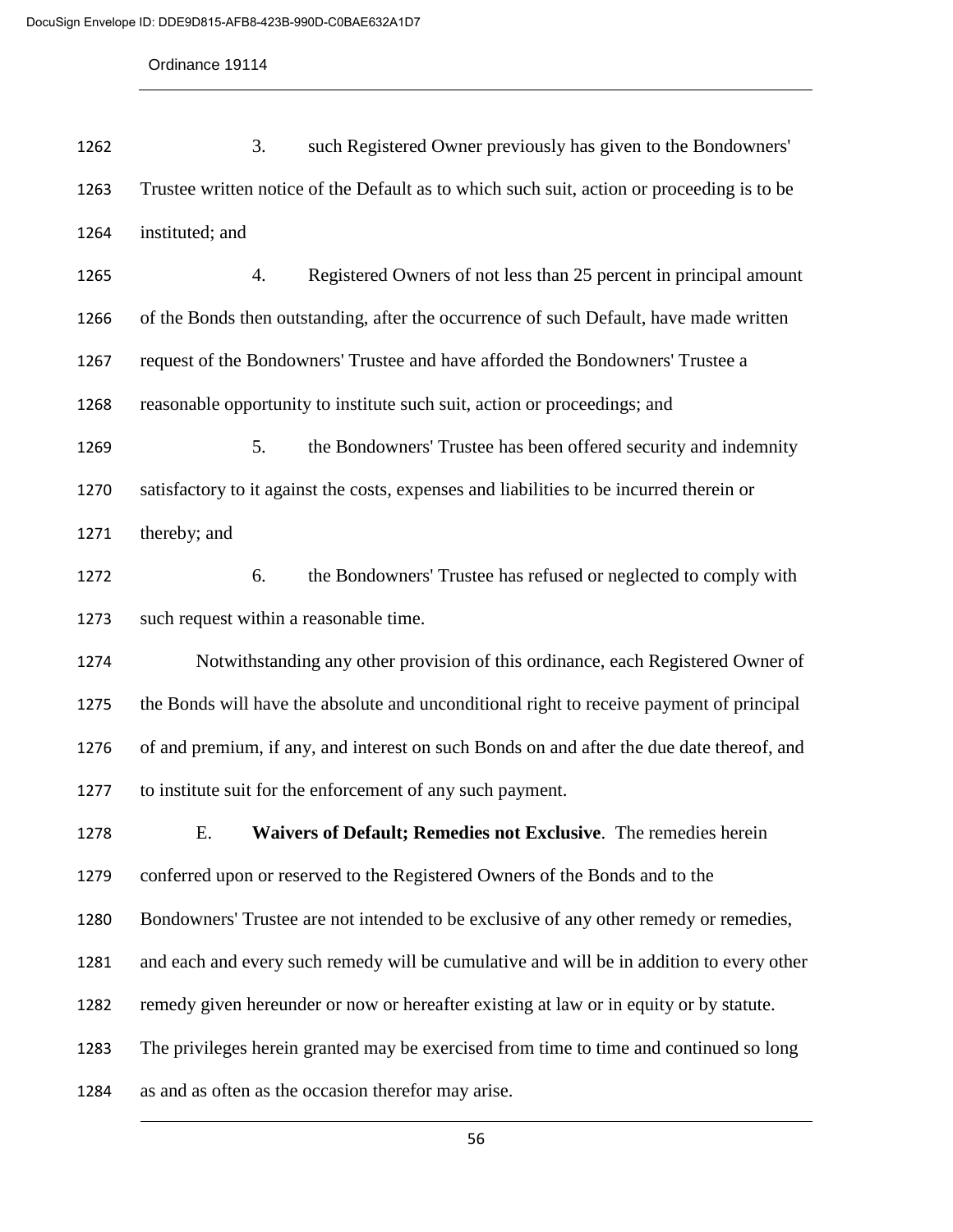3. such Registered Owner previously has given to the Bondowners' Trustee written notice of the Default as to which such suit, action or proceeding is to be instituted; and

4. Registered Owners of not less than 25 percent in principal amount of the Bonds then outstanding, after the occurrence of such Default, have made written request of the Bondowners' Trustee and have afforded the Bondowners' Trustee a reasonable opportunity to institute such suit, action or proceedings; and

5. the Bondowners' Trustee has been offered security and indemnity satisfactory to it against the costs, expenses and liabilities to be incurred therein or thereby; and

6. the Bondowners' Trustee has refused or neglected to comply with such request within a reasonable time.

Notwithstanding any other provision of this ordinance, each Registered Owner of the Bonds will have the absolute and unconditional right to receive payment of principal of and premium, if any, and interest on such Bonds on and after the due date thereof, and to institute suit for the enforcement of any such payment.

E. **Waivers of Default; Remedies not Exclusive**. The remedies herein conferred upon or reserved to the Registered Owners of the Bonds and to the Bondowners' Trustee are not intended to be exclusive of any other remedy or remedies, and each and every such remedy will be cumulative and will be in addition to every other remedy given hereunder or now or hereafter existing at law or in equity or by statute. The privileges herein granted may be exercised from time to time and continued so long as and as often as the occasion therefor may arise.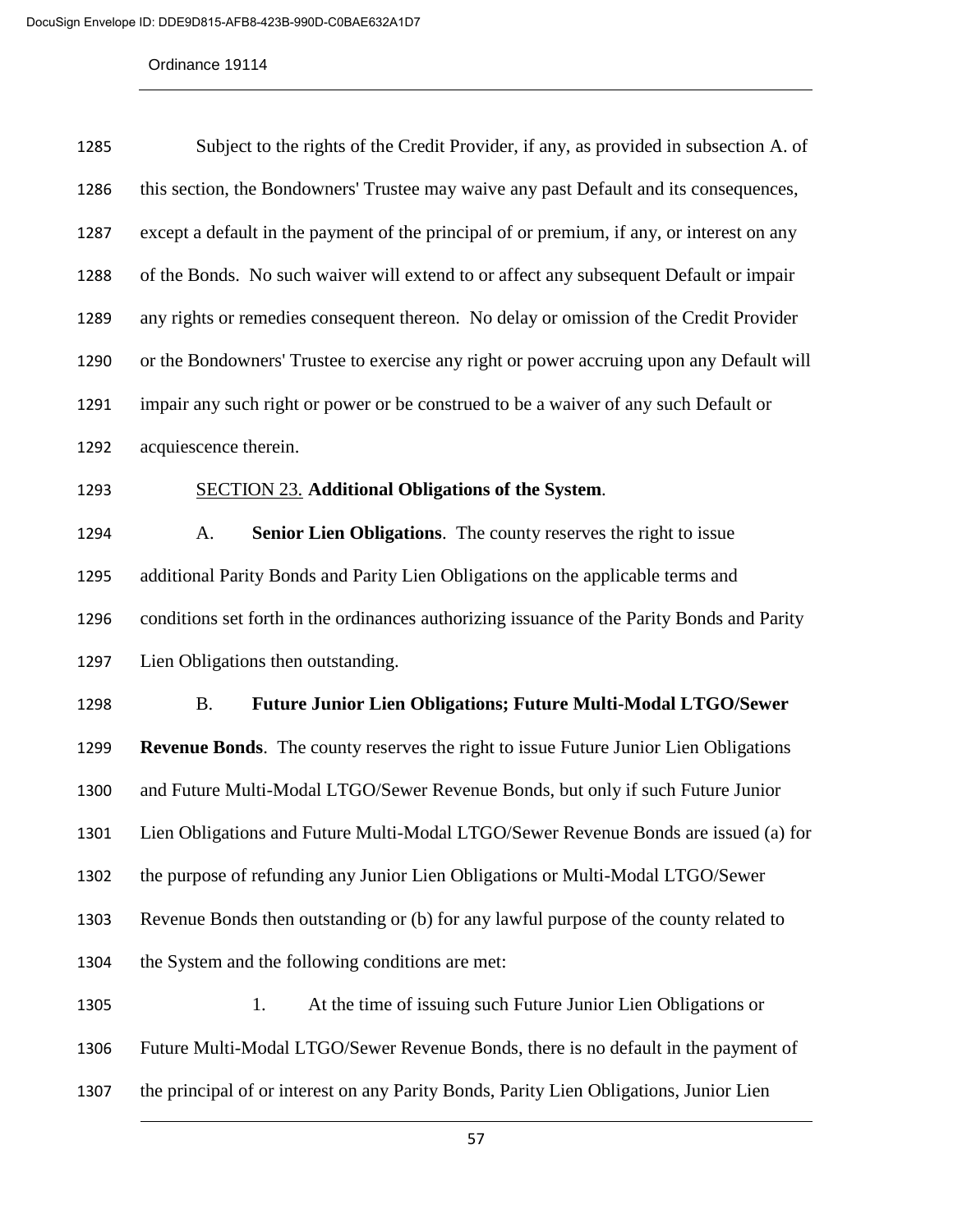Subject to the rights of the Credit Provider, if any, as provided in subsection A. of this section, the Bondowners' Trustee may waive any past Default and its consequences, except a default in the payment of the principal of or premium, if any, or interest on any of the Bonds. No such waiver will extend to or affect any subsequent Default or impair any rights or remedies consequent thereon. No delay or omission of the Credit Provider or the Bondowners' Trustee to exercise any right or power accruing upon any Default will impair any such right or power or be construed to be a waiver of any such Default or acquiescence therein.

SECTION 23. **Additional Obligations of the System**.

A. **Senior Lien Obligations**. The county reserves the right to issue additional Parity Bonds and Parity Lien Obligations on the applicable terms and conditions set forth in the ordinances authorizing issuance of the Parity Bonds and Parity Lien Obligations then outstanding.

B. **Future Junior Lien Obligations; Future Multi-Modal LTGO/Sewer Revenue Bonds**. The county reserves the right to issue Future Junior Lien Obligations and Future Multi-Modal LTGO/Sewer Revenue Bonds, but only if such Future Junior Lien Obligations and Future Multi-Modal LTGO/Sewer Revenue Bonds are issued (a) for the purpose of refunding any Junior Lien Obligations or Multi-Modal LTGO/Sewer Revenue Bonds then outstanding or (b) for any lawful purpose of the county related to the System and the following conditions are met:

1. At the time of issuing such Future Junior Lien Obligations or Future Multi-Modal LTGO/Sewer Revenue Bonds, there is no default in the payment of the principal of or interest on any Parity Bonds, Parity Lien Obligations, Junior Lien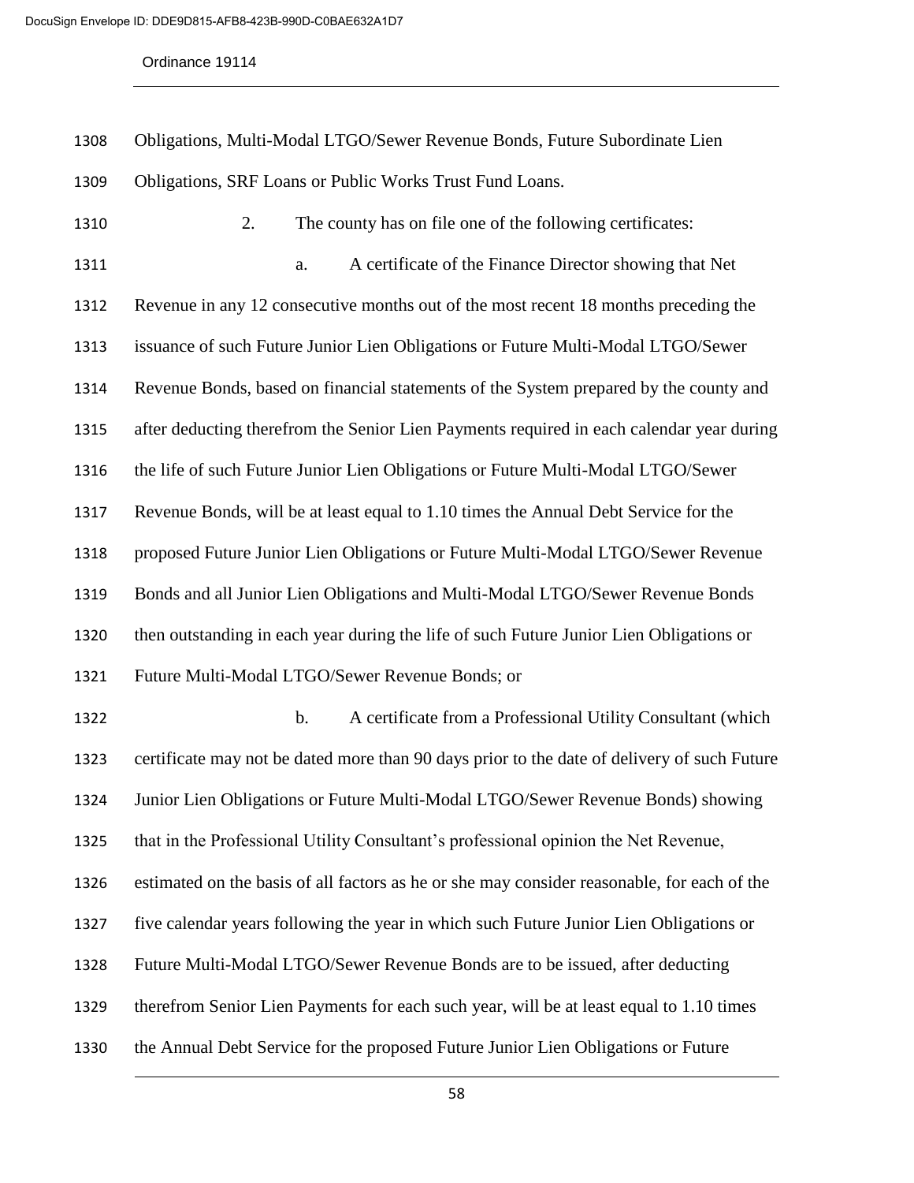Obligations, Multi-Modal LTGO/Sewer Revenue Bonds, Future Subordinate Lien Obligations, SRF Loans or Public Works Trust Fund Loans.

2. The county has on file one of the following certificates:

a. A certificate of the Finance Director showing that Net Revenue in any 12 consecutive months out of the most recent 18 months preceding the issuance of such Future Junior Lien Obligations or Future Multi-Modal LTGO/Sewer Revenue Bonds, based on financial statements of the System prepared by the county and after deducting therefrom the Senior Lien Payments required in each calendar year during the life of such Future Junior Lien Obligations or Future Multi-Modal LTGO/Sewer Revenue Bonds, will be at least equal to 1.10 times the Annual Debt Service for the proposed Future Junior Lien Obligations or Future Multi-Modal LTGO/Sewer Revenue Bonds and all Junior Lien Obligations and Multi-Modal LTGO/Sewer Revenue Bonds then outstanding in each year during the life of such Future Junior Lien Obligations or Future Multi-Modal LTGO/Sewer Revenue Bonds; or

b. A certificate from a Professional Utility Consultant (which certificate may not be dated more than 90 days prior to the date of delivery of such Future Junior Lien Obligations or Future Multi-Modal LTGO/Sewer Revenue Bonds) showing that in the Professional Utility Consultant's professional opinion the Net Revenue, estimated on the basis of all factors as he or she may consider reasonable, for each of the five calendar years following the year in which such Future Junior Lien Obligations or Future Multi-Modal LTGO/Sewer Revenue Bonds are to be issued, after deducting therefrom Senior Lien Payments for each such year, will be at least equal to 1.10 times the Annual Debt Service for the proposed Future Junior Lien Obligations or Future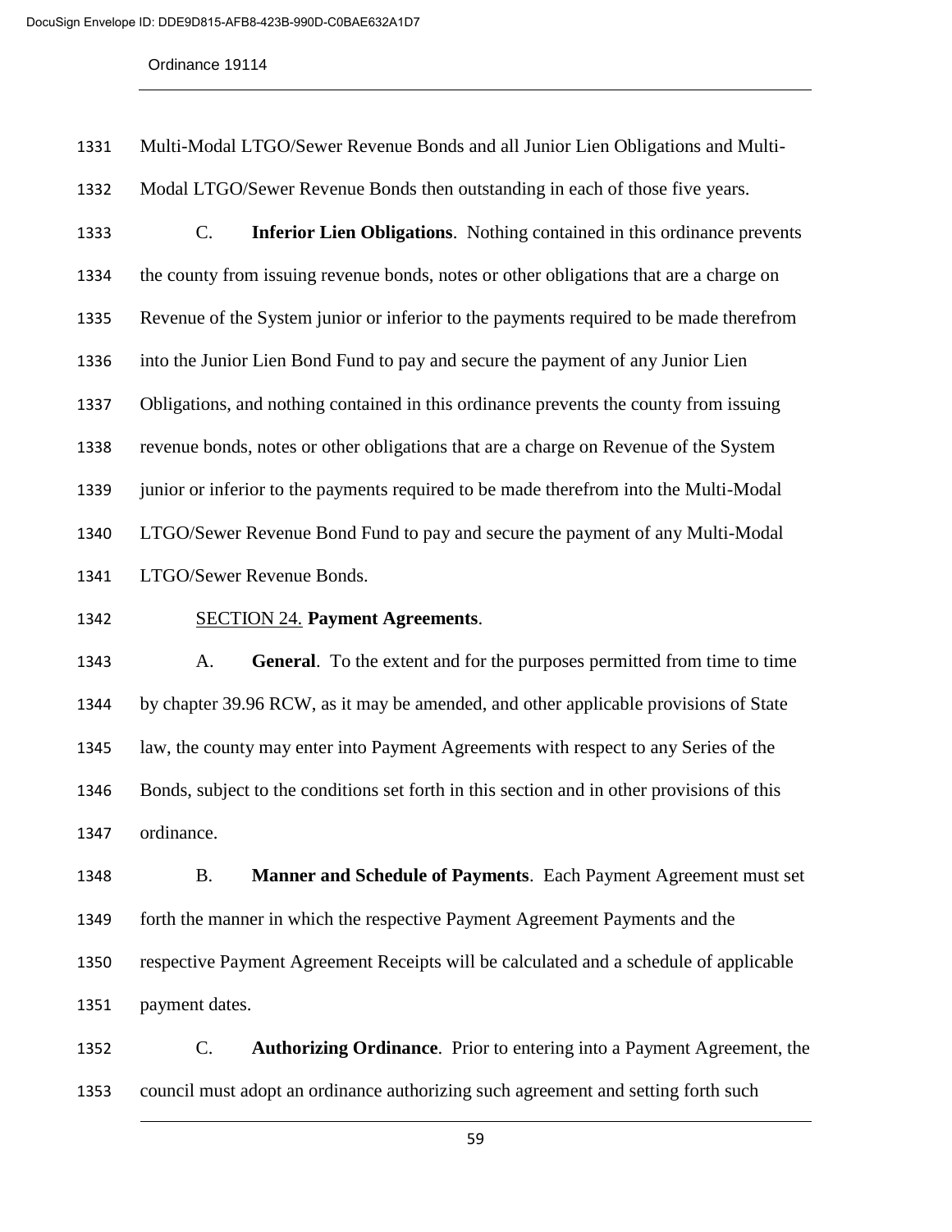Multi-Modal LTGO/Sewer Revenue Bonds and all Junior Lien Obligations and Multi-Modal LTGO/Sewer Revenue Bonds then outstanding in each of those five years.

C. **Inferior Lien Obligations**. Nothing contained in this ordinance prevents the county from issuing revenue bonds, notes or other obligations that are a charge on Revenue of the System junior or inferior to the payments required to be made therefrom into the Junior Lien Bond Fund to pay and secure the payment of any Junior Lien Obligations, and nothing contained in this ordinance prevents the county from issuing revenue bonds, notes or other obligations that are a charge on Revenue of the System junior or inferior to the payments required to be made therefrom into the Multi-Modal LTGO/Sewer Revenue Bond Fund to pay and secure the payment of any Multi-Modal LTGO/Sewer Revenue Bonds.

SECTION 24. **Payment Agreements**.

A. **General**. To the extent and for the purposes permitted from time to time by chapter 39.96 RCW, as it may be amended, and other applicable provisions of State law, the county may enter into Payment Agreements with respect to any Series of the Bonds, subject to the conditions set forth in this section and in other provisions of this ordinance.

B. **Manner and Schedule of Payments**. Each Payment Agreement must set forth the manner in which the respective Payment Agreement Payments and the respective Payment Agreement Receipts will be calculated and a schedule of applicable payment dates.

C. **Authorizing Ordinance**. Prior to entering into a Payment Agreement, the council must adopt an ordinance authorizing such agreement and setting forth such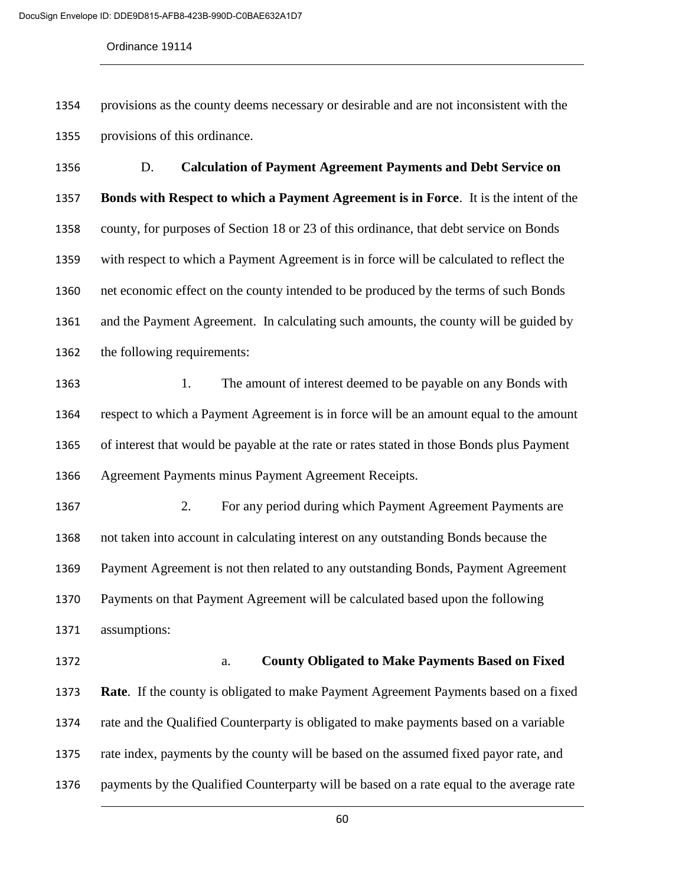provisions as the county deems necessary or desirable and are not inconsistent with the provisions of this ordinance.

D. **Calculation of Payment Agreement Payments and Debt Service on Bonds with Respect to which a Payment Agreement is in Force**. It is the intent of the county, for purposes of Section 18 or 23 of this ordinance, that debt service on Bonds with respect to which a Payment Agreement is in force will be calculated to reflect the net economic effect on the county intended to be produced by the terms of such Bonds and the Payment Agreement. In calculating such amounts, the county will be guided by the following requirements:

1. The amount of interest deemed to be payable on any Bonds with respect to which a Payment Agreement is in force will be an amount equal to the amount of interest that would be payable at the rate or rates stated in those Bonds plus Payment Agreement Payments minus Payment Agreement Receipts.

2. For any period during which Payment Agreement Payments are not taken into account in calculating interest on any outstanding Bonds because the Payment Agreement is not then related to any outstanding Bonds, Payment Agreement Payments on that Payment Agreement will be calculated based upon the following assumptions:

a. **County Obligated to Make Payments Based on Fixed Rate**. If the county is obligated to make Payment Agreement Payments based on a fixed rate and the Qualified Counterparty is obligated to make payments based on a variable rate index, payments by the county will be based on the assumed fixed payor rate, and payments by the Qualified Counterparty will be based on a rate equal to the average rate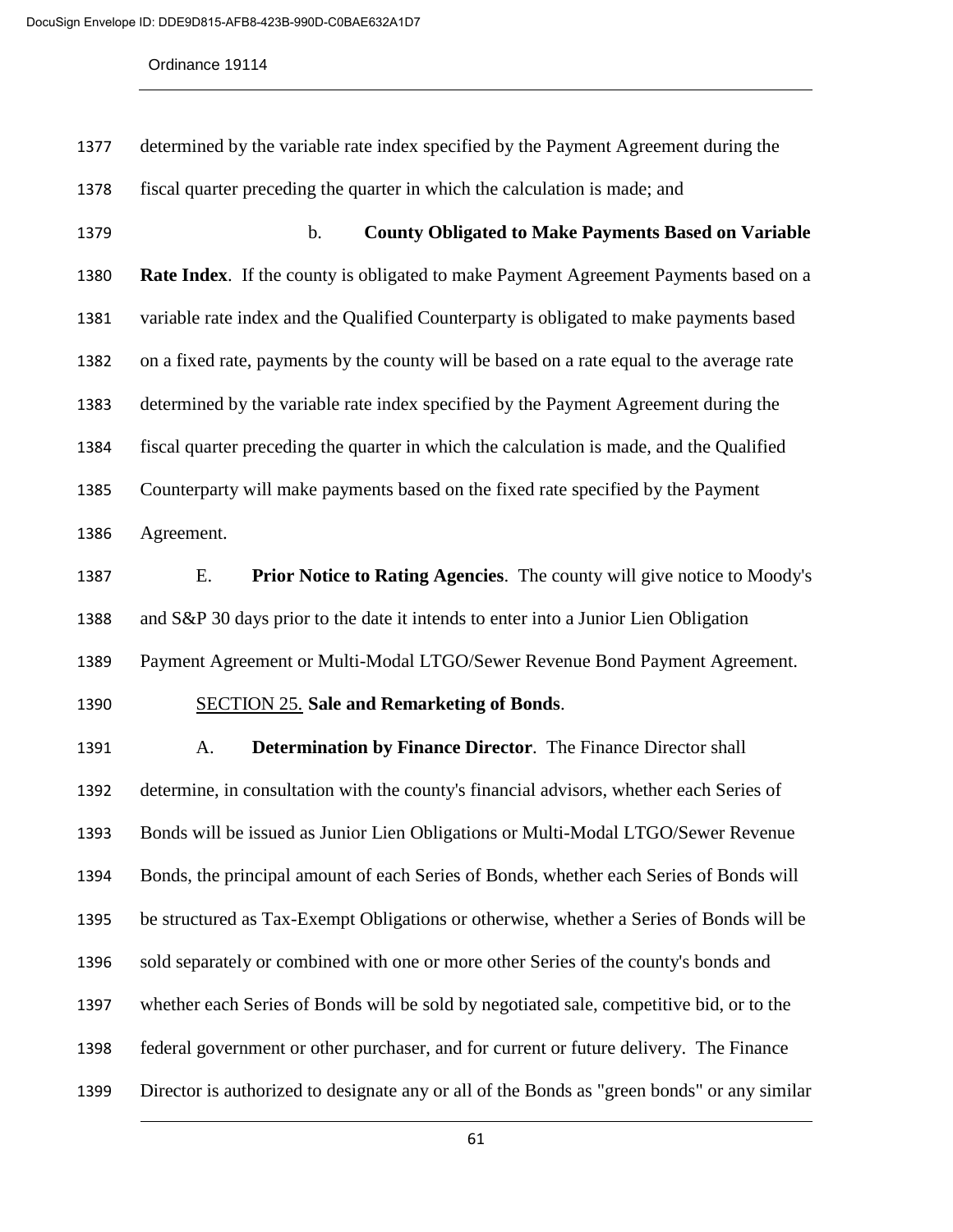determined by the variable rate index specified by the Payment Agreement during the fiscal quarter preceding the quarter in which the calculation is made; and

b. **County Obligated to Make Payments Based on Variable Rate Index**. If the county is obligated to make Payment Agreement Payments based on a variable rate index and the Qualified Counterparty is obligated to make payments based on a fixed rate, payments by the county will be based on a rate equal to the average rate determined by the variable rate index specified by the Payment Agreement during the fiscal quarter preceding the quarter in which the calculation is made, and the Qualified Counterparty will make payments based on the fixed rate specified by the Payment Agreement.

E. **Prior Notice to Rating Agencies**. The county will give notice to Moody's and S&P 30 days prior to the date it intends to enter into a Junior Lien Obligation Payment Agreement or Multi-Modal LTGO/Sewer Revenue Bond Payment Agreement.

SECTION 25. **Sale and Remarketing of Bonds**.

A. **Determination by Finance Director**. The Finance Director shall determine, in consultation with the county's financial advisors, whether each Series of Bonds will be issued as Junior Lien Obligations or Multi-Modal LTGO/Sewer Revenue Bonds, the principal amount of each Series of Bonds, whether each Series of Bonds will be structured as Tax-Exempt Obligations or otherwise, whether a Series of Bonds will be sold separately or combined with one or more other Series of the county's bonds and whether each Series of Bonds will be sold by negotiated sale, competitive bid, or to the federal government or other purchaser, and for current or future delivery. The Finance Director is authorized to designate any or all of the Bonds as "green bonds" or any similar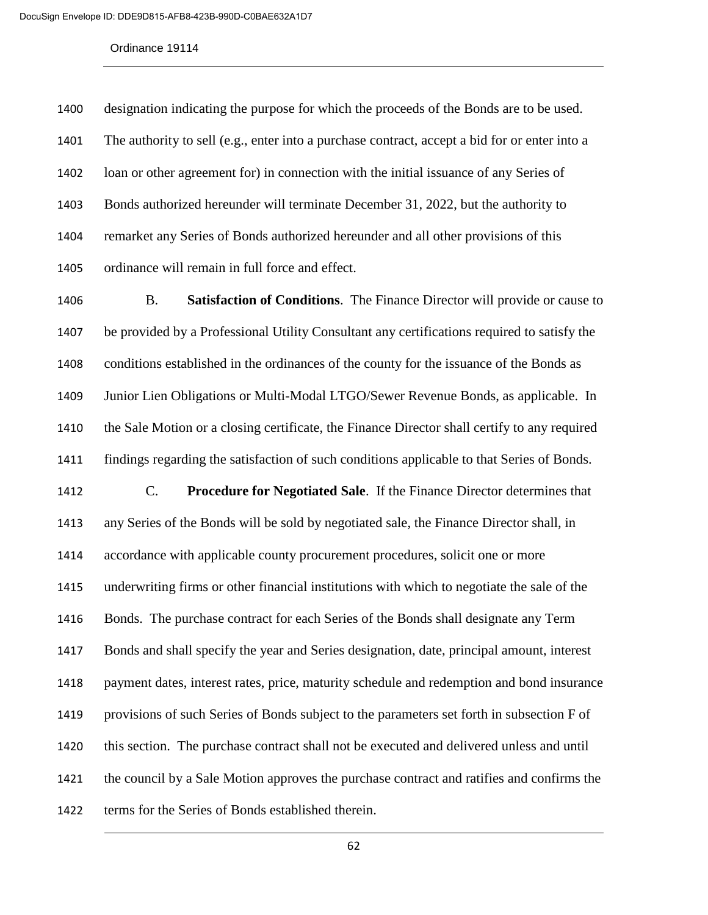designation indicating the purpose for which the proceeds of the Bonds are to be used. The authority to sell (e.g., enter into a purchase contract, accept a bid for or enter into a loan or other agreement for) in connection with the initial issuance of any Series of Bonds authorized hereunder will terminate December 31, 2022, but the authority to remarket any Series of Bonds authorized hereunder and all other provisions of this ordinance will remain in full force and effect.

B. **Satisfaction of Conditions**. The Finance Director will provide or cause to be provided by a Professional Utility Consultant any certifications required to satisfy the conditions established in the ordinances of the county for the issuance of the Bonds as Junior Lien Obligations or Multi-Modal LTGO/Sewer Revenue Bonds, as applicable. In the Sale Motion or a closing certificate, the Finance Director shall certify to any required findings regarding the satisfaction of such conditions applicable to that Series of Bonds.

C. **Procedure for Negotiated Sale**. If the Finance Director determines that any Series of the Bonds will be sold by negotiated sale, the Finance Director shall, in accordance with applicable county procurement procedures, solicit one or more underwriting firms or other financial institutions with which to negotiate the sale of the Bonds. The purchase contract for each Series of the Bonds shall designate any Term Bonds and shall specify the year and Series designation, date, principal amount, interest payment dates, interest rates, price, maturity schedule and redemption and bond insurance provisions of such Series of Bonds subject to the parameters set forth in subsection F of this section. The purchase contract shall not be executed and delivered unless and until the council by a Sale Motion approves the purchase contract and ratifies and confirms the terms for the Series of Bonds established therein.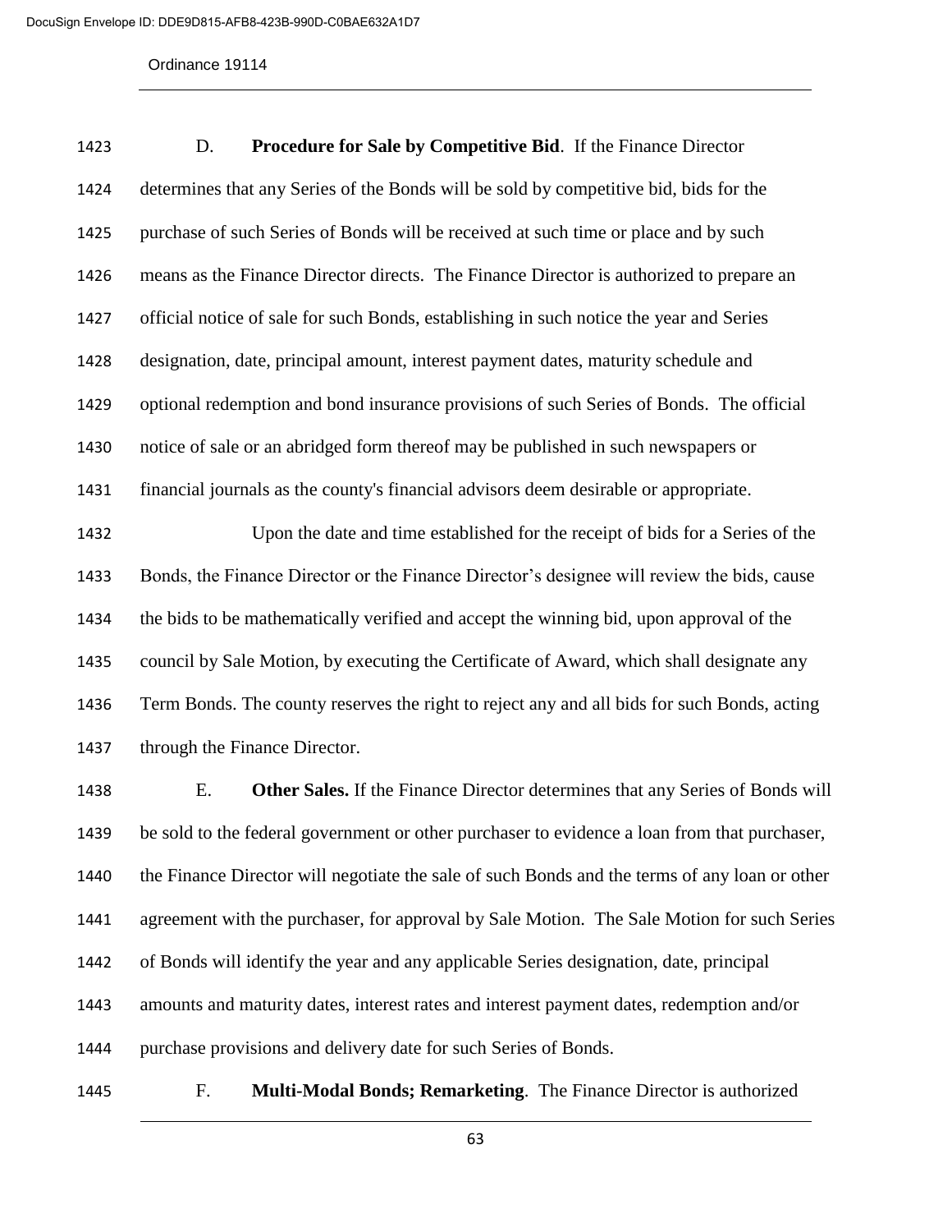D. **Procedure for Sale by Competitive Bid**. If the Finance Director determines that any Series of the Bonds will be sold by competitive bid, bids for the purchase of such Series of Bonds will be received at such time or place and by such means as the Finance Director directs. The Finance Director is authorized to prepare an official notice of sale for such Bonds, establishing in such notice the year and Series designation, date, principal amount, interest payment dates, maturity schedule and optional redemption and bond insurance provisions of such Series of Bonds. The official notice of sale or an abridged form thereof may be published in such newspapers or financial journals as the county's financial advisors deem desirable or appropriate.

Upon the date and time established for the receipt of bids for a Series of the Bonds, the Finance Director or the Finance Director's designee will review the bids, cause the bids to be mathematically verified and accept the winning bid, upon approval of the council by Sale Motion, by executing the Certificate of Award, which shall designate any Term Bonds. The county reserves the right to reject any and all bids for such Bonds, acting through the Finance Director.

E. **Other Sales.** If the Finance Director determines that any Series of Bonds will be sold to the federal government or other purchaser to evidence a loan from that purchaser, the Finance Director will negotiate the sale of such Bonds and the terms of any loan or other agreement with the purchaser, for approval by Sale Motion. The Sale Motion for such Series of Bonds will identify the year and any applicable Series designation, date, principal amounts and maturity dates, interest rates and interest payment dates, redemption and/or purchase provisions and delivery date for such Series of Bonds.

F. **Multi-Modal Bonds; Remarketing**. The Finance Director is authorized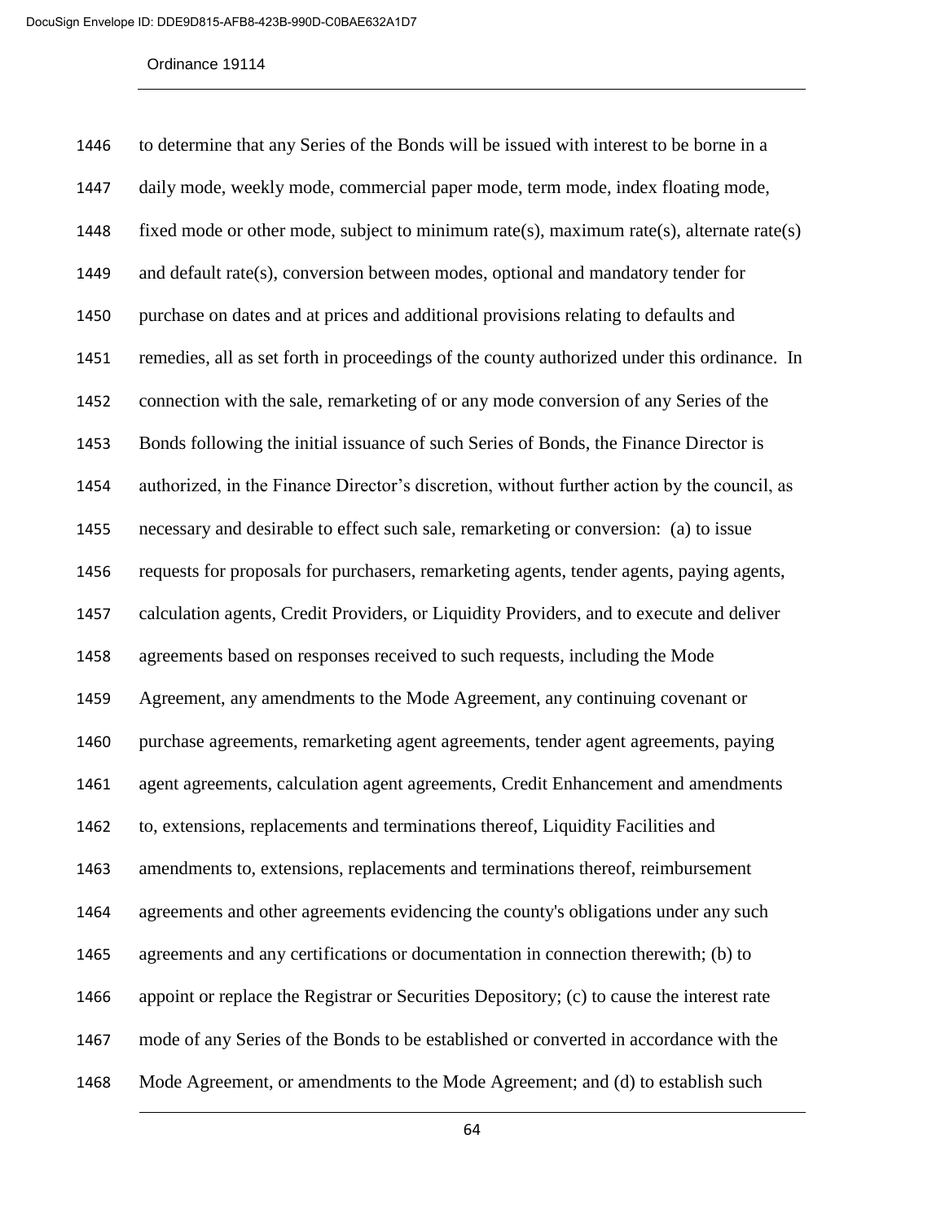to determine that any Series of the Bonds will be issued with interest to be borne in a daily mode, weekly mode, commercial paper mode, term mode, index floating mode, fixed mode or other mode, subject to minimum rate(s), maximum rate(s), alternate rate(s) and default rate(s), conversion between modes, optional and mandatory tender for purchase on dates and at prices and additional provisions relating to defaults and remedies, all as set forth in proceedings of the county authorized under this ordinance. In connection with the sale, remarketing of or any mode conversion of any Series of the Bonds following the initial issuance of such Series of Bonds, the Finance Director is authorized, in the Finance Director's discretion, without further action by the council, as necessary and desirable to effect such sale, remarketing or conversion: (a) to issue requests for proposals for purchasers, remarketing agents, tender agents, paying agents, calculation agents, Credit Providers, or Liquidity Providers, and to execute and deliver agreements based on responses received to such requests, including the Mode Agreement, any amendments to the Mode Agreement, any continuing covenant or purchase agreements, remarketing agent agreements, tender agent agreements, paying agent agreements, calculation agent agreements, Credit Enhancement and amendments to, extensions, replacements and terminations thereof, Liquidity Facilities and amendments to, extensions, replacements and terminations thereof, reimbursement agreements and other agreements evidencing the county's obligations under any such agreements and any certifications or documentation in connection therewith; (b) to appoint or replace the Registrar or Securities Depository; (c) to cause the interest rate mode of any Series of the Bonds to be established or converted in accordance with the Mode Agreement, or amendments to the Mode Agreement; and (d) to establish such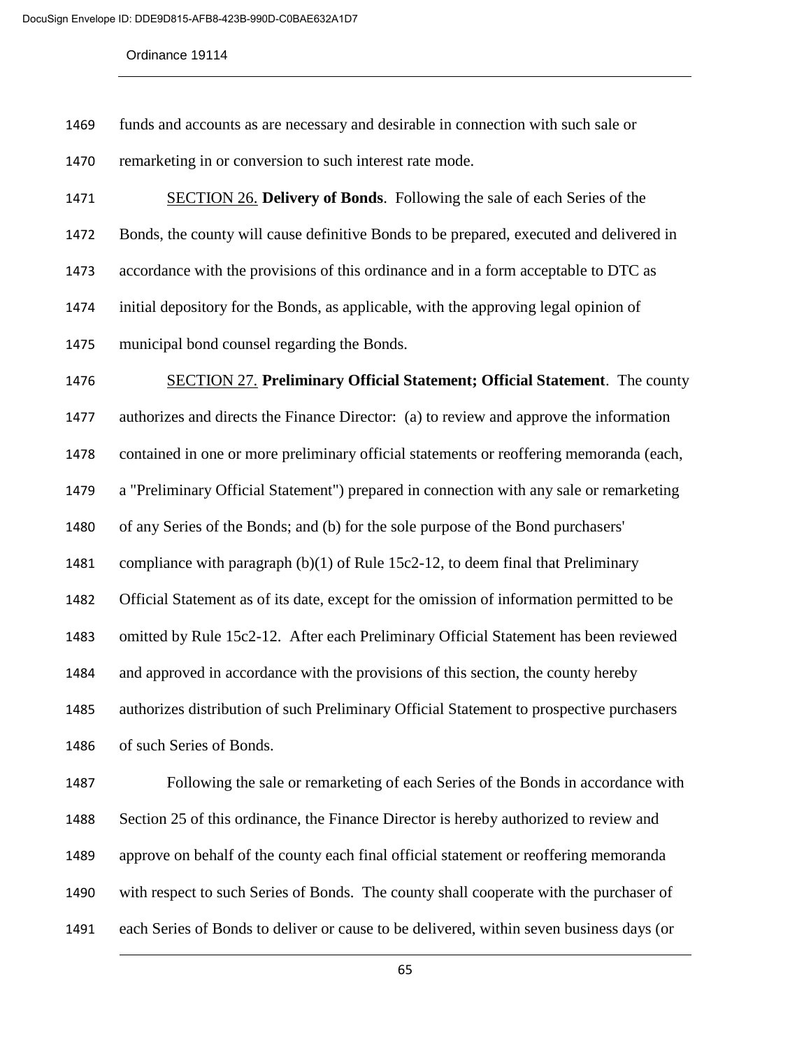funds and accounts as are necessary and desirable in connection with such sale or remarketing in or conversion to such interest rate mode.

SECTION 26. **Delivery of Bonds**. Following the sale of each Series of the Bonds, the county will cause definitive Bonds to be prepared, executed and delivered in accordance with the provisions of this ordinance and in a form acceptable to DTC as initial depository for the Bonds, as applicable, with the approving legal opinion of municipal bond counsel regarding the Bonds.

SECTION 27. **Preliminary Official Statement; Official Statement**. The county authorizes and directs the Finance Director: (a) to review and approve the information contained in one or more preliminary official statements or reoffering memoranda (each, a "Preliminary Official Statement") prepared in connection with any sale or remarketing of any Series of the Bonds; and (b) for the sole purpose of the Bond purchasers' compliance with paragraph (b)(1) of Rule 15c2-12, to deem final that Preliminary Official Statement as of its date, except for the omission of information permitted to be omitted by Rule 15c2-12. After each Preliminary Official Statement has been reviewed and approved in accordance with the provisions of this section, the county hereby authorizes distribution of such Preliminary Official Statement to prospective purchasers of such Series of Bonds.

Following the sale or remarketing of each Series of the Bonds in accordance with Section 25 of this ordinance, the Finance Director is hereby authorized to review and approve on behalf of the county each final official statement or reoffering memoranda with respect to such Series of Bonds. The county shall cooperate with the purchaser of each Series of Bonds to deliver or cause to be delivered, within seven business days (or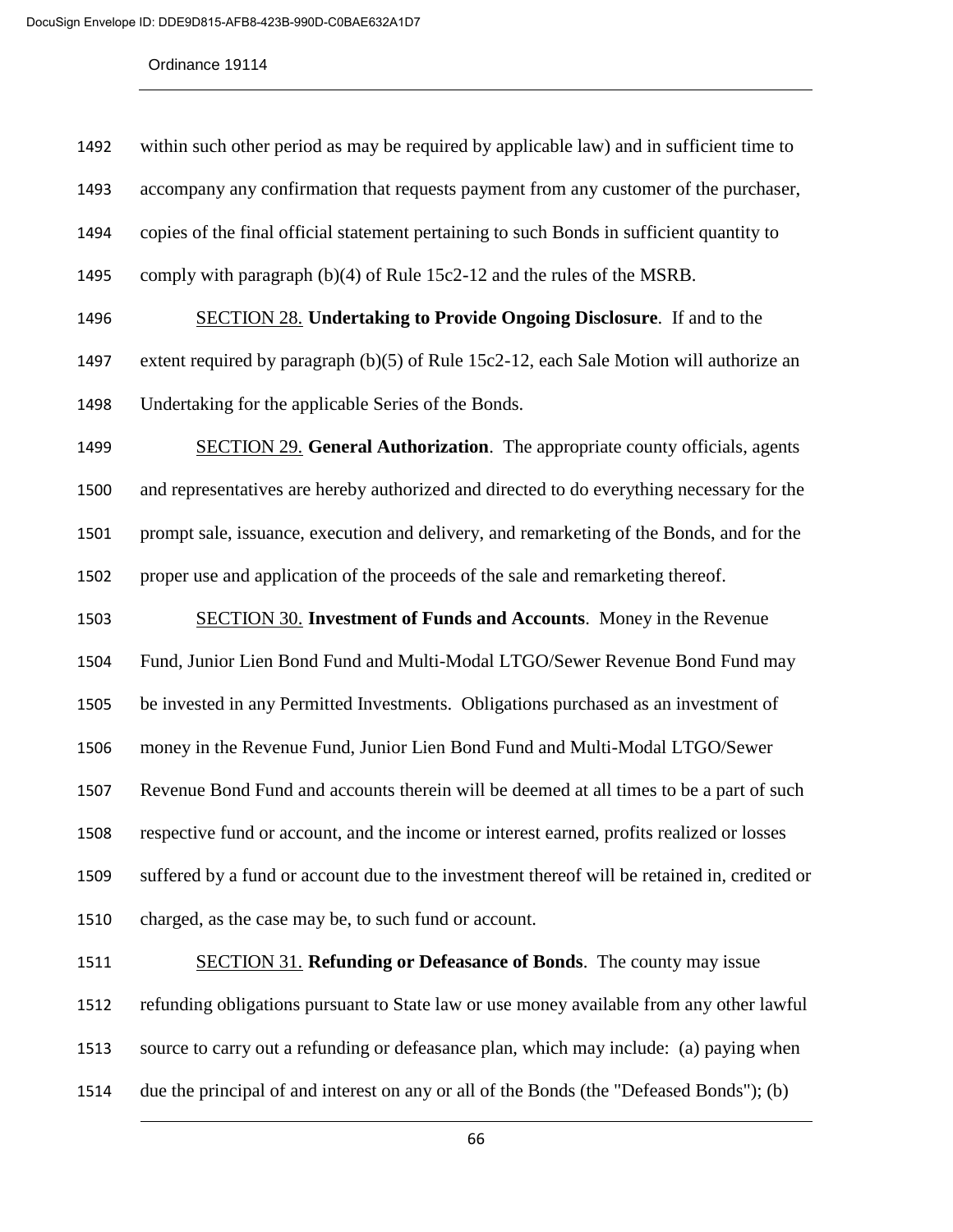within such other period as may be required by applicable law) and in sufficient time to accompany any confirmation that requests payment from any customer of the purchaser, copies of the final official statement pertaining to such Bonds in sufficient quantity to comply with paragraph (b)(4) of Rule 15c2-12 and the rules of the MSRB.

SECTION 28. **Undertaking to Provide Ongoing Disclosure**. If and to the extent required by paragraph (b)(5) of Rule 15c2-12, each Sale Motion will authorize an Undertaking for the applicable Series of the Bonds.

SECTION 29. **General Authorization**. The appropriate county officials, agents and representatives are hereby authorized and directed to do everything necessary for the prompt sale, issuance, execution and delivery, and remarketing of the Bonds, and for the proper use and application of the proceeds of the sale and remarketing thereof.

SECTION 30. **Investment of Funds and Accounts**. Money in the Revenue Fund, Junior Lien Bond Fund and Multi-Modal LTGO/Sewer Revenue Bond Fund may be invested in any Permitted Investments. Obligations purchased as an investment of money in the Revenue Fund, Junior Lien Bond Fund and Multi-Modal LTGO/Sewer Revenue Bond Fund and accounts therein will be deemed at all times to be a part of such respective fund or account, and the income or interest earned, profits realized or losses suffered by a fund or account due to the investment thereof will be retained in, credited or charged, as the case may be, to such fund or account.

SECTION 31. **Refunding or Defeasance of Bonds**. The county may issue refunding obligations pursuant to State law or use money available from any other lawful source to carry out a refunding or defeasance plan, which may include: (a) paying when due the principal of and interest on any or all of the Bonds (the "Defeased Bonds"); (b)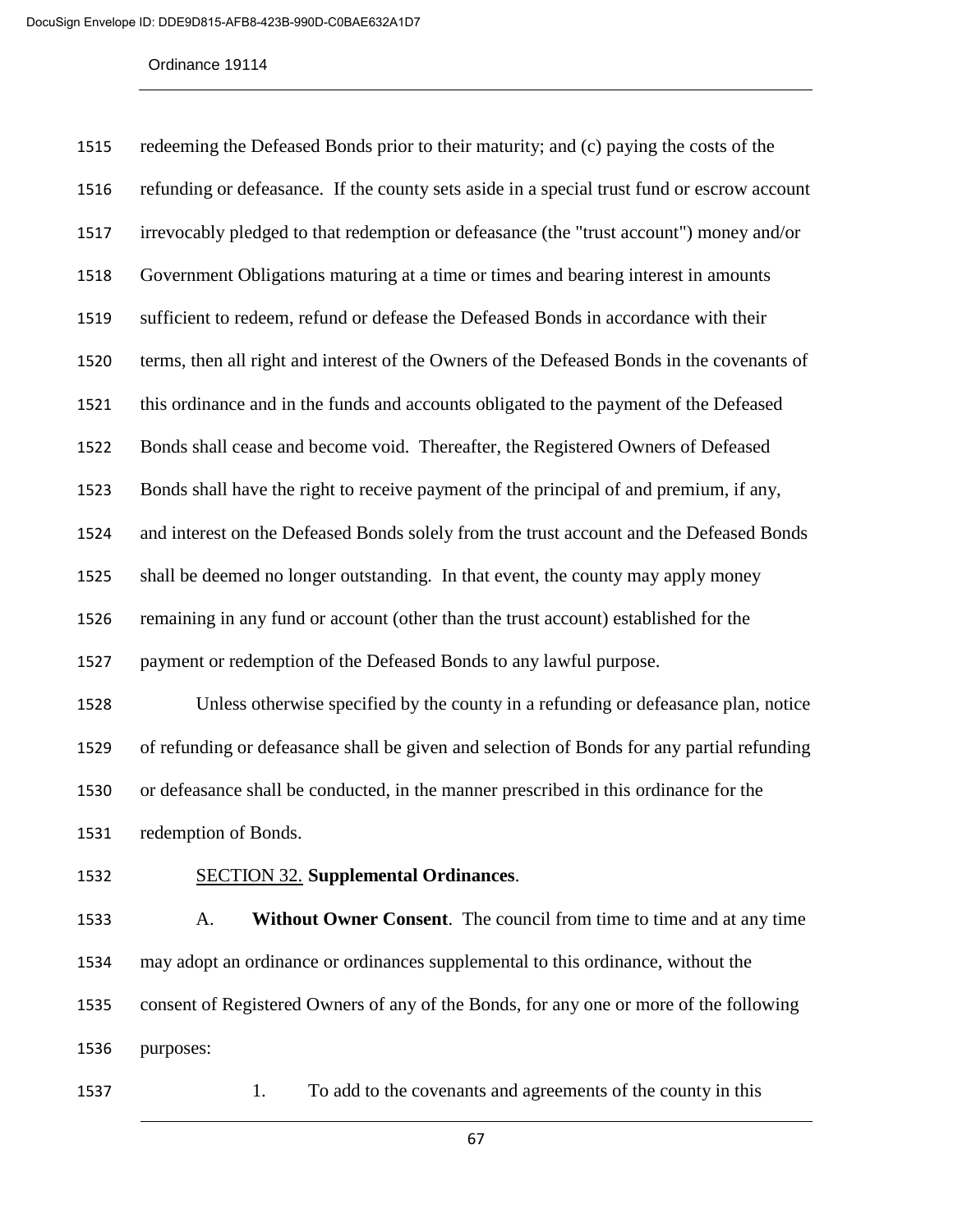redeeming the Defeased Bonds prior to their maturity; and (c) paying the costs of the refunding or defeasance. If the county sets aside in a special trust fund or escrow account irrevocably pledged to that redemption or defeasance (the "trust account") money and/or Government Obligations maturing at a time or times and bearing interest in amounts sufficient to redeem, refund or defease the Defeased Bonds in accordance with their terms, then all right and interest of the Owners of the Defeased Bonds in the covenants of this ordinance and in the funds and accounts obligated to the payment of the Defeased Bonds shall cease and become void. Thereafter, the Registered Owners of Defeased Bonds shall have the right to receive payment of the principal of and premium, if any, and interest on the Defeased Bonds solely from the trust account and the Defeased Bonds shall be deemed no longer outstanding. In that event, the county may apply money remaining in any fund or account (other than the trust account) established for the payment or redemption of the Defeased Bonds to any lawful purpose.

Unless otherwise specified by the county in a refunding or defeasance plan, notice of refunding or defeasance shall be given and selection of Bonds for any partial refunding or defeasance shall be conducted, in the manner prescribed in this ordinance for the redemption of Bonds.

SECTION 32. **Supplemental Ordinances**.

A. **Without Owner Consent**. The council from time to time and at any time may adopt an ordinance or ordinances supplemental to this ordinance, without the consent of Registered Owners of any of the Bonds, for any one or more of the following purposes:

1. To add to the covenants and agreements of the county in this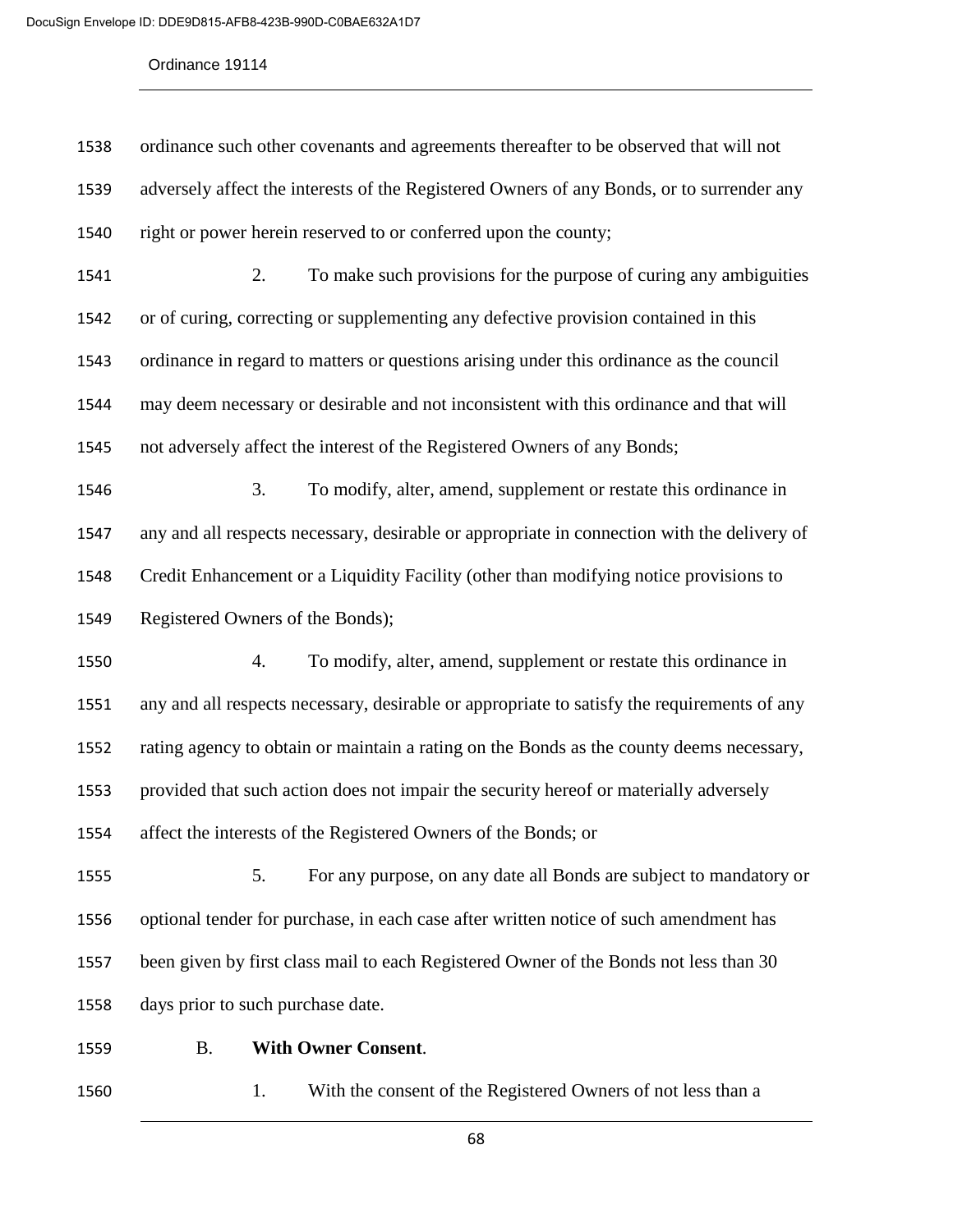ordinance such other covenants and agreements thereafter to be observed that will not adversely affect the interests of the Registered Owners of any Bonds, or to surrender any right or power herein reserved to or conferred upon the county;

2. To make such provisions for the purpose of curing any ambiguities or of curing, correcting or supplementing any defective provision contained in this ordinance in regard to matters or questions arising under this ordinance as the council may deem necessary or desirable and not inconsistent with this ordinance and that will not adversely affect the interest of the Registered Owners of any Bonds;

3. To modify, alter, amend, supplement or restate this ordinance in any and all respects necessary, desirable or appropriate in connection with the delivery of Credit Enhancement or a Liquidity Facility (other than modifying notice provisions to Registered Owners of the Bonds);

4. To modify, alter, amend, supplement or restate this ordinance in any and all respects necessary, desirable or appropriate to satisfy the requirements of any rating agency to obtain or maintain a rating on the Bonds as the county deems necessary, provided that such action does not impair the security hereof or materially adversely affect the interests of the Registered Owners of the Bonds; or

5. For any purpose, on any date all Bonds are subject to mandatory or optional tender for purchase, in each case after written notice of such amendment has been given by first class mail to each Registered Owner of the Bonds not less than 30 days prior to such purchase date.

B. **With Owner Consent**.

1. With the consent of the Registered Owners of not less than a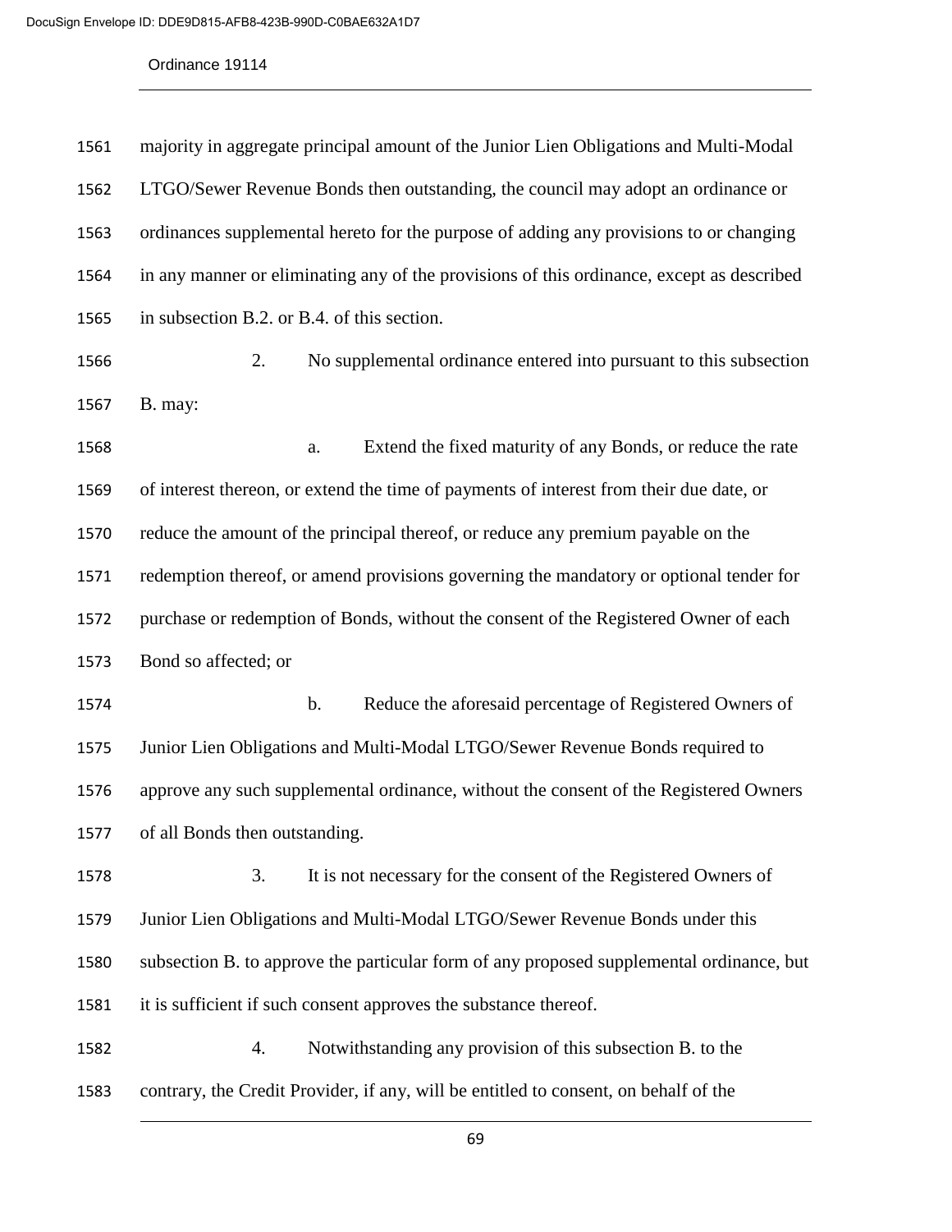majority in aggregate principal amount of the Junior Lien Obligations and Multi-Modal LTGO/Sewer Revenue Bonds then outstanding, the council may adopt an ordinance or ordinances supplemental hereto for the purpose of adding any provisions to or changing in any manner or eliminating any of the provisions of this ordinance, except as described in subsection B.2. or B.4. of this section.

2. No supplemental ordinance entered into pursuant to this subsection B. may:

a. Extend the fixed maturity of any Bonds, or reduce the rate of interest thereon, or extend the time of payments of interest from their due date, or reduce the amount of the principal thereof, or reduce any premium payable on the redemption thereof, or amend provisions governing the mandatory or optional tender for purchase or redemption of Bonds, without the consent of the Registered Owner of each Bond so affected; or

b. Reduce the aforesaid percentage of Registered Owners of Junior Lien Obligations and Multi-Modal LTGO/Sewer Revenue Bonds required to approve any such supplemental ordinance, without the consent of the Registered Owners of all Bonds then outstanding.

3. It is not necessary for the consent of the Registered Owners of Junior Lien Obligations and Multi-Modal LTGO/Sewer Revenue Bonds under this subsection B. to approve the particular form of any proposed supplemental ordinance, but it is sufficient if such consent approves the substance thereof.

4. Notwithstanding any provision of this subsection B. to the contrary, the Credit Provider, if any, will be entitled to consent, on behalf of the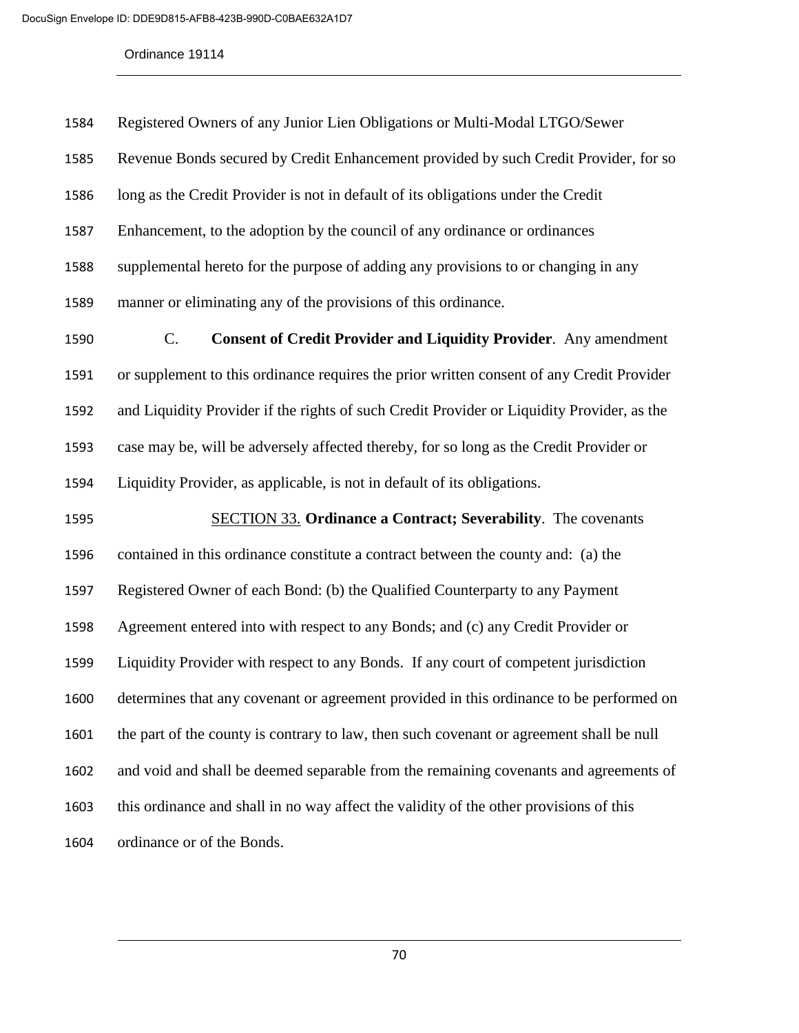Registered Owners of any Junior Lien Obligations or Multi-Modal LTGO/Sewer Revenue Bonds secured by Credit Enhancement provided by such Credit Provider, for so long as the Credit Provider is not in default of its obligations under the Credit Enhancement, to the adoption by the council of any ordinance or ordinances supplemental hereto for the purpose of adding any provisions to or changing in any manner or eliminating any of the provisions of this ordinance.

C. **Consent of Credit Provider and Liquidity Provider**. Any amendment or supplement to this ordinance requires the prior written consent of any Credit Provider and Liquidity Provider if the rights of such Credit Provider or Liquidity Provider, as the case may be, will be adversely affected thereby, for so long as the Credit Provider or Liquidity Provider, as applicable, is not in default of its obligations.

SECTION 33. **Ordinance a Contract; Severability**. The covenants contained in this ordinance constitute a contract between the county and: (a) the Registered Owner of each Bond: (b) the Qualified Counterparty to any Payment Agreement entered into with respect to any Bonds; and (c) any Credit Provider or Liquidity Provider with respect to any Bonds. If any court of competent jurisdiction determines that any covenant or agreement provided in this ordinance to be performed on the part of the county is contrary to law, then such covenant or agreement shall be null and void and shall be deemed separable from the remaining covenants and agreements of this ordinance and shall in no way affect the validity of the other provisions of this ordinance or of the Bonds.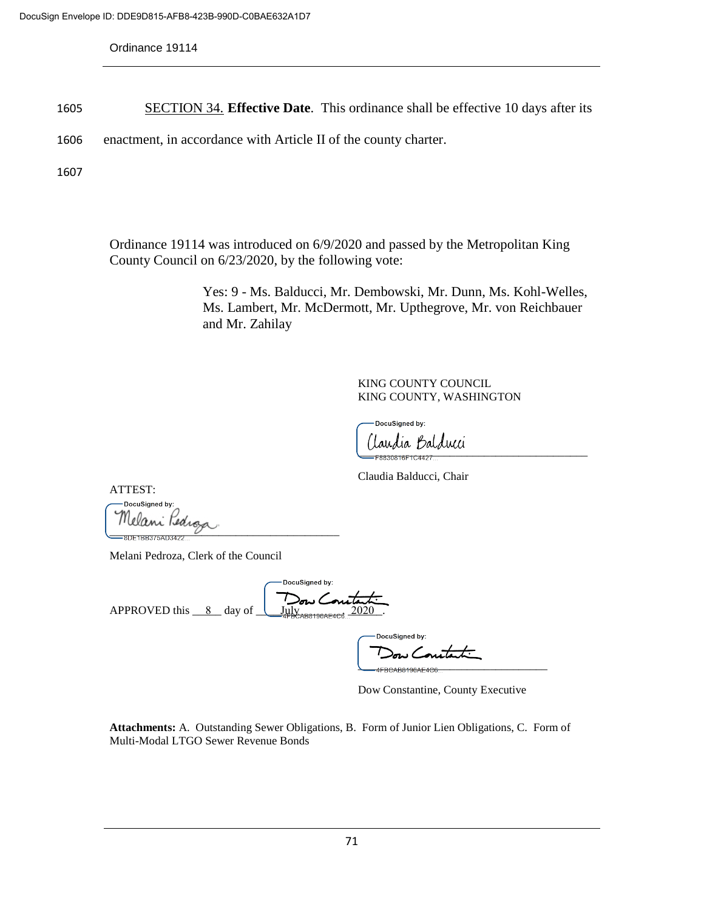1605 SECTION 34. **Effective Date**. This ordinance shall be effective 10 days after its

1606 enactment, in accordance with Article II of the county charter.

1607

Ordinance 19114 was introduced on 6/9/2020 and passed by the Metropolitan King County Council on 6/23/2020, by the following vote:

Yes: 9 - Ms. Balducci, Mr. Dembowski, Mr. Dunn, Ms. Kohl-Welles, Ms. Lambert, Mr. McDermott, Mr. Upthegrove, Mr. von Reichbauer and Mr. Zahilay

KING COUNTY COUNCIL
KING COUNTY, WASHINGTON

DocuSigned by:
Claudia Balducci
F8830816F1C4427...

Claudia Balducci, Chair

ATTEST:

DocuSigned by:
Melani Pedroza
8DE1BB375AD3422...

Melani Pedroza, Clerk of the Council

APPROVED this 8 day of July 2020.

DocuSigned by:
Dow Constantine
4FBCAB8196AE4C6...

DocuSigned by:
Dow Constantine
4FBCAB8196AE4C6...

Dow Constantine, County Executive

**Attachments:** A. Outstanding Sewer Obligations, B. Form of Junior Lien Obligations, C. Form of Multi-Modal LTGO Sewer Revenue Bonds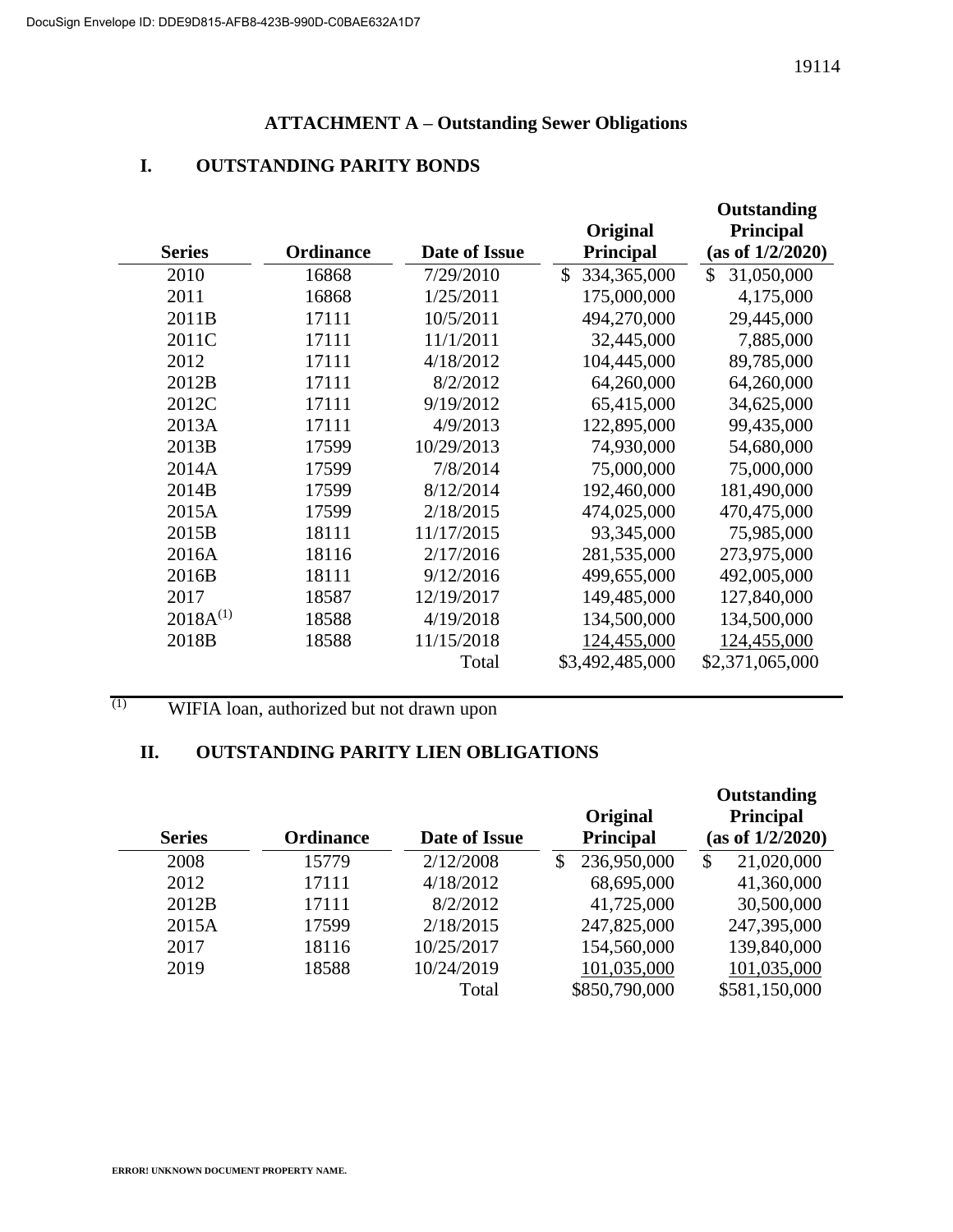## ATTACHMENT A – Outstanding Sewer Obligations

### I. OUTSTANDING PARITY BONDS

| Series | Ordinance | Date of Issue | Original Principal | Outstanding Principal (as of 1/2/2020) |
|---|---|---|---|---|
| 2010 | 16868 | 7/29/2010 | $ 334,365,000 | $ 31,050,000 |
| 2011 | 16868 | 1/25/2011 | 175,000,000 | 4,175,000 |
| 2011B | 17111 | 10/5/2011 | 494,270,000 | 29,445,000 |
| 2011C | 17111 | 11/1/2011 | 32,445,000 | 7,885,000 |
| 2012 | 17111 | 4/18/2012 | 104,445,000 | 89,785,000 |
| 2012B | 17111 | 8/2/2012 | 64,260,000 | 64,260,000 |
| 2012C | 17111 | 9/19/2012 | 65,415,000 | 34,625,000 |
| 2013A | 17111 | 4/9/2013 | 122,895,000 | 99,435,000 |
| 2013B | 17599 | 10/29/2013 | 74,930,000 | 54,680,000 |
| 2014A | 17599 | 7/8/2014 | 75,000,000 | 75,000,000 |
| 2014B | 17599 | 8/12/2014 | 192,460,000 | 181,490,000 |
| 2015A | 17599 | 2/18/2015 | 474,025,000 | 470,475,000 |
| 2015B | 18111 | 11/17/2015 | 93,345,000 | 75,985,000 |
| 2016A | 18116 | 2/17/2016 | 281,535,000 | 273,975,000 |
| 2016B | 18111 | 9/12/2016 | 499,655,000 | 492,005,000 |
| 2017 | 18587 | 12/19/2017 | 149,485,000 | 127,840,000 |
| 2018A[(1)] | 18588 | 4/19/2018 | 134,500,000 | 134,500,000 |
| 2018B | 18588 | 11/15/2018 | 124,455,000 | 124,455,000 |
| | | Total | $3,492,485,000 | $2,371,065,000 |

(1) WIFIA loan, authorized but not drawn upon

### II. OUTSTANDING PARITY LIEN OBLIGATIONS

| Series | Ordinance | Date of Issue | Original Principal | Outstanding Principal (as of 1/2/2020) |
|---|---|---|---|---|
| 2008 | 15779 | 2/12/2008 | $ 236,950,000 | $ 21,020,000 |
| 2012 | 17111 | 4/18/2012 | 68,695,000 | 41,360,000 |
| 2012B | 17111 | 8/2/2012 | 41,725,000 | 30,500,000 |
| 2015A | 17599 | 2/18/2015 | 247,825,000 | 247,395,000 |
| 2017 | 18116 | 10/25/2017 | 154,560,000 | 139,840,000 |
| 2019 | 18588 | 10/24/2019 | 101,035,000 | 101,035,000 |
| | | Total | $850,790,000 | $581,150,000 |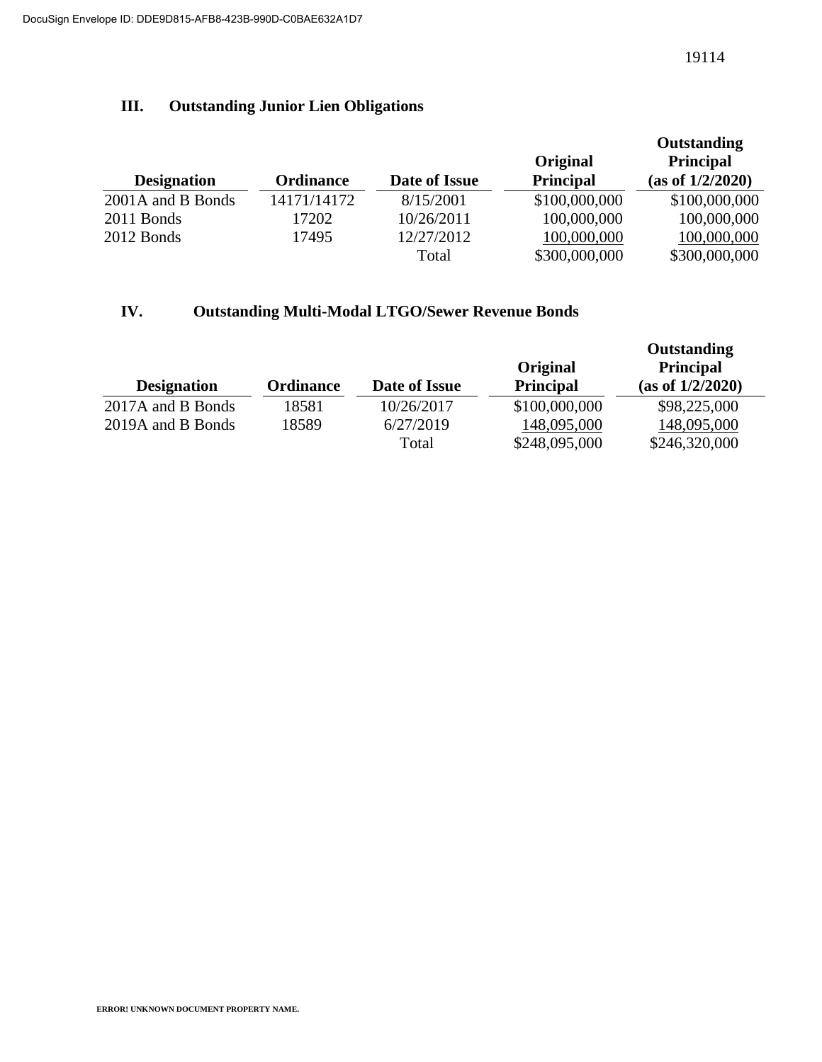## III. Outstanding Junior Lien Obligations

| Designation | Ordinance | Date of Issue | Original Principal | Outstanding Principal (as of 1/2/2020) |
|---|---|---|---|---|
| 2001A and B Bonds | 14171/14172 | 8/15/2001 | $100,000,000 | $100,000,000 |
| 2011 Bonds | 17202 | 10/26/2011 | 100,000,000 | 100,000,000 |
| 2012 Bonds | 17495 | 12/27/2012 | 100,000,000 | 100,000,000 |
| | | Total | $300,000,000 | $300,000,000 |

## IV. Outstanding Multi-Modal LTGO/Sewer Revenue Bonds

| Designation | Ordinance | Date of Issue | Original Principal | Outstanding Principal (as of 1/2/2020) |
|---|---|---|---|---|
| 2017A and B Bonds | 18581 | 10/26/2017 | $100,000,000 | $98,225,000 |
| 2019A and B Bonds | 18589 | 6/27/2019 | 148,095,000 | 148,095,000 |
| | | Total | $248,095,000 | $246,320,000 |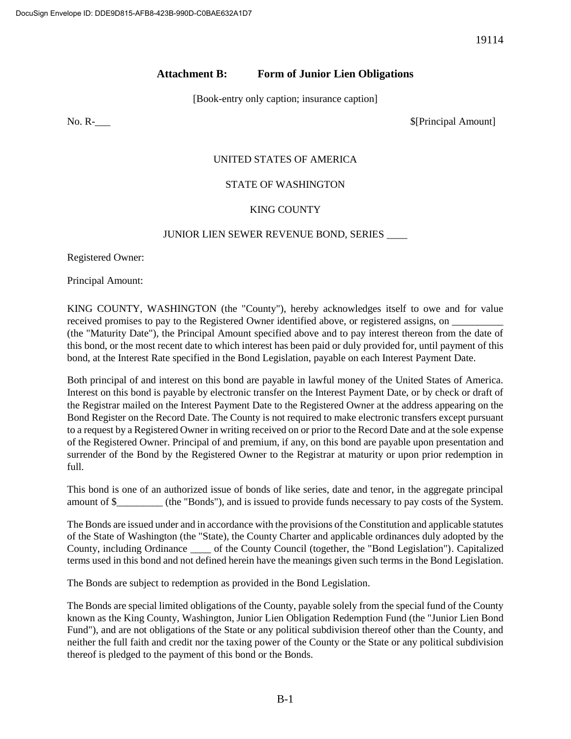## Attachment B: Form of Junior Lien Obligations

[Book-entry only caption; insurance caption]

No. R-___ $[Principal Amount]

UNITED STATES OF AMERICA

STATE OF WASHINGTON

KING COUNTY

JUNIOR LIEN SEWER REVENUE BOND, SERIES ____

Registered Owner:

Principal Amount:

KING COUNTY, WASHINGTON (the "County"), hereby acknowledges itself to owe and for value received promises to pay to the Registered Owner identified above, or registered assigns, on __________ (the "Maturity Date"), the Principal Amount specified above and to pay interest thereon from the date of this bond, or the most recent date to which interest has been paid or duly provided for, until payment of this bond, at the Interest Rate specified in the Bond Legislation, payable on each Interest Payment Date.

Both principal of and interest on this bond are payable in lawful money of the United States of America. Interest on this bond is payable by electronic transfer on the Interest Payment Date, or by check or draft of the Registrar mailed on the Interest Payment Date to the Registered Owner at the address appearing on the Bond Register on the Record Date. The County is not required to make electronic transfers except pursuant to a request by a Registered Owner in writing received on or prior to the Record Date and at the sole expense of the Registered Owner. Principal of and premium, if any, on this bond are payable upon presentation and surrender of the Bond by the Registered Owner to the Registrar at maturity or upon prior redemption in full.

This bond is one of an authorized issue of bonds of like series, date and tenor, in the aggregate principal amount of $_________ (the "Bonds"), and is issued to provide funds necessary to pay costs of the System.

The Bonds are issued under and in accordance with the provisions of the Constitution and applicable statutes of the State of Washington (the "State), the County Charter and applicable ordinances duly adopted by the County, including Ordinance ____ of the County Council (together, the "Bond Legislation"). Capitalized terms used in this bond and not defined herein have the meanings given such terms in the Bond Legislation.

The Bonds are subject to redemption as provided in the Bond Legislation.

The Bonds are special limited obligations of the County, payable solely from the special fund of the County known as the King County, Washington, Junior Lien Obligation Redemption Fund (the "Junior Lien Bond Fund"), and are not obligations of the State or any political subdivision thereof other than the County, and neither the full faith and credit nor the taxing power of the County or the State or any political subdivision thereof is pledged to the payment of this bond or the Bonds.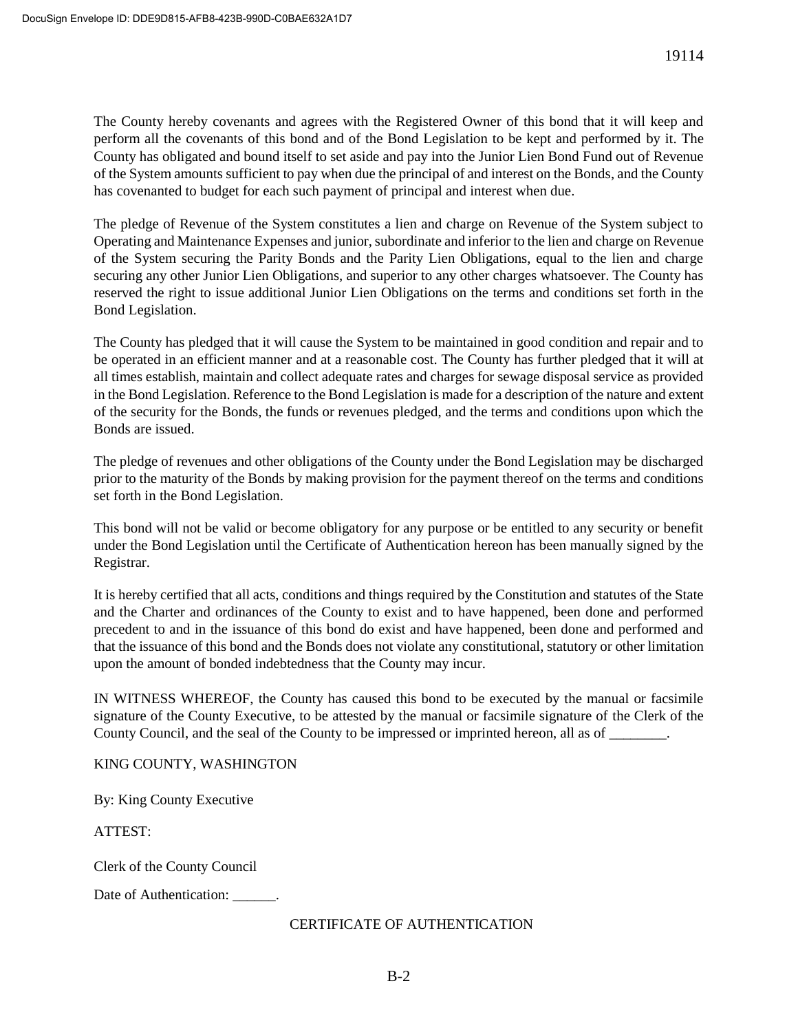The County hereby covenants and agrees with the Registered Owner of this bond that it will keep and perform all the covenants of this bond and of the Bond Legislation to be kept and performed by it. The County has obligated and bound itself to set aside and pay into the Junior Lien Bond Fund out of Revenue of the System amounts sufficient to pay when due the principal of and interest on the Bonds, and the County has covenanted to budget for each such payment of principal and interest when due.

The pledge of Revenue of the System constitutes a lien and charge on Revenue of the System subject to Operating and Maintenance Expenses and junior, subordinate and inferior to the lien and charge on Revenue of the System securing the Parity Bonds and the Parity Lien Obligations, equal to the lien and charge securing any other Junior Lien Obligations, and superior to any other charges whatsoever. The County has reserved the right to issue additional Junior Lien Obligations on the terms and conditions set forth in the Bond Legislation.

The County has pledged that it will cause the System to be maintained in good condition and repair and to be operated in an efficient manner and at a reasonable cost. The County has further pledged that it will at all times establish, maintain and collect adequate rates and charges for sewage disposal service as provided in the Bond Legislation. Reference to the Bond Legislation is made for a description of the nature and extent of the security for the Bonds, the funds or revenues pledged, and the terms and conditions upon which the Bonds are issued.

The pledge of revenues and other obligations of the County under the Bond Legislation may be discharged prior to the maturity of the Bonds by making provision for the payment thereof on the terms and conditions set forth in the Bond Legislation.

This bond will not be valid or become obligatory for any purpose or be entitled to any security or benefit under the Bond Legislation until the Certificate of Authentication hereon has been manually signed by the Registrar.

It is hereby certified that all acts, conditions and things required by the Constitution and statutes of the State and the Charter and ordinances of the County to exist and to have happened, been done and performed precedent to and in the issuance of this bond do exist and have happened, been done and performed and that the issuance of this bond and the Bonds does not violate any constitutional, statutory or other limitation upon the amount of bonded indebtedness that the County may incur.

IN WITNESS WHEREOF, the County has caused this bond to be executed by the manual or facsimile signature of the County Executive, to be attested by the manual or facsimile signature of the Clerk of the County Council, and the seal of the County to be impressed or imprinted hereon, all as of ________.

KING COUNTY, WASHINGTON

By: King County Executive

ATTEST:

Clerk of the County Council

Date of Authentication: ______.

CERTIFICATE OF AUTHENTICATION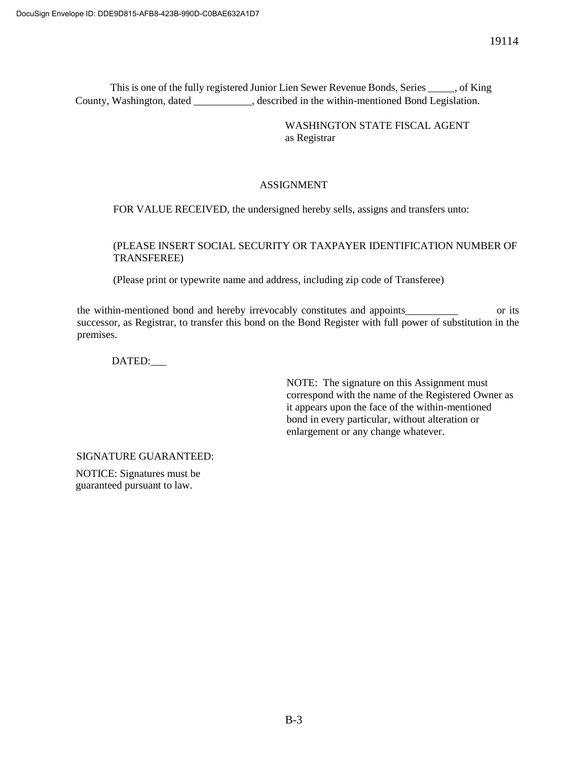This is one of the fully registered Junior Lien Sewer Revenue Bonds, Series _____, of King County, Washington, dated ___________, described in the within-mentioned Bond Legislation.

WASHINGTON STATE FISCAL AGENT
as Registrar

## ASSIGNMENT

FOR VALUE RECEIVED, the undersigned hereby sells, assigns and transfers unto:

(PLEASE INSERT SOCIAL SECURITY OR TAXPAYER IDENTIFICATION NUMBER OF TRANSFEREE)

(Please print or typewrite name and address, including zip code of Transferee)

the within-mentioned bond and hereby irrevocably constitutes and appoints__________ or its successor, as Registrar, to transfer this bond on the Bond Register with full power of substitution in the premises.

DATED:___

NOTE: The signature on this Assignment must correspond with the name of the Registered Owner as it appears upon the face of the within-mentioned bond in every particular, without alteration or enlargement or any change whatever.

SIGNATURE GUARANTEED:

NOTICE: Signatures must be guaranteed pursuant to law.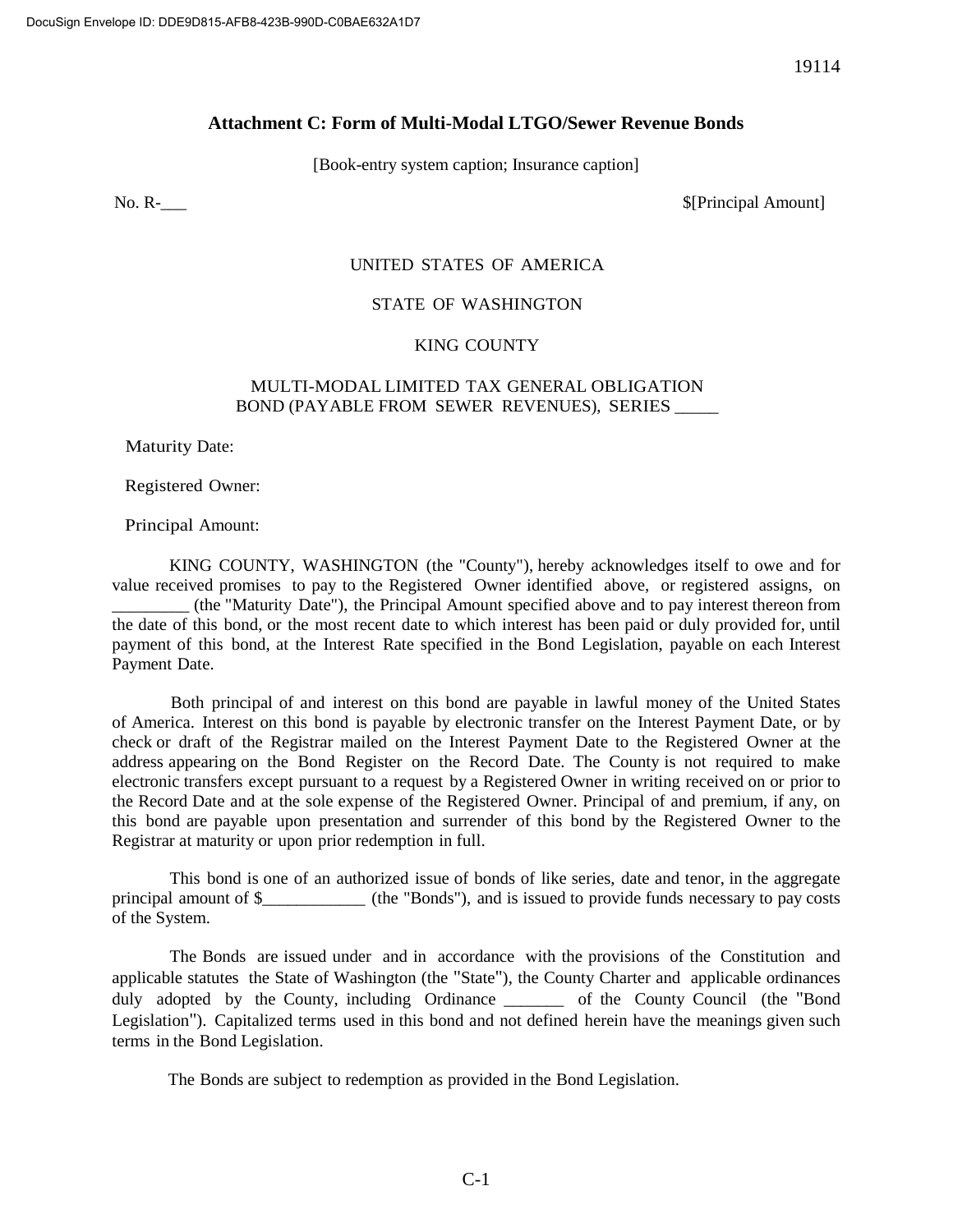19114

## Attachment C: Form of Multi-Modal LTGO/Sewer Revenue Bonds

[Book-entry system caption; Insurance caption]

No. R-___ $[Principal Amount]

UNITED STATES OF AMERICA

STATE OF WASHINGTON

KING COUNTY

MULTI-MODAL LIMITED TAX GENERAL OBLIGATION BOND (PAYABLE FROM SEWER REVENUES), SERIES _____

Maturity Date:

Registered Owner:

Principal Amount:

KING COUNTY, WASHINGTON (the "County"), hereby acknowledges itself to owe and for value received promises to pay to the Registered Owner identified above, or registered assigns, on _________ (the "Maturity Date"), the Principal Amount specified above and to pay interest thereon from the date of this bond, or the most recent date to which interest has been paid or duly provided for, until payment of this bond, at the Interest Rate specified in the Bond Legislation, payable on each Interest Payment Date.

Both principal of and interest on this bond are payable in lawful money of the United States of America. Interest on this bond is payable by electronic transfer on the Interest Payment Date, or by check or draft of the Registrar mailed on the Interest Payment Date to the Registered Owner at the address appearing on the Bond Register on the Record Date. The County is not required to make electronic transfers except pursuant to a request by a Registered Owner in writing received on or prior to the Record Date and at the sole expense of the Registered Owner. Principal of and premium, if any, on this bond are payable upon presentation and surrender of this bond by the Registered Owner to the Registrar at maturity or upon prior redemption in full.

This bond is one of an authorized issue of bonds of like series, date and tenor, in the aggregate principal amount of $____________ (the "Bonds"), and is issued to provide funds necessary to pay costs of the System.

The Bonds are issued under and in accordance with the provisions of the Constitution and applicable statutes the State of Washington (the "State"), the County Charter and applicable ordinances duly adopted by the County, including Ordinance _______ of the County Council (the "Bond Legislation"). Capitalized terms used in this bond and not defined herein have the meanings given such terms in the Bond Legislation.

The Bonds are subject to redemption as provided in the Bond Legislation.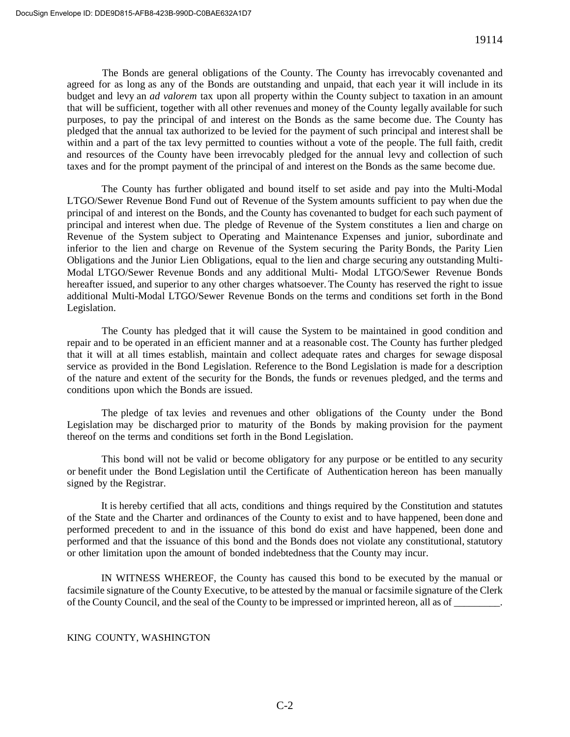The Bonds are general obligations of the County. The County has irrevocably covenanted and agreed for as long as any of the Bonds are outstanding and unpaid, that each year it will include in its budget and levy an *ad valorem* tax upon all property within the County subject to taxation in an amount that will be sufficient, together with all other revenues and money of the County legally available for such purposes, to pay the principal of and interest on the Bonds as the same become due. The County has pledged that the annual tax authorized to be levied for the payment of such principal and interest shall be within and a part of the tax levy permitted to counties without a vote of the people. The full faith, credit and resources of the County have been irrevocably pledged for the annual levy and collection of such taxes and for the prompt payment of the principal of and interest on the Bonds as the same become due.

The County has further obligated and bound itself to set aside and pay into the Multi-Modal LTGO/Sewer Revenue Bond Fund out of Revenue of the System amounts sufficient to pay when due the principal of and interest on the Bonds, and the County has covenanted to budget for each such payment of principal and interest when due. The pledge of Revenue of the System constitutes a lien and charge on Revenue of the System subject to Operating and Maintenance Expenses and junior, subordinate and inferior to the lien and charge on Revenue of the System securing the Parity Bonds, the Parity Lien Obligations and the Junior Lien Obligations, equal to the lien and charge securing any outstanding Multi-Modal LTGO/Sewer Revenue Bonds and any additional Multi- Modal LTGO/Sewer Revenue Bonds hereafter issued, and superior to any other charges whatsoever. The County has reserved the right to issue additional Multi-Modal LTGO/Sewer Revenue Bonds on the terms and conditions set forth in the Bond Legislation.

The County has pledged that it will cause the System to be maintained in good condition and repair and to be operated in an efficient manner and at a reasonable cost. The County has further pledged that it will at all times establish, maintain and collect adequate rates and charges for sewage disposal service as provided in the Bond Legislation. Reference to the Bond Legislation is made for a description of the nature and extent of the security for the Bonds, the funds or revenues pledged, and the terms and conditions upon which the Bonds are issued.

The pledge of tax levies and revenues and other obligations of the County under the Bond Legislation may be discharged prior to maturity of the Bonds by making provision for the payment thereof on the terms and conditions set forth in the Bond Legislation.

This bond will not be valid or become obligatory for any purpose or be entitled to any security or benefit under the Bond Legislation until the Certificate of Authentication hereon has been manually signed by the Registrar.

It is hereby certified that all acts, conditions and things required by the Constitution and statutes of the State and the Charter and ordinances of the County to exist and to have happened, been done and performed precedent to and in the issuance of this bond do exist and have happened, been done and performed and that the issuance of this bond and the Bonds does not violate any constitutional, statutory or other limitation upon the amount of bonded indebtedness that the County may incur.

IN WITNESS WHEREOF, the County has caused this bond to be executed by the manual or facsimile signature of the County Executive, to be attested by the manual or facsimile signature of the Clerk of the County Council, and the seal of the County to be impressed or imprinted hereon, all as of _________.

KING COUNTY, WASHINGTON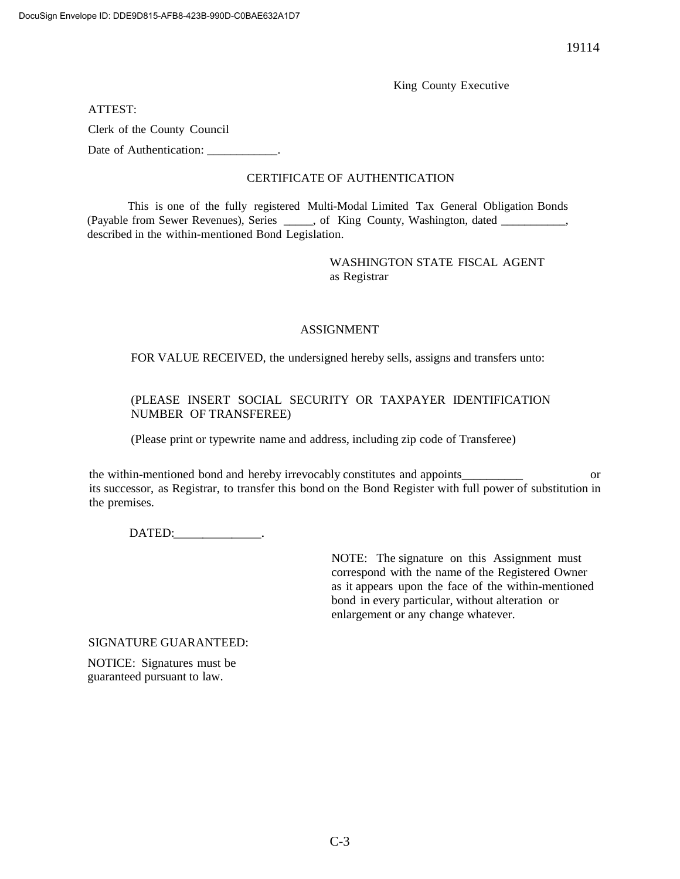King County Executive

ATTEST:

Clerk of the County Council

Date of Authentication: ___________.

CERTIFICATE OF AUTHENTICATION

This is one of the fully registered Multi-Modal Limited Tax General Obligation Bonds (Payable from Sewer Revenues), Series _____, of King County, Washington, dated ___________, described in the within-mentioned Bond Legislation.

WASHINGTON STATE FISCAL AGENT
as Registrar

ASSIGNMENT

FOR VALUE RECEIVED, the undersigned hereby sells, assigns and transfers unto:

(PLEASE INSERT SOCIAL SECURITY OR TAXPAYER IDENTIFICATION NUMBER OF TRANSFEREE)

(Please print or typewrite name and address, including zip code of Transferee)

the within-mentioned bond and hereby irrevocably constitutes and appoints__________ or its successor, as Registrar, to transfer this bond on the Bond Register with full power of substitution in the premises.

DATED:______________.

NOTE: The signature on this Assignment must correspond with the name of the Registered Owner as it appears upon the face of the within-mentioned bond in every particular, without alteration or enlargement or any change whatever.

SIGNATURE GUARANTEED:

NOTICE: Signatures must be guaranteed pursuant to law.